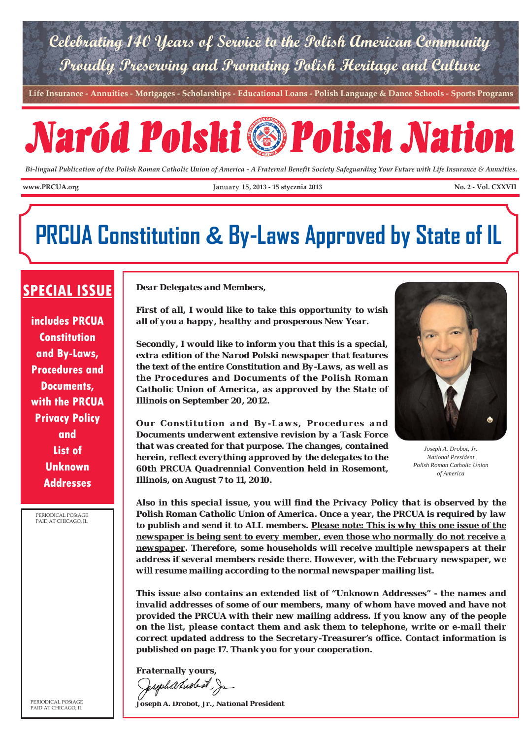Celebrating 140 Years of Service to the Polish American Community

Proudly Preserving and Promoting Polish Heritage and Culture

Life Insurance - Annuities - Mortgages - Scholarships - Educational Loans - Polish Language & Dance Schools - Sports Programs

# Naród Polski Polish Nation

*Bi-lingual Publication of the Polish Roman Catholic Union of America - A Fraternal Benefit Society Safeguarding Your Future with Life Insurance & Annuities.*

www.PRCUA.org — January 15, 2013 - 15 stycznia 2013 — No. 2 - Vol. CXXVII

# PRCUA Constitution & By-Laws Approved by State of IL

## SPECIAL ISSUE

**includes PRCUA Constitution and By-Laws, Procedures and Documents, with the PRCUA Privacy Policy and List of Unknown Addresses**

PERIODICAL POSTAGE PAID AT CHICAGO, IL

PERIODICAL POSTAGE PAID AT CHICAGO, IL

**Dear Delegates and Members,**

**First of all, I would like to take this opportunity to wish all of you a happy, healthy and prosperous New Year.**

**Secondly, I would like to inform you that this is a special, extra edition of the Narod Polski newspaper that features the text of the entire Constitution and By-Laws, as well as the Procedures and Documents of the Polish Roman Catholic Union of America, as approved by the State of Illinois on September 20, 2012.**

**Our Constitution and By-Laws, Procedures and Documents underwent extensive revision by a Task Force that was created for that purpose. The changes, contained herein, reflect everything approved by the delegates to the 60th PRCUA Quadrennial Convention held in Rosemont, Illinois, on August 7 to 11, 2010.**

*Joseph A. Drobot, Jr.*
*National President*
*Polish Roman Catholic Union of America*

**Also in this special issue, you will find the Privacy Policy that is observed by the Polish Roman Catholic Union of America. Once a year, the PRCUA is required by law to publish and send it to ALL members. <u>Please note: This is why this one issue of the newspaper is being sent to every member, even those who normally do not receive a newspaper</u>. Therefore, some households will receive multiple newspapers at their address if several members reside there. However, with the February newspaper, we will resume mailing according to the normal newspaper mailing list.**

**This issue also contains an extended list of "Unknown Addresses" - the names and invalid addresses of some of our members, many of whom have moved and have not provided the PRCUA with their new mailing address. If you know any of the people on the list, please contact them and ask them to telephone, write or e-mail their correct updated address to the Secretary-Treasurer's office. Contact information is published on page 17. Thank you for your cooperation.**

**Fraternally yours,**

**Joseph A. Drobot, Jr., National President**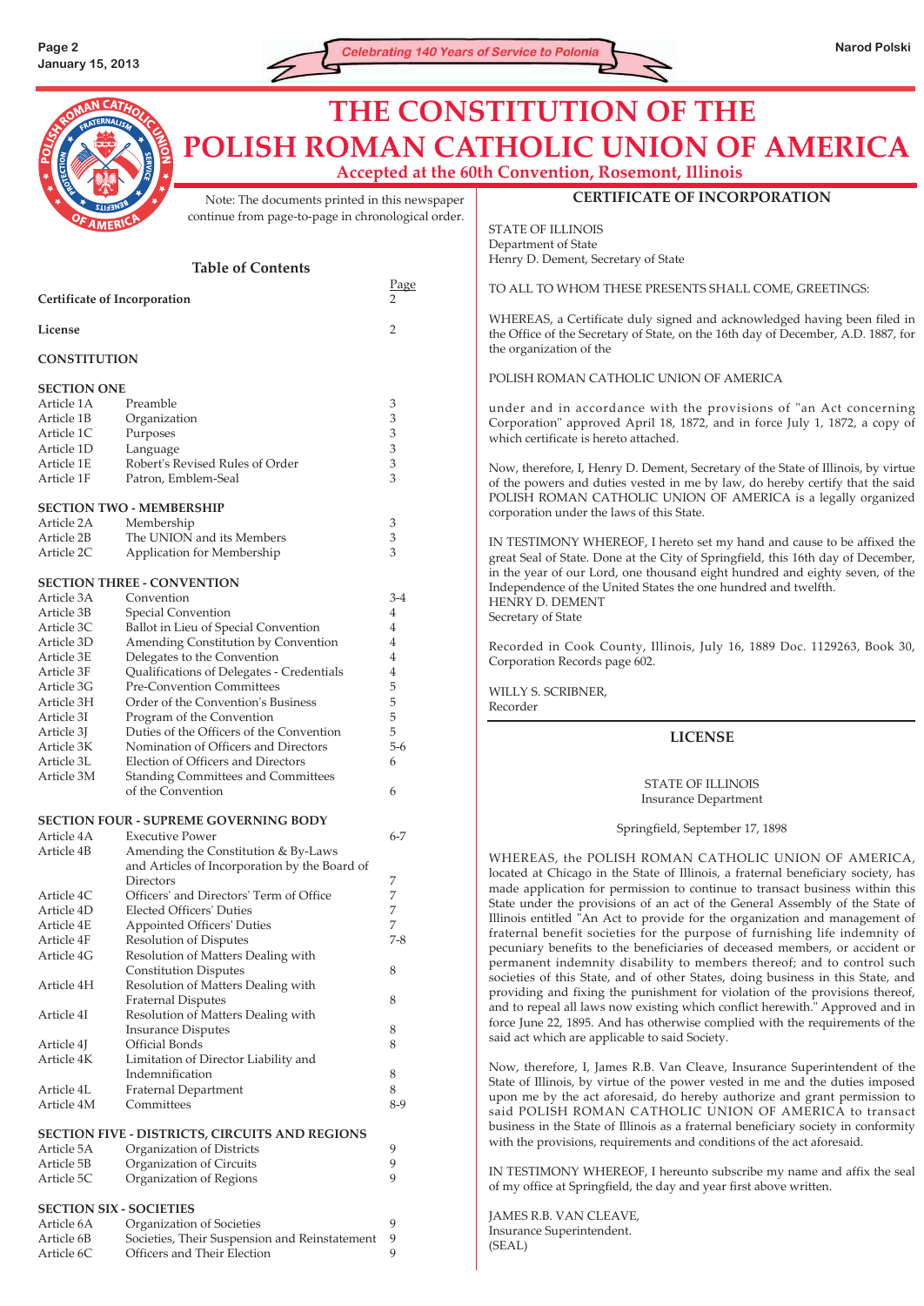# THE CONSTITUTION OF THE POLISH ROMAN CATHOLIC UNION OF AMERICA

**Accepted at the 60th Convention, Rosemont, Illinois**

Note: The documents printed in this newspaper continue from page-to-page in chronological order.

## Table of Contents

| | | Page |
|---|---|---|
| **Certificate of Incorporation** | | 2 |
| **License** | | 2 |
| **CONSTITUTION** | | |
| **SECTION ONE** | | |
| Article 1A | Preamble | 3 |
| Article 1B | Organization | 3 |
| Article 1C | Purposes | 3 |
| Article 1D | Language | 3 |
| Article 1E | Robert's Revised Rules of Order | 3 |
| Article 1F | Patron, Emblem-Seal | 3 |
| **SECTION TWO - MEMBERSHIP** | | |
| Article 2A | Membership | 3 |
| Article 2B | The UNION and its Members | 3 |
| Article 2C | Application for Membership | 3 |
| **SECTION THREE - CONVENTION** | | |
| Article 3A | Convention | 3-4 |
| Article 3B | Special Convention | 4 |
| Article 3C | Ballot in Lieu of Special Convention | 4 |
| Article 3D | Amending Constitution by Convention | 4 |
| Article 3E | Delegates to the Convention | 4 |
| Article 3F | Qualifications of Delegates - Credentials | 4 |
| Article 3G | Pre-Convention Committees | 5 |
| Article 3H | Order of the Convention's Business | 5 |
| Article 3I | Program of the Convention | 5 |
| Article 3J | Duties of the Officers of the Convention | 5 |
| Article 3K | Nomination of Officers and Directors | 5-6 |
| Article 3L | Election of Officers and Directors | 6 |
| Article 3M | Standing Committees and Committees of the Convention | 6 |
| **SECTION FOUR - SUPREME GOVERNING BODY** | | |
| Article 4A | Executive Power | 6-7 |
| Article 4B | Amending the Constitution & By-Laws and Articles of Incorporation by the Board of Directors | 7 |
| Article 4C | Officers' and Directors' Term of Office | 7 |
| Article 4D | Elected Officers' Duties | 7 |
| Article 4E | Appointed Officers' Duties | 7 |
| Article 4F | Resolution of Disputes | 7-8 |
| Article 4G | Resolution of Matters Dealing with Constitution Disputes | 8 |
| Article 4H | Resolution of Matters Dealing with Fraternal Disputes | 8 |
| Article 4I | Resolution of Matters Dealing with Insurance Disputes | 8 |
| Article 4J | Official Bonds | 8 |
| Article 4K | Limitation of Director Liability and Indemnification | 8 |
| Article 4L | Fraternal Department | 8 |
| Article 4M | Committees | 8-9 |
| **SECTION FIVE - DISTRICTS, CIRCUITS AND REGIONS** | | |
| Article 5A | Organization of Districts | 9 |
| Article 5B | Organization of Circuits | 9 |
| Article 5C | Organization of Regions | 9 |
| **SECTION SIX - SOCIETIES** | | |
| Article 6A | Organization of Societies | 9 |
| Article 6B | Societies, Their Suspension and Reinstatement | 9 |
| Article 6C | Officers and Their Election | 9 |

## CERTIFICATE OF INCORPORATION

STATE OF ILLINOIS
Department of State
Henry D. Dement, Secretary of State

TO ALL TO WHOM THESE PRESENTS SHALL COME, GREETINGS:

WHEREAS, a Certificate duly signed and acknowledged having been filed in the Office of the Secretary of State, on the 16th day of December, A.D. 1887, for the organization of the

POLISH ROMAN CATHOLIC UNION OF AMERICA

under and in accordance with the provisions of "an Act concerning Corporation" approved April 18, 1872, and in force July 1, 1872, a copy of which certificate is hereto attached.

Now, therefore, I, Henry D. Dement, Secretary of the State of Illinois, by virtue of the powers and duties vested in me by law, do hereby certify that the said POLISH ROMAN CATHOLIC UNION OF AMERICA is a legally organized corporation under the laws of this State.

IN TESTIMONY WHEREOF, I hereto set my hand and cause to be affixed the great Seal of State. Done at the City of Springfield, this 16th day of December, in the year of our Lord, one thousand eight hundred and eighty seven, of the Independence of the United States the one hundred and twelfth.
HENRY D. DEMENT
Secretary of State

Recorded in Cook County, Illinois, July 16, 1889 Doc. 1129263, Book 30, Corporation Records page 602.

WILLY S. SCRIBNER,
Recorder

## LICENSE

STATE OF ILLINOIS
Insurance Department

Springfield, September 17, 1898

WHEREAS, the POLISH ROMAN CATHOLIC UNION OF AMERICA, located at Chicago in the State of Illinois, a fraternal beneficiary society, has made application for permission to continue to transact business within this State under the provisions of an act of the General Assembly of the State of Illinois entitled "An Act to provide for the organization and management of fraternal benefit societies for the purpose of furnishing life indemnity of pecuniary benefits to the beneficiaries of deceased members, or accident or permanent indemnity disability to members thereof; and to control such societies of this State, and of other States, doing business in this State, and providing and fixing the punishment for violation of the provisions thereof, and to repeal all laws now existing which conflict herewith." Approved and in force June 22, 1895. And has otherwise complied with the requirements of the said act which are applicable to said Society.

Now, therefore, I, James R.B. Van Cleave, Insurance Superintendent of the State of Illinois, by virtue of the power vested in me and the duties imposed upon me by the act aforesaid, do hereby authorize and grant permission to said POLISH ROMAN CATHOLIC UNION OF AMERICA to transact business in the State of Illinois as a fraternal beneficiary society in conformity with the provisions, requirements and conditions of the act aforesaid.

IN TESTIMONY WHEREOF, I hereunto subscribe my name and affix the seal of my office at Springfield, the day and year first above written.

JAMES R.B. VAN CLEAVE,
Insurance Superintendent.
(SEAL)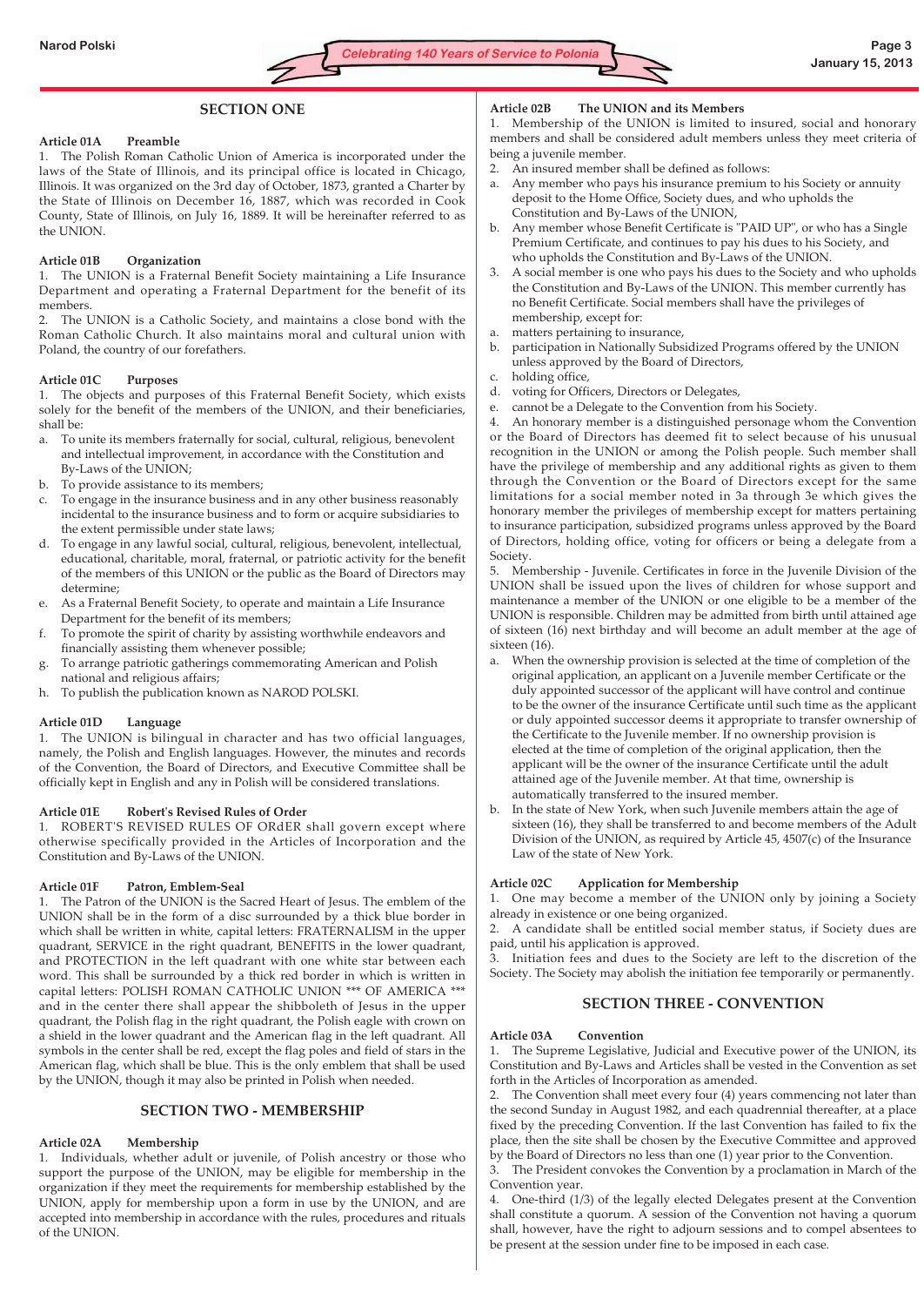## SECTION ONE

### Article 01A Preamble

1. The Polish Roman Catholic Union of America is incorporated under the laws of the State of Illinois, and its principal office is located in Chicago, Illinois. It was organized on the 3rd day of October, 1873, granted a Charter by the State of Illinois on December 16, 1887, which was recorded in Cook County, State of Illinois, on July 16, 1889. It will be hereinafter referred to as the UNION.

### Article 01B Organization

1. The UNION is a Fraternal Benefit Society maintaining a Life Insurance Department and operating a Fraternal Department for the benefit of its members.
2. The UNION is a Catholic Society, and maintains a close bond with the Roman Catholic Church. It also maintains moral and cultural union with Poland, the country of our forefathers.

### Article 01C Purposes

1. The objects and purposes of this Fraternal Benefit Society, which exists solely for the benefit of the members of the UNION, and their beneficiaries, shall be:
   a. To unite its members fraternally for social, cultural, religious, benevolent and intellectual improvement, in accordance with the Constitution and By-Laws of the UNION;
   b. To provide assistance to its members;
   c. To engage in the insurance business and in any other business reasonably incidental to the insurance business and to form or acquire subsidiaries to the extent permissible under state laws;
   d. To engage in any lawful social, cultural, religious, benevolent, intellectual, educational, charitable, moral, fraternal, or patriotic activity for the benefit of the members of this UNION or the public as the Board of Directors may determine;
   e. As a Fraternal Benefit Society, to operate and maintain a Life Insurance Department for the benefit of its members;
   f. To promote the spirit of charity by assisting worthwhile endeavors and financially assisting them whenever possible;
   g. To arrange patriotic gatherings commemorating American and Polish national and religious affairs;
   h. To publish the publication known as NAROD POLSKI.

### Article 01D Language

1. The UNION is bilingual in character and has two official languages, namely, the Polish and English languages. However, the minutes and records of the Convention, the Board of Directors, and Executive Committee shall be officially kept in English and any in Polish will be considered translations.

### Article 01E Robert's Revised Rules of Order

1. ROBERT'S REVISED RULES OF ORdER shall govern except where otherwise specifically provided in the Articles of Incorporation and the Constitution and By-Laws of the UNION.

### Article 01F Patron, Emblem-Seal

1. The Patron of the UNION is the Sacred Heart of Jesus. The emblem of the UNION shall be in the form of a disc surrounded by a thick blue border in which shall be written in white, capital letters: FRATERNALISM in the upper quadrant, SERVICE in the right quadrant, BENEFITS in the lower quadrant, and PROTECTION in the left quadrant with one white star between each word. This shall be surrounded by a thick red border in which is written in capital letters: POLISH ROMAN CATHOLIC UNION *** OF AMERICA *** and in the center there shall appear the shibboleth of Jesus in the upper quadrant, the Polish flag in the right quadrant, the Polish eagle with crown on a shield in the lower quadrant and the American flag in the left quadrant. All symbols in the center shall be red, except the flag poles and field of stars in the American flag, which shall be blue. This is the only emblem that shall be used by the UNION, though it may also be printed in Polish when needed.

## SECTION TWO - MEMBERSHIP

### Article 02A Membership

1. Individuals, whether adult or juvenile, of Polish ancestry or those who support the purpose of the UNION, may be eligible for membership in the organization if they meet the requirements for membership established by the UNION, apply for membership upon a form in use by the UNION, and are accepted into membership in accordance with the rules, procedures and rituals of the UNION.

### Article 02B The UNION and its Members

1. Membership of the UNION is limited to insured, social and honorary members and shall be considered adult members unless they meet criteria of being a juvenile member.
2. An insured member shall be defined as follows:
   a. Any member who pays his insurance premium to his Society or annuity deposit to the Home Office, Society dues, and who upholds the Constitution and By-Laws of the UNION,
   b. Any member whose Benefit Certificate is "PAID UP", or who has a Single Premium Certificate, and continues to pay his dues to his Society, and who upholds the Constitution and By-Laws of the UNION.
3. A social member is one who pays his dues to the Society and who upholds the Constitution and By-Laws of the UNION. This member currently has no Benefit Certificate. Social members shall have the privileges of membership, except for:
   a. matters pertaining to insurance,
   b. participation in Nationally Subsidized Programs offered by the UNION unless approved by the Board of Directors,
   c. holding office,
   d. voting for Officers, Directors or Delegates,
   e. cannot be a Delegate to the Convention from his Society.
4. An honorary member is a distinguished personage whom the Convention or the Board of Directors has deemed fit to select because of his unusual recognition in the UNION or among the Polish people. Such member shall have the privilege of membership and any additional rights as given to them through the Convention or the Board of Directors except for the same limitations for a social member noted in 3a through 3e which gives the honorary member the privileges of membership except for matters pertaining to insurance participation, subsidized programs unless approved by the Board of Directors, holding office, voting for officers or being a delegate from a Society.
5. Membership - Juvenile. Certificates in force in the Juvenile Division of the UNION shall be issued upon the lives of children for whose support and maintenance a member of the UNION or one eligible to be a member of the UNION is responsible. Children may be admitted from birth until attained age of sixteen (16) next birthday and will become an adult member at the age of sixteen (16).
   a. When the ownership provision is selected at the time of completion of the original application, an applicant on a Juvenile member Certificate or the duly appointed successor of the applicant will have control and continue to be the owner of the insurance Certificate until such time as the applicant or duly appointed successor deems it appropriate to transfer ownership of the Certificate to the Juvenile member. If no ownership provision is elected at the time of completion of the original application, then the applicant will be the owner of the insurance Certificate until the adult attained age of the Juvenile member. At that time, ownership is automatically transferred to the insured member.
   b. In the state of New York, when such Juvenile members attain the age of sixteen (16), they shall be transferred to and become members of the Adult Division of the UNION, as required by Article 45, 4507(c) of the Insurance Law of the state of New York.

### Article 02C Application for Membership

1. One may become a member of the UNION only by joining a Society already in existence or one being organized.
2. A candidate shall be entitled social member status, if Society dues are paid, until his application is approved.
3. Initiation fees and dues to the Society are left to the discretion of the Society. The Society may abolish the initiation fee temporarily or permanently.

## SECTION THREE - CONVENTION

### Article 03A Convention

1. The Supreme Legislative, Judicial and Executive power of the UNION, its Constitution and By-Laws and Articles shall be vested in the Convention as set forth in the Articles of Incorporation as amended.
2. The Convention shall meet every four (4) years commencing not later than the second Sunday in August 1982, and each quadrennial thereafter, at a place fixed by the preceding Convention. If the last Convention has failed to fix the place, then the site shall be chosen by the Executive Committee and approved by the Board of Directors no less than one (1) year prior to the Convention.
3. The President convokes the Convention by a proclamation in March of the Convention year.
4. One-third (1/3) of the legally elected Delegates present at the Convention shall constitute a quorum. A session of the Convention not having a quorum shall, however, have the right to adjourn sessions and to compel absentees to be present at the session under fine to be imposed in each case.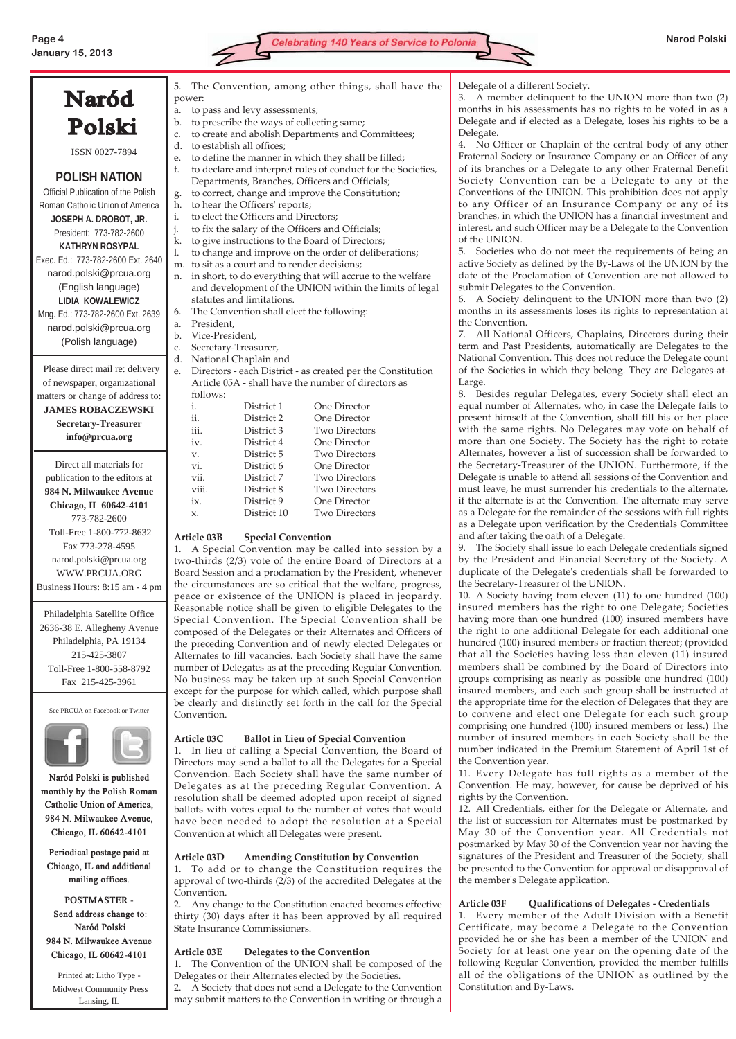# Naród Polski

ISSN 0027-7894

**POLISH NATION**

Official Publication of the Polish Roman Catholic Union of America

**JOSEPH A. DROBOT, JR.**
President: 773-782-2600

**KATHRYN ROSYPAL**
Exec. Ed.: 773-782-2600 Ext. 2640
narod.polski@prcua.org
(English language)

**LIDIA KOWALEWICZ**
Mng. Ed.: 773-782-2600 Ext. 2639
narod.polski@prcua.org
(Polish language)

Please direct mail re: delivery of newspaper, organizational matters or change of address to:
**JAMES ROBACZEWSKI**
**Secretary-Treasurer**
**info@prcua.org**

Direct all materials for publication to the editors at
**984 N. Milwaukee Avenue**
**Chicago, IL 60642-4101**
773-782-2600
Toll-Free 1-800-772-8632
Fax 773-278-4595
narod.polski@prcua.org
WWW.PRCUA.ORG
Business Hours: 8:15 am - 4 pm

Philadelphia Satellite Office
2636-38 E. Allegheny Avenue
Philadelphia, PA 19134
215-425-3807
Toll-Free 1-800-558-8792
Fax 215-425-3961

See PRCUA on Facebook or Twitter

**Naród Polski is published monthly by the Polish Roman Catholic Union of America, 984 N. Milwaukee Avenue, Chicago, IL 60642-4101**

**Periodical postage paid at Chicago, IL and additional mailing offices.**

**POSTMASTER - Send address change to: Naród Polski 984 N. Milwaukee Avenue Chicago, IL 60642-4101**

Printed at: Litho Type - Midwest Community Press Lansing, IL

---

5. The Convention, among other things, shall have the power:
   a. to pass and levy assessments;
   b. to prescribe the ways of collecting same;
   c. to create and abolish Departments and Committees;
   d. to establish all offices;
   e. to define the manner in which they shall be filled;
   f. to declare and interpret rules of conduct for the Societies, Departments, Branches, Officers and Officials;
   g. to correct, change and improve the Constitution;
   h. to hear the Officers' reports;
   i. to elect the Officers and Directors;
   j. to fix the salary of the Officers and Officials;
   k. to give instructions to the Board of Directors;
   l. to change and improve on the order of deliberations;
   m. to sit as a court and to render decisions;
   n. in short, to do everything that will accrue to the welfare and development of the UNION within the limits of legal statutes and limitations.
6. The Convention shall elect the following:
   a. President,
   b. Vice-President,
   c. Secretary-Treasurer,
   d. National Chaplain and
   e. Directors - each District - as created per the Constitution Article 05A - shall have the number of directors as follows:

| | | |
|---|---|---|
| i. | District 1 | One Director |
| ii. | District 2 | One Director |
| iii. | District 3 | Two Directors |
| iv. | District 4 | One Director |
| v. | District 5 | Two Directors |
| vi. | District 6 | One Director |
| vii. | District 7 | Two Directors |
| viii. | District 8 | Two Directors |
| ix. | District 9 | One Director |
| x. | District 10 | Two Directors |

### Article 03B Special Convention

1. A Special Convention may be called into session by a two-thirds (2/3) vote of the entire Board of Directors at a Board Session and a proclamation by the President, whenever the circumstances are so critical that the welfare, progress, peace or existence of the UNION is placed in jeopardy. Reasonable notice shall be given to eligible Delegates to the Special Convention. The Special Convention shall be composed of the Delegates or their Alternates and Officers of the preceding Convention and of newly elected Delegates or Alternates to fill vacancies. Each Society shall have the same number of Delegates as at the preceding Regular Convention. No business may be taken up at such Special Convention except for the purpose for which called, which purpose shall be clearly and distinctly set forth in the call for the Special Convention.

### Article 03C Ballot in Lieu of Special Convention

1. In lieu of calling a Special Convention, the Board of Directors may send a ballot to all the Delegates for a Special Convention. Each Society shall have the same number of Delegates as at the preceding Regular Convention. A resolution shall be deemed adopted upon receipt of signed ballots with votes equal to the number of votes that would have been needed to adopt the resolution at a Special Convention at which all Delegates were present.

### Article 03D Amending Constitution by Convention

1. To add or to change the Constitution requires the approval of two-thirds (2/3) of the accredited Delegates at the Convention.
2. Any change to the Constitution enacted becomes effective thirty (30) days after it has been approved by all required State Insurance Commissioners.

### Article 03E Delegates to the Convention

1. The Convention of the UNION shall be composed of the Delegates or their Alternates elected by the Societies.
2. A Society that does not send a Delegate to the Convention may submit matters to the Convention in writing or through a Delegate of a different Society.
3. A member delinquent to the UNION more than two (2) months in his assessments has no rights to be voted in as a Delegate and if elected as a Delegate, loses his rights to be a Delegate.
4. No Officer or Chaplain of the central body of any other Fraternal Society or Insurance Company or an Officer of any of its branches or a Delegate to any other Fraternal Benefit Society Convention can be a Delegate to any of the Conventions of the UNION. This prohibition does not apply to any Officer of an Insurance Company or any of its branches, in which the UNION has a financial investment and interest, and such Officer may be a Delegate to the Convention of the UNION.
5. Societies who do not meet the requirements of being an active Society as defined by the By-Laws of the UNION by the date of the Proclamation of Convention are not allowed to submit Delegates to the Convention.
6. A Society delinquent to the UNION more than two (2) months in its assessments loses its rights to representation at the Convention.
7. All National Officers, Chaplains, Directors during their term and Past Presidents, automatically are Delegates to the National Convention. This does not reduce the Delegate count of the Societies in which they belong. They are Delegates-at-Large.
8. Besides regular Delegates, every Society shall elect an equal number of Alternates, who, in case the Delegate fails to present himself at the Convention, shall fill his or her place with the same rights. No Delegates may vote on behalf of more than one Society. The Society has the right to rotate Alternates, however a list of succession shall be forwarded to the Secretary-Treasurer of the UNION. Furthermore, if the Delegate is unable to attend all sessions of the Convention and must leave, he must surrender his credentials to the alternate, if the alternate is at the Convention. The alternate may serve as a Delegate for the remainder of the sessions with full rights as a Delegate upon verification by the Credentials Committee and after taking the oath of a Delegate.
9. The Society shall issue to each Delegate credentials signed by the President and Financial Secretary of the Society. A duplicate of the Delegate's credentials shall be forwarded to the Secretary-Treasurer of the UNION.
10. A Society having from eleven (11) to one hundred (100) insured members has the right to one Delegate; Societies having more than one hundred (100) insured members have the right to one additional Delegate for each additional one hundred (100) insured members or fraction thereof; (provided that all the Societies having less than eleven (11) insured members shall be combined by the Board of Directors into groups comprising as nearly as possible one hundred (100) insured members, and each such group shall be instructed at the appropriate time of the election of Delegates that they are to convene and elect one Delegate for each such group comprising one hundred (100) insured members or less.) The number of insured members in each Society shall be the number indicated in the Premium Statement of April 1st of the Convention year.
11. Every Delegate has full rights as a member of the Convention. He may, however, for cause be deprived of his rights by the Convention.
12. All Credentials, either for the Delegate or Alternate, and the list of succession for Alternates must be postmarked by May 30 of the Convention year. All Credentials not postmarked by May 30 of the Convention year nor having the signatures of the President and Treasurer of the Society, shall be presented to the Convention for approval or disapproval of the member's Delegate application.

### Article 03F Qualifications of Delegates - Credentials

1. Every member of the Adult Division with a Benefit Certificate, may become a Delegate to the Convention provided he or she has been a member of the UNION and Society for at least one year on the opening date of the following Regular Convention, provided the member fulfills all of the obligations of the UNION as outlined by the Constitution and By-Laws.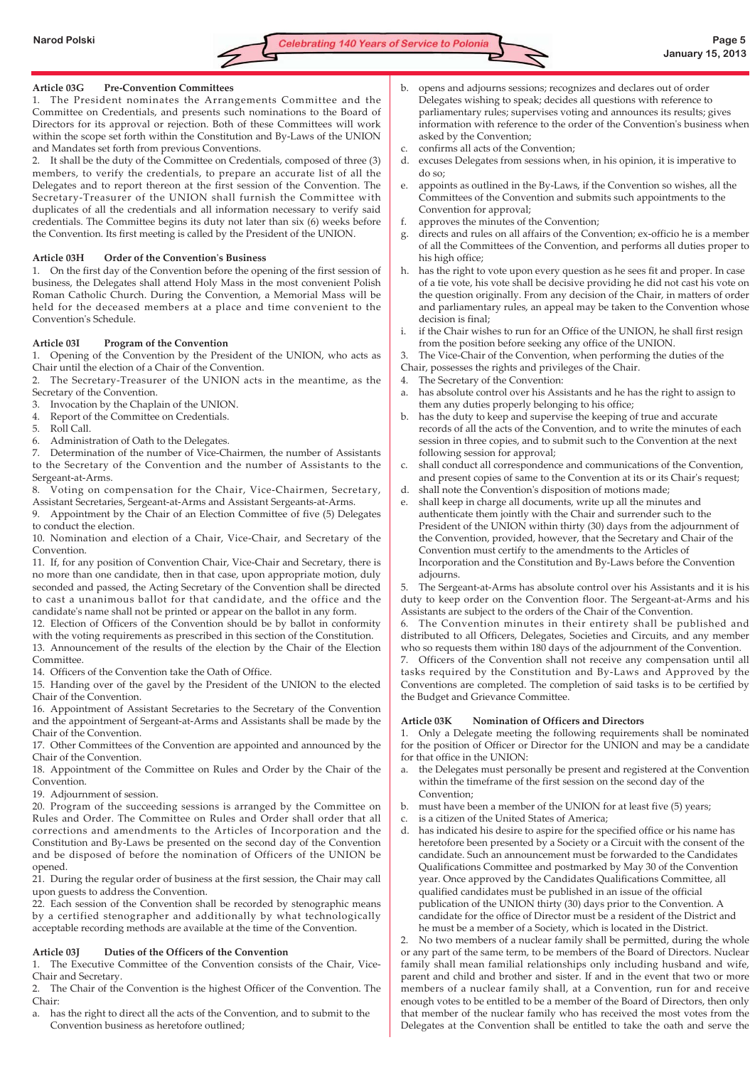### Article 03G Pre-Convention Committees

1. The President nominates the Arrangements Committee and the Committee on Credentials, and presents such nominations to the Board of Directors for its approval or rejection. Both of these Committees will work within the scope set forth within the Constitution and By-Laws of the UNION and Mandates set forth from previous Conventions.
2. It shall be the duty of the Committee on Credentials, composed of three (3) members, to verify the credentials, to prepare an accurate list of all the Delegates and to report thereon at the first session of the Convention. The Secretary-Treasurer of the UNION shall furnish the Committee with duplicates of all the credentials and all information necessary to verify said credentials. The Committee begins its duty not later than six (6) weeks before the Convention. Its first meeting is called by the President of the UNION.

### Article 03H Order of the Convention's Business

1. On the first day of the Convention before the opening of the first session of business, the Delegates shall attend Holy Mass in the most convenient Polish Roman Catholic Church. During the Convention, a Memorial Mass will be held for the deceased members at a place and time convenient to the Convention's Schedule.

### Article 03I Program of the Convention

1. Opening of the Convention by the President of the UNION, who acts as Chair until the election of a Chair of the Convention.
2. The Secretary-Treasurer of the UNION acts in the meantime, as the Secretary of the Convention.
3. Invocation by the Chaplain of the UNION.
4. Report of the Committee on Credentials.
5. Roll Call.
6. Administration of Oath to the Delegates.
7. Determination of the number of Vice-Chairmen, the number of Assistants to the Secretary of the Convention and the number of Assistants to the Sergeant-at-Arms.
8. Voting on compensation for the Chair, Vice-Chairmen, Secretary, Assistant Secretaries, Sergeant-at-Arms and Assistant Sergeants-at-Arms.
9. Appointment by the Chair of an Election Committee of five (5) Delegates to conduct the election.
10. Nomination and election of a Chair, Vice-Chair, and Secretary of the Convention.
11. If, for any position of Convention Chair, Vice-Chair and Secretary, there is no more than one candidate, then in that case, upon appropriate motion, duly seconded and passed, the Acting Secretary of the Convention shall be directed to cast a unanimous ballot for that candidate, and the office and the candidate's name shall not be printed or appear on the ballot in any form.
12. Election of Officers of the Convention should be by ballot in conformity with the voting requirements as prescribed in this section of the Constitution.
13. Announcement of the results of the election by the Chair of the Election Committee.
14. Officers of the Convention take the Oath of Office.
15. Handing over of the gavel by the President of the UNION to the elected Chair of the Convention.
16. Appointment of Assistant Secretaries to the Secretary of the Convention and the appointment of Sergeant-at-Arms and Assistants shall be made by the Chair of the Convention.
17. Other Committees of the Convention are appointed and announced by the Chair of the Convention.
18. Appointment of the Committee on Rules and Order by the Chair of the Convention.
19. Adjournment of session.
20. Program of the succeeding sessions is arranged by the Committee on Rules and Order. The Committee on Rules and Order shall order that all corrections and amendments to the Articles of Incorporation and the Constitution and By-Laws be presented on the second day of the Convention and be disposed of before the nomination of Officers of the UNION be opened.
21. During the regular order of business at the first session, the Chair may call upon guests to address the Convention.
22. Each session of the Convention shall be recorded by stenographic means by a certified stenographer and additionally by what technologically acceptable recording methods are available at the time of the Convention.

### Article 03J Duties of the Officers of the Convention

1. The Executive Committee of the Convention consists of the Chair, Vice-Chair and Secretary.
2. The Chair of the Convention is the highest Officer of the Convention. The Chair:
   a. has the right to direct all the acts of the Convention, and to submit to the Convention business as heretofore outlined;
   b. opens and adjourns sessions; recognizes and declares out of order Delegates wishing to speak; decides all questions with reference to parliamentary rules; supervises voting and announces its results; gives information with reference to the order of the Convention's business when asked by the Convention;
   c. confirms all acts of the Convention;
   d. excuses Delegates from sessions when, in his opinion, it is imperative to do so;
   e. appoints as outlined in the By-Laws, if the Convention so wishes, all the Committees of the Convention and submits such appointments to the Convention for approval;
   f. approves the minutes of the Convention;
   g. directs and rules on all affairs of the Convention; ex-officio he is a member of all the Committees of the Convention, and performs all duties proper to his high office;
   h. has the right to vote upon every question as he sees fit and proper. In case of a tie vote, his vote shall be decisive providing he did not cast his vote on the question originally. From any decision of the Chair, in matters of order and parliamentary rules, an appeal may be taken to the Convention whose decision is final;
   i. if the Chair wishes to run for an Office of the UNION, he shall first resign from the position before seeking any office of the UNION.
3. The Vice-Chair of the Convention, when performing the duties of the Chair, possesses the rights and privileges of the Chair.
4. The Secretary of the Convention:
   a. has absolute control over his Assistants and he has the right to assign to them any duties properly belonging to his office;
   b. has the duty to keep and supervise the keeping of true and accurate records of all the acts of the Convention, and to write the minutes of each session in three copies, and to submit such to the Convention at the next following session for approval;
   c. shall conduct all correspondence and communications of the Convention, and present copies of same to the Convention at its or its Chair's request;
   d. shall note the Convention's disposition of motions made;
   e. shall keep in charge all documents, write up all the minutes and authenticate them jointly with the Chair and surrender such to the President of the UNION within thirty (30) days from the adjournment of the Convention, provided, however, that the Secretary and Chair of the Convention must certify to the amendments to the Articles of Incorporation and the Constitution and By-Laws before the Convention adjourns.
5. The Sergeant-at-Arms has absolute control over his Assistants and it is his duty to keep order on the Convention floor. The Sergeant-at-Arms and his Assistants are subject to the orders of the Chair of the Convention.
6. The Convention minutes in their entirety shall be published and distributed to all Officers, Delegates, Societies and Circuits, and any member who so requests them within 180 days of the adjournment of the Convention.
7. Officers of the Convention shall not receive any compensation until all tasks required by the Constitution and By-Laws and Approved by the Conventions are completed. The completion of said tasks is to be certified by the Budget and Grievance Committee.

### Article 03K Nomination of Officers and Directors

1. Only a Delegate meeting the following requirements shall be nominated for the position of Officer or Director for the UNION and may be a candidate for that office in the UNION:
   a. the Delegates must personally be present and registered at the Convention within the timeframe of the first session on the second day of the Convention;
   b. must have been a member of the UNION for at least five (5) years;
   c. is a citizen of the United States of America;
   d. has indicated his desire to aspire for the specified office or his name has heretofore been presented by a Society or a Circuit with the consent of the candidate. Such an announcement must be forwarded to the Candidates Qualifications Committee and postmarked by May 30 of the Convention year. Once approved by the Candidates Qualifications Committee, all qualified candidates must be published in an issue of the official publication of the UNION thirty (30) days prior to the Convention. A candidate for the office of Director must be a resident of the District and he must be a member of a Society, which is located in the District.
2. No two members of a nuclear family shall be permitted, during the whole or any part of the same term, to be members of the Board of Directors. Nuclear family shall mean familial relationships only including husband and wife, parent and child and brother and sister. If and in the event that two or more members of a nuclear family shall, at a Convention, run for and receive enough votes to be entitled to be a member of the Board of Directors, then only that member of the nuclear family who has received the most votes from the Delegates at the Convention shall be entitled to take the oath and serve the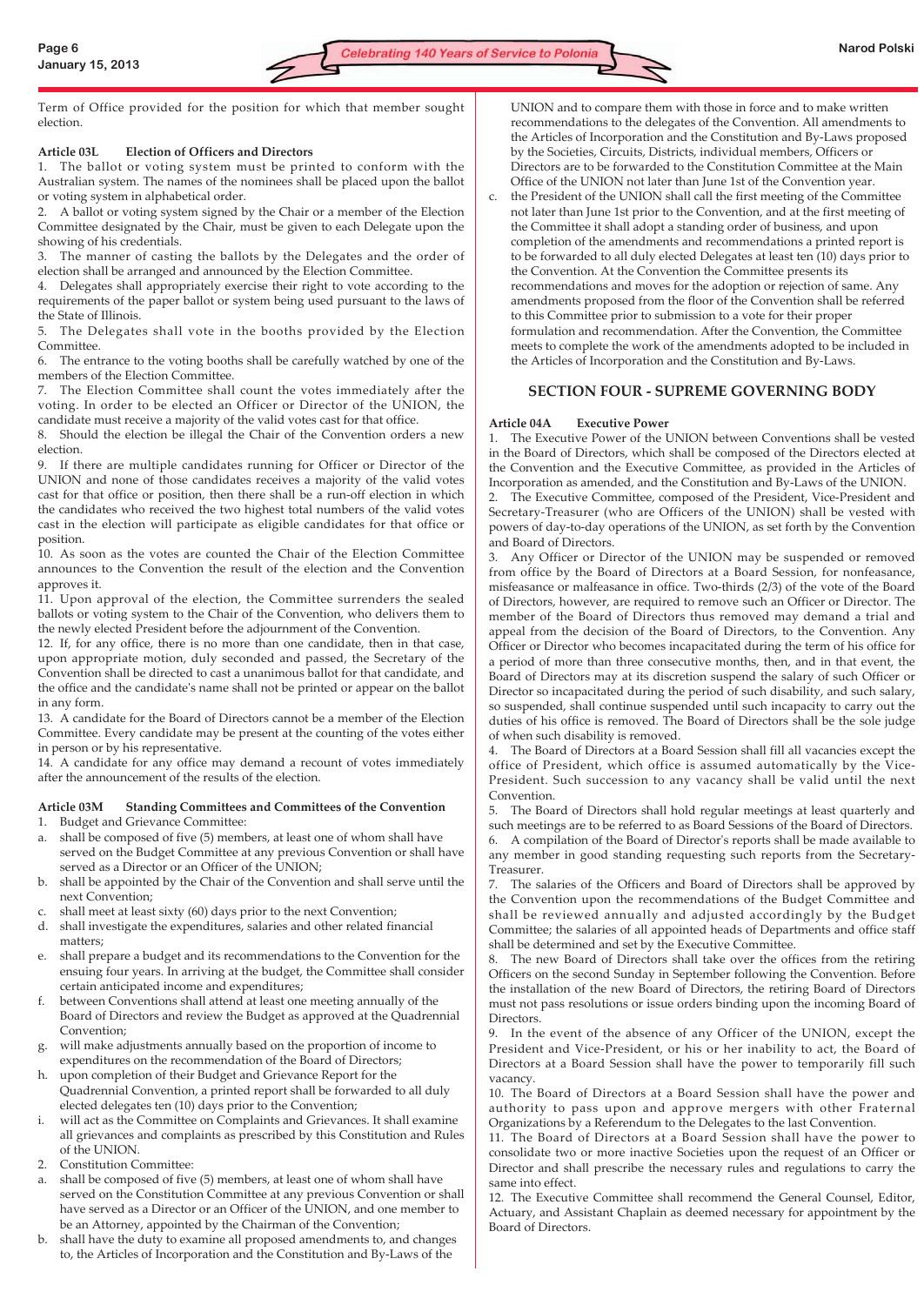Term of Office provided for the position for which that member sought election.

**Article 03L Election of Officers and Directors**

1. The ballot or voting system must be printed to conform with the Australian system. The names of the nominees shall be placed upon the ballot or voting system in alphabetical order.
2. A ballot or voting system signed by the Chair or a member of the Election Committee designated by the Chair, must be given to each Delegate upon the showing of his credentials.
3. The manner of casting the ballots by the Delegates and the order of election shall be arranged and announced by the Election Committee.
4. Delegates shall appropriately exercise their right to vote according to the requirements of the paper ballot or system being used pursuant to the laws of the State of Illinois.
5. The Delegates shall vote in the booths provided by the Election Committee.
6. The entrance to the voting booths shall be carefully watched by one of the members of the Election Committee.
7. The Election Committee shall count the votes immediately after the voting. In order to be elected an Officer or Director of the UNION, the candidate must receive a majority of the valid votes cast for that office.
8. Should the election be illegal the Chair of the Convention orders a new election.
9. If there are multiple candidates running for Officer or Director of the UNION and none of those candidates receives a majority of the valid votes cast for that office or position, then there shall be a run-off election in which the candidates who received the two highest total numbers of the valid votes cast in the election will participate as eligible candidates for that office or position.
10. As soon as the votes are counted the Chair of the Election Committee announces to the Convention the result of the election and the Convention approves it.
11. Upon approval of the election, the Committee surrenders the sealed ballots or voting system to the Chair of the Convention, who delivers them to the newly elected President before the adjournment of the Convention.
12. If, for any office, there is no more than one candidate, then in that case, upon appropriate motion, duly seconded and passed, the Secretary of the Convention shall be directed to cast a unanimous ballot for that candidate, and the office and the candidate's name shall not be printed or appear on the ballot in any form.
13. A candidate for the Board of Directors cannot be a member of the Election Committee. Every candidate may be present at the counting of the votes either in person or by his representative.
14. A candidate for any office may demand a recount of votes immediately after the announcement of the results of the election.

**Article 03M Standing Committees and Committees of the Convention**

1. Budget and Grievance Committee:
   a. shall be composed of five (5) members, at least one of whom shall have served on the Budget Committee at any previous Convention or shall have served as a Director or an Officer of the UNION;
   b. shall be appointed by the Chair of the Convention and shall serve until the next Convention;
   c. shall meet at least sixty (60) days prior to the next Convention;
   d. shall investigate the expenditures, salaries and other related financial matters;
   e. shall prepare a budget and its recommendations to the Convention for the ensuing four years. In arriving at the budget, the Committee shall consider certain anticipated income and expenditures;
   f. between Conventions shall attend at least one meeting annually of the Board of Directors and review the Budget as approved at the Quadrennial Convention;
   g. will make adjustments annually based on the proportion of income to expenditures on the recommendation of the Board of Directors;
   h. upon completion of their Budget and Grievance Report for the Quadrennial Convention, a printed report shall be forwarded to all duly elected delegates ten (10) days prior to the Convention;
   i. will act as the Committee on Complaints and Grievances. It shall examine all grievances and complaints as prescribed by this Constitution and Rules of the UNION.
2. Constitution Committee:
   a. shall be composed of five (5) members, at least one of whom shall have served on the Constitution Committee at any previous Convention or shall have served as a Director or an Officer of the UNION, and one member to be an Attorney, appointed by the Chairman of the Convention;
   b. shall have the duty to examine all proposed amendments to, and changes to, the Articles of Incorporation and the Constitution and By-Laws of the UNION and to compare them with those in force and to make written recommendations to the delegates of the Convention. All amendments to the Articles of Incorporation and the Constitution and By-Laws proposed by the Societies, Circuits, Districts, individual members, Officers or Directors are to be forwarded to the Constitution Committee at the Main Office of the UNION not later than June 1st of the Convention year.
   c. the President of the UNION shall call the first meeting of the Committee not later than June 1st prior to the Convention, and at the first meeting of the Committee it shall adopt a standing order of business, and upon completion of the amendments and recommendations a printed report is to be forwarded to all duly elected Delegates at least ten (10) days prior to the Convention. At the Convention the Committee presents its recommendations and moves for the adoption or rejection of same. Any amendments proposed from the floor of the Convention shall be referred to this Committee prior to submission to a vote for their proper formulation and recommendation. After the Convention, the Committee meets to complete the work of the amendments adopted to be included in the Articles of Incorporation and the Constitution and By-Laws.

## SECTION FOUR - SUPREME GOVERNING BODY

**Article 04A Executive Power**

1. The Executive Power of the UNION between Conventions shall be vested in the Board of Directors, which shall be composed of the Directors elected at the Convention and the Executive Committee, as provided in the Articles of Incorporation as amended, and the Constitution and By-Laws of the UNION.
2. The Executive Committee, composed of the President, Vice-President and Secretary-Treasurer (who are Officers of the UNION) shall be vested with powers of day-to-day operations of the UNION, as set forth by the Convention and Board of Directors.
3. Any Officer or Director of the UNION may be suspended or removed from office by the Board of Directors at a Board Session, for nonfeasance, misfeasance or malfeasance in office. Two-thirds (2/3) of the vote of the Board of Directors, however, are required to remove such an Officer or Director. The member of the Board of Directors thus removed may demand a trial and appeal from the decision of the Board of Directors, to the Convention. Any Officer or Director who becomes incapacitated during the term of his office for a period of more than three consecutive months, then, and in that event, the Board of Directors may at its discretion suspend the salary of such Officer or Director so incapacitated during the period of such disability, and such salary, so suspended, shall continue suspended until such incapacity to carry out the duties of his office is removed. The Board of Directors shall be the sole judge of when such disability is removed.
4. The Board of Directors at a Board Session shall fill all vacancies except the office of President, which office is assumed automatically by the Vice-President. Such succession to any vacancy shall be valid until the next Convention.
5. The Board of Directors shall hold regular meetings at least quarterly and such meetings are to be referred to as Board Sessions of the Board of Directors.
6. A compilation of the Board of Director's reports shall be made available to any member in good standing requesting such reports from the Secretary-Treasurer.
7. The salaries of the Officers and Board of Directors shall be approved by the Convention upon the recommendations of the Budget Committee and shall be reviewed annually and adjusted accordingly by the Budget Committee; the salaries of all appointed heads of Departments and office staff shall be determined and set by the Executive Committee.
8. The new Board of Directors shall take over the offices from the retiring Officers on the second Sunday in September following the Convention. Before the installation of the new Board of Directors, the retiring Board of Directors must not pass resolutions or issue orders binding upon the incoming Board of Directors.
9. In the event of the absence of any Officer of the UNION, except the President and Vice-President, or his or her inability to act, the Board of Directors at a Board Session shall have the power to temporarily fill such vacancy.
10. The Board of Directors at a Board Session shall have the power and authority to pass upon and approve mergers with other Fraternal Organizations by a Referendum to the Delegates to the last Convention.
11. The Board of Directors at a Board Session shall have the power to consolidate two or more inactive Societies upon the request of an Officer or Director and shall prescribe the necessary rules and regulations to carry the same into effect.
12. The Executive Committee shall recommend the General Counsel, Editor, Actuary, and Assistant Chaplain as deemed necessary for appointment by the Board of Directors.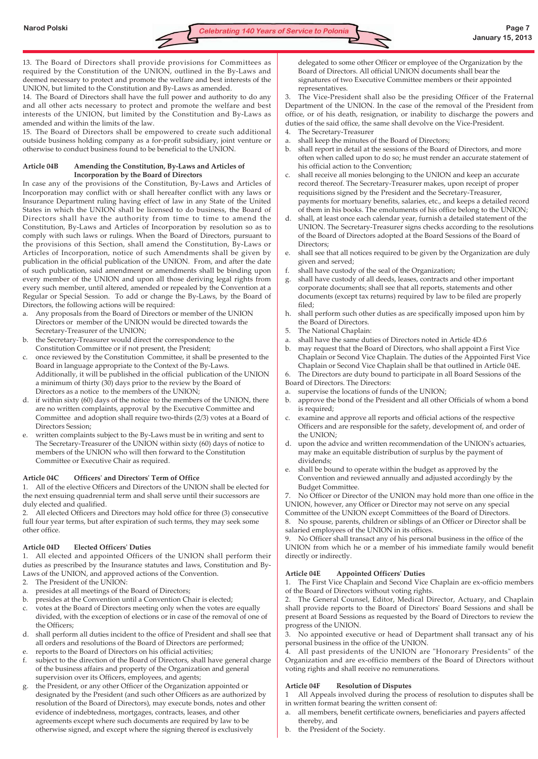13. The Board of Directors shall provide provisions for Committees as required by the Constitution of the UNION, outlined in the By-Laws and deemed necessary to protect and promote the welfare and best interests of the UNION, but limited to the Constitution and By-Laws as amended.

14. The Board of Directors shall have the full power and authority to do any and all other acts necessary to protect and promote the welfare and best interests of the UNION, but limited by the Constitution and By-Laws as amended and within the limits of the law.

15. The Board of Directors shall be empowered to create such additional outside business holding company as a for-profit subsidiary, joint venture or otherwise to conduct business found to be beneficial to the UNION.

### Article 04B Amending the Constitution, By-Laws and Articles of Incorporation by the Board of Directors

In case any of the provisions of the Constitution, By-Laws and Articles of Incorporation may conflict with or shall hereafter conflict with any laws or Insurance Department ruling having effect of law in any State of the United States in which the UNION shall be licensed to do business, the Board of Directors shall have the authority from time to time to amend the Constitution, By-Laws and Articles of Incorporation by resolution so as to comply with such laws or rulings. When the Board of Directors, pursuant to the provisions of this Section, shall amend the Constitution, By-Laws or Articles of Incorporation, notice of such Amendments shall be given by publication in the official publication of the UNION. From, and after the date of such publication, said amendment or amendments shall be binding upon every member of the UNION and upon all those deriving legal rights from every such member, until altered, amended or repealed by the Convention at a Regular or Special Session. To add or change the By-Laws, by the Board of Directors, the following actions will be required:

a. Any proposals from the Board of Directors or member of the UNION Directors or member of the UNION would be directed towards the Secretary-Treasurer of the UNION;
b. the Secretary-Treasurer would direct the correspondence to the Constitution Committee or if not present, the President;
c. once reviewed by the Constitution Committee, it shall be presented to the Board in language appropriate to the Context of the By-Laws. Additionally, it will be published in the official publication of the UNION a minimum of thirty (30) days prior to the review by the Board of Directors as a notice to the members of the UNION;
d. if within sixty (60) days of the notice to the members of the UNION, there are no written complaints, approval by the Executive Committee and Committee and adoption shall require two-thirds (2/3) votes at a Board of Directors Session;
e. written complaints subject to the By-Laws must be in writing and sent to The Secretary-Treasurer of the UNION within sixty (60) days of notice to members of the UNION who will then forward to the Constitution Committee or Executive Chair as required.

### Article 04C Officers' and Directors' Term of Office

1. All of the elective Officers and Directors of the UNION shall be elected for the next ensuing quadrennial term and shall serve until their successors are duly elected and qualified.

2. All elected Officers and Directors may hold office for three (3) consecutive full four year terms, but after expiration of such terms, they may seek some other office.

### Article 04D Elected Officers' Duties

1. All elected and appointed Officers of the UNION shall perform their duties as prescribed by the Insurance statutes and laws, Constitution and By-Laws of the UNION, and approved actions of the Convention.

2. The President of the UNION:
a. presides at all meetings of the Board of Directors;
b. presides at the Convention until a Convention Chair is elected;
c. votes at the Board of Directors meeting only when the votes are equally divided, with the exception of elections or in case of the removal of one of the Officers;
d. shall perform all duties incident to the office of President and shall see that all orders and resolutions of the Board of Directors are performed;
e. reports to the Board of Directors on his official activities;
f. subject to the direction of the Board of Directors, shall have general charge of the business affairs and property of the Organization and general supervision over its Officers, employees, and agents;
g. the President, or any other Officer of the Organization appointed or designated by the President (and such other Officers as are authorized by resolution of the Board of Directors), may execute bonds, notes and other evidence of indebtedness, mortgages, contracts, leases, and other agreements except where such documents are required by law to be otherwise signed, and except where the signing thereof is exclusively delegated to some other Officer or employee of the Organization by the Board of Directors. All official UNION documents shall bear the signatures of two Executive Committee members or their appointed representatives.

3. The Vice-President shall also be the presiding Officer of the Fraternal Department of the UNION. In the case of the removal of the President from office, or of his death, resignation, or inability to discharge the powers and duties of the said office, the same shall devolve on the Vice-President.

4. The Secretary-Treasurer
a. shall keep the minutes of the Board of Directors;
b. shall report in detail at the sessions of the Board of Directors, and more often when called upon to do so; he must render an accurate statement of his official action to the Convention;
c. shall receive all monies belonging to the UNION and keep an accurate record thereof. The Secretary-Treasurer makes, upon receipt of proper requisitions signed by the President and the Secretary-Treasurer, payments for mortuary benefits, salaries, etc., and keeps a detailed record of them in his books. The emoluments of his office belong to the UNION;
d. shall, at least once each calendar year, furnish a detailed statement of the UNION. The Secretary-Treasurer signs checks according to the resolutions of the Board of Directors adopted at the Board Sessions of the Board of Directors;
e. shall see that all notices required to be given by the Organization are duly given and served;
f. shall have custody of the seal of the Organization;
g. shall have custody of all deeds, leases, contracts and other important corporate documents; shall see that all reports, statements and other documents (except tax returns) required by law to be filed are properly filed;
h. shall perform such other duties as are specifically imposed upon him by the Board of Directors.

5. The National Chaplain:
a. shall have the same duties of Directors noted in Article 4D.6
b. may request that the Board of Directors, who shall appoint a First Vice Chaplain or Second Vice Chaplain. The duties of the Appointed First Vice Chaplain or Second Vice Chaplain shall be that outlined in Article 04E.

6. The Directors are duty bound to participate in all Board Sessions of the Board of Directors. The Directors:
a. supervise the locations of funds of the UNION;
b. approve the bond of the President and all other Officials of whom a bond is required;
c. examine and approve all reports and official actions of the respective Officers and are responsible for the safety, development of, and order of the UNION;
d. upon the advice and written recommendation of the UNION's actuaries, may make an equitable distribution of surplus by the payment of dividends;
e. shall be bound to operate within the budget as approved by the Convention and reviewed annually and adjusted accordingly by the Budget Committee.

7. No Officer or Director of the UNION may hold more than one office in the UNION, however, any Officer or Director may not serve on any special Committee of the UNION except Committees of the Board of Directors.

8. No spouse, parents, children or siblings of an Officer or Director shall be salaried employees of the UNION in its offices.

9. No Officer shall transact any of his personal business in the office of the UNION from which he or a member of his immediate family would benefit directly or indirectly.

### Article 04E Appointed Officers' Duties

1. The First Vice Chaplain and Second Vice Chaplain are ex-officio members of the Board of Directors without voting rights.

2. The General Counsel, Editor, Medical Director, Actuary, and Chaplain shall provide reports to the Board of Directors' Board Sessions and shall be present at Board Sessions as requested by the Board of Directors to review the progress of the UNION.

3. No appointed executive or head of Department shall transact any of his personal business in the office of the UNION.

4. All past presidents of the UNION are "Honorary Presidents" of the Organization and are ex-officio members of the Board of Directors without voting rights and shall receive no remunerations.

### Article 04F Resolution of Disputes

1 All Appeals involved during the process of resolution to disputes shall be in written format bearing the written consent of:
a. all members, benefit certificate owners, beneficiaries and payers affected thereby, and
b. the President of the Society.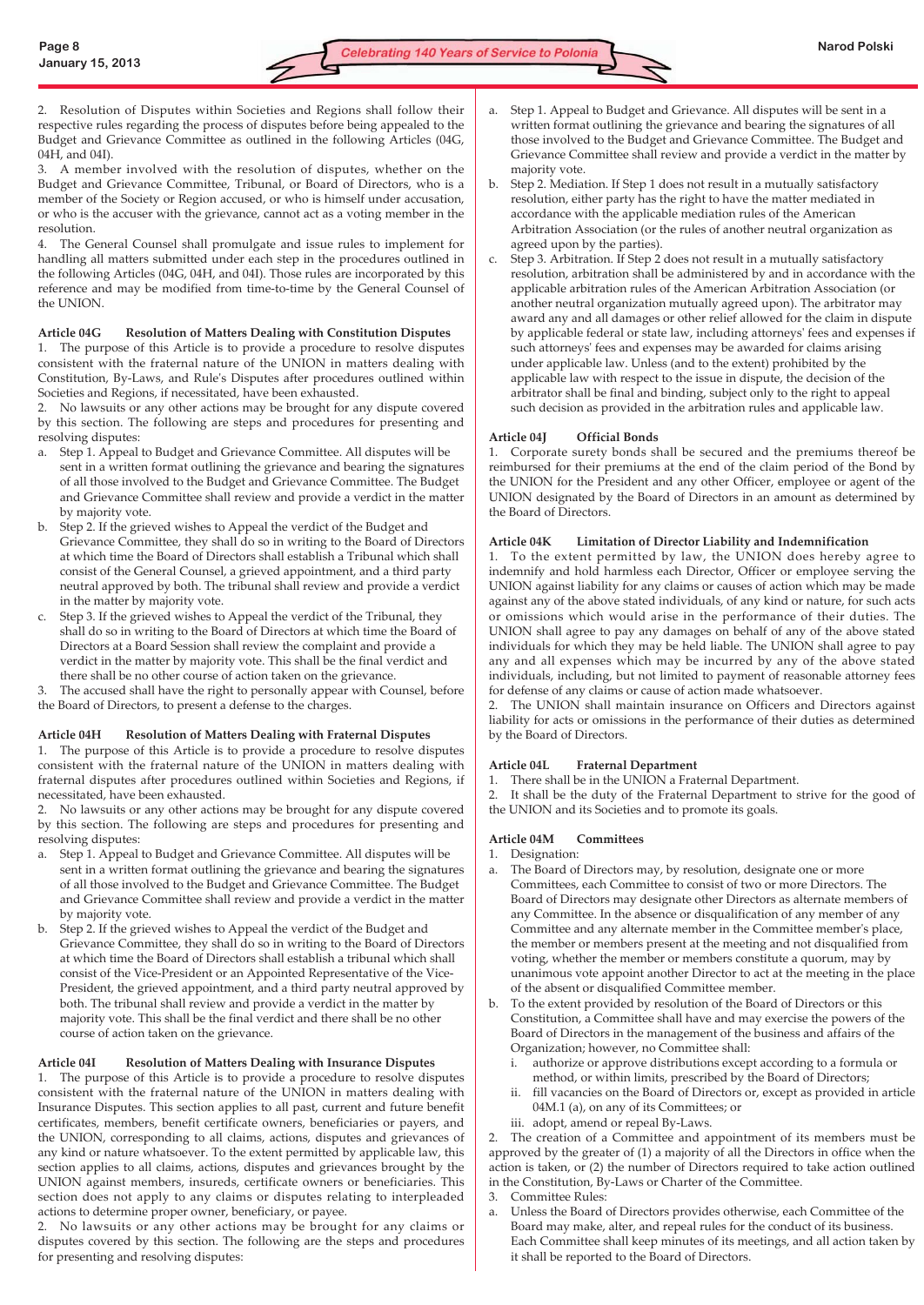2. Resolution of Disputes within Societies and Regions shall follow their respective rules regarding the process of disputes before being appealed to the Budget and Grievance Committee as outlined in the following Articles (04G, 04H, and 04I).

3. A member involved with the resolution of disputes, whether on the Budget and Grievance Committee, Tribunal, or Board of Directors, who is a member of the Society or Region accused, or who is himself under accusation, or who is the accuser with the grievance, cannot act as a voting member in the resolution.

4. The General Counsel shall promulgate and issue rules to implement for handling all matters submitted under each step in the procedures outlined in the following Articles (04G, 04H, and 04I). Those rules are incorporated by this reference and may be modified from time-to-time by the General Counsel of the UNION.

**Article 04G Resolution of Matters Dealing with Constitution Disputes**

1. The purpose of this Article is to provide a procedure to resolve disputes consistent with the fraternal nature of the UNION in matters dealing with Constitution, By-Laws, and Rule's Disputes after procedures outlined within Societies and Regions, if necessitated, have been exhausted.

2. No lawsuits or any other actions may be brought for any dispute covered by this section. The following are steps and procedures for presenting and resolving disputes:

a. Step 1. Appeal to Budget and Grievance Committee. All disputes will be sent in a written format outlining the grievance and bearing the signatures of all those involved to the Budget and Grievance Committee. The Budget and Grievance Committee shall review and provide a verdict in the matter by majority vote.
b. Step 2. If the grieved wishes to Appeal the verdict of the Budget and Grievance Committee, they shall do so in writing to the Board of Directors at which time the Board of Directors shall establish a Tribunal which shall consist of the General Counsel, a grieved appointment, and a third party neutral approved by both. The tribunal shall review and provide a verdict in the matter by majority vote.
c. Step 3. If the grieved wishes to Appeal the verdict of the Tribunal, they shall do so in writing to the Board of Directors at which time the Board of Directors at a Board Session shall review the complaint and provide a verdict in the matter by majority vote. This shall be the final verdict and there shall be no other course of action taken on the grievance.

3. The accused shall have the right to personally appear with Counsel, before the Board of Directors, to present a defense to the charges.

**Article 04H Resolution of Matters Dealing with Fraternal Disputes**

1. The purpose of this Article is to provide a procedure to resolve disputes consistent with the fraternal nature of the UNION in matters dealing with fraternal disputes after procedures outlined within Societies and Regions, if necessitated, have been exhausted.

2. No lawsuits or any other actions may be brought for any dispute covered by this section. The following are steps and procedures for presenting and resolving disputes:

a. Step 1. Appeal to Budget and Grievance Committee. All disputes will be sent in a written format outlining the grievance and bearing the signatures of all those involved to the Budget and Grievance Committee. The Budget and Grievance Committee shall review and provide a verdict in the matter by majority vote.
b. Step 2. If the grieved wishes to Appeal the verdict of the Budget and Grievance Committee, they shall do so in writing to the Board of Directors at which time the Board of Directors shall establish a tribunal which shall consist of the Vice-President or an Appointed Representative of the Vice-President, the grieved appointment, and a third party neutral approved by both. The tribunal shall review and provide a verdict in the matter by majority vote. This shall be the final verdict and there shall be no other course of action taken on the grievance.

**Article 04I Resolution of Matters Dealing with Insurance Disputes**

1. The purpose of this Article is to provide a procedure to resolve disputes consistent with the fraternal nature of the UNION in matters dealing with Insurance Disputes. This section applies to all past, current and future benefit certificates, members, benefit certificate owners, beneficiaries or payers, and the UNION, corresponding to all claims, actions, disputes and grievances of any kind or nature whatsoever. To the extent permitted by applicable law, this section applies to all claims, actions, disputes and grievances brought by the UNION against members, insureds, certificate owners or beneficiaries. This section does not apply to any claims or disputes relating to interpleaded actions to determine proper owner, beneficiary, or payee.

2. No lawsuits or any other actions may be brought for any claims or disputes covered by this section. The following are the steps and procedures for presenting and resolving disputes:

a. Step 1. Appeal to Budget and Grievance. All disputes will be sent in a written format outlining the grievance and bearing the signatures of all those involved to the Budget and Grievance Committee. The Budget and Grievance Committee shall review and provide a verdict in the matter by majority vote.
b. Step 2. Mediation. If Step 1 does not result in a mutually satisfactory resolution, either party has the right to have the matter mediated in accordance with the applicable mediation rules of the American Arbitration Association (or the rules of another neutral organization as agreed upon by the parties).
c. Step 3. Arbitration. If Step 2 does not result in a mutually satisfactory resolution, arbitration shall be administered by and in accordance with the applicable arbitration rules of the American Arbitration Association (or another neutral organization mutually agreed upon). The arbitrator may award any and all damages or other relief allowed for the claim in dispute by applicable federal or state law, including attorneys' fees and expenses if such attorneys' fees and expenses may be awarded for claims arising under applicable law. Unless (and to the extent) prohibited by the applicable law with respect to the issue in dispute, the decision of the arbitrator shall be final and binding, subject only to the right to appeal such decision as provided in the arbitration rules and applicable law.

**Article 04J Official Bonds**

1. Corporate surety bonds shall be secured and the premiums thereof be reimbursed for their premiums at the end of the claim period of the Bond by the UNION for the President and any other Officer, employee or agent of the UNION designated by the Board of Directors in an amount as determined by the Board of Directors.

**Article 04K Limitation of Director Liability and Indemnification**

1. To the extent permitted by law, the UNION does hereby agree to indemnify and hold harmless each Director, Officer or employee serving the UNION against liability for any claims or causes of action which may be made against any of the above stated individuals, of any kind or nature, for such acts or omissions which would arise in the performance of their duties. The UNION shall agree to pay any damages on behalf of any of the above stated individuals for which they may be held liable. The UNION shall agree to pay any and all expenses which may be incurred by any of the above stated individuals, including, but not limited to payment of reasonable attorney fees for defense of any claims or cause of action made whatsoever.

2. The UNION shall maintain insurance on Officers and Directors against liability for acts or omissions in the performance of their duties as determined by the Board of Directors.

**Article 04L Fraternal Department**

1. There shall be in the UNION a Fraternal Department.

2. It shall be the duty of the Fraternal Department to strive for the good of the UNION and its Societies and to promote its goals.

**Article 04M Committees**

1. Designation:

a. The Board of Directors may, by resolution, designate one or more Committees, each Committee to consist of two or more Directors. The Board of Directors may designate other Directors as alternate members of any Committee. In the absence or disqualification of any member of any Committee and any alternate member in the Committee member's place, the member or members present at the meeting and not disqualified from voting, whether the member or members constitute a quorum, may by unanimous vote appoint another Director to act at the meeting in the place of the absent or disqualified Committee member.
b. To the extent provided by resolution of the Board of Directors or this Constitution, a Committee shall have and may exercise the powers of the Board of Directors in the management of the business and affairs of the Organization; however, no Committee shall:
   i. authorize or approve distributions except according to a formula or method, or within limits, prescribed by the Board of Directors;
   ii. fill vacancies on the Board of Directors or, except as provided in article 04M.1 (a), on any of its Committees; or
   iii. adopt, amend or repeal By-Laws.

2. The creation of a Committee and appointment of its members must be approved by the greater of (1) a majority of all the Directors in office when the action is taken, or (2) the number of Directors required to take action outlined in the Constitution, By-Laws or Charter of the Committee.

3. Committee Rules:

a. Unless the Board of Directors provides otherwise, each Committee of the Board may make, alter, and repeal rules for the conduct of its business. Each Committee shall keep minutes of its meetings, and all action taken by it shall be reported to the Board of Directors.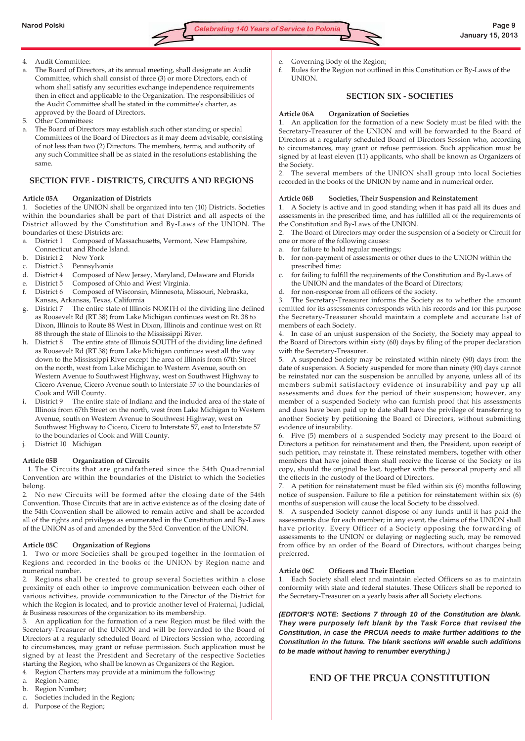4. Audit Committee:

a. The Board of Directors, at its annual meeting, shall designate an Audit Committee, which shall consist of three (3) or more Directors, each of whom shall satisfy any securities exchange independence requirements then in effect and applicable to the Organization. The responsibilities of the Audit Committee shall be stated in the committee's charter, as approved by the Board of Directors.

5. Other Committees:

a. The Board of Directors may establish such other standing or special Committees of the Board of Directors as it may deem advisable, consisting of not less than two (2) Directors. The members, terms, and authority of any such Committee shall be as stated in the resolutions establishing the same.

## SECTION FIVE - DISTRICTS, CIRCUITS AND REGIONS

**Article 05A Organization of Districts**

1. Societies of the UNION shall be organized into ten (10) Districts. Societies within the boundaries shall be part of that District and all aspects of the District allowed by the Constitution and By-Laws of the UNION. The boundaries of these Districts are:

a. District 1 Composed of Massachusetts, Vermont, New Hampshire, Connecticut and Rhode Island.
b. District 2 New York
c. District 3 Pennsylvania
d. District 4 Composed of New Jersey, Maryland, Delaware and Florida
e. District 5 Composed of Ohio and West Virginia.
f. District 6 Composed of Wisconsin, Minnesota, Missouri, Nebraska, Kansas, Arkansas, Texas, California
g. District 7 The entire state of Illinois NORTH of the dividing line defined as Roosevelt Rd (RT 38) from Lake Michigan continues west on Rt. 38 to Dixon, Illinois to Route 88 West in Dixon, Illinois and continue west on Rt 88 through the state of Illinois to the Mississippi River.
h. District 8 The entire state of Illinois SOUTH of the dividing line defined as Roosevelt Rd (RT 38) from Lake Michigan continues west all the way down to the Mississippi River except the area of Illinois from 67th Street on the north, west from Lake Michigan to Western Avenue, south on Western Avenue to Southwest Highway, west on Southwest Highway to Cicero Avenue, Cicero Avenue south to Interstate 57 to the boundaries of Cook and Will County.
i. District 9 The entire state of Indiana and the included area of the state of Illinois from 67th Street on the north, west from Lake Michigan to Western Avenue, south on Western Avenue to Southwest Highway, west on Southwest Highway to Cicero, Cicero to Interstate 57, east to Interstate 57 to the boundaries of Cook and Will County.
j. District 10 Michigan

**Article 05B Organization of Circuits**

1. The Circuits that are grandfathered since the 54th Quadrennial Convention are within the boundaries of the District to which the Societies belong.

2. No new Circuits will be formed after the closing date of the 54th Convention. Those Circuits that are in active existence as of the closing date of the 54th Convention shall be allowed to remain active and shall be accorded all of the rights and privileges as enumerated in the Constitution and By-Laws of the UNION as of and amended by the 53rd Convention of the UNION.

**Article 05C Organization of Regions**

1. Two or more Societies shall be grouped together in the formation of Regions and recorded in the books of the UNION by Region name and numerical number.

2. Regions shall be created to group several Societies within a close proximity of each other to improve communication between each other of various activities, provide communication to the Director of the District for which the Region is located, and to provide another level of Fraternal, Judicial, & Business resources of the organization to its membership.

3. An application for the formation of a new Region must be filed with the Secretary-Treasurer of the UNION and will be forwarded to the Board of Directors at a regularly scheduled Board of Directors Session who, according to circumstances, may grant or refuse permission. Such application must be signed by at least the President and Secretary of the respective Societies starting the Region, who shall be known as Organizers of the Region.

4. Region Charters may provide at a minimum the following:

a. Region Name;
b. Region Number;
c. Societies included in the Region;
d. Purpose of the Region;
e. Governing Body of the Region;
f. Rules for the Region not outlined in this Constitution or By-Laws of the UNION.

## SECTION SIX - SOCIETIES

**Article 06A Organization of Societies**

1. An application for the formation of a new Society must be filed with the Secretary-Treasurer of the UNION and will be forwarded to the Board of Directors at a regularly scheduled Board of Directors Session who, according to circumstances, may grant or refuse permission. Such application must be signed by at least eleven (11) applicants, who shall be known as Organizers of the Society.

2. The several members of the UNION shall group into local Societies recorded in the books of the UNION by name and in numerical order.

**Article 06B Societies, Their Suspension and Reinstatement**

1. A Society is active and in good standing when it has paid all its dues and assessments in the prescribed time, and has fulfilled all of the requirements of the Constitution and By-Laws of the UNION.

2. The Board of Directors may order the suspension of a Society or Circuit for one or more of the following causes:

a. for failure to hold regular meetings;
b. for non-payment of assessments or other dues to the UNION within the prescribed time;
c. for failing to fulfill the requirements of the Constitution and By-Laws of the UNION and the mandates of the Board of Directors;
d. for non-response from all officers of the society.

3. The Secretary-Treasurer informs the Society as to whether the amount remitted for its assessments corresponds with his records and for this purpose the Secretary-Treasurer should maintain a complete and accurate list of members of each Society.

4. In case of an unjust suspension of the Society, the Society may appeal to the Board of Directors within sixty (60) days by filing of the proper declaration with the Secretary-Treasurer.

5. A suspended Society may be reinstated within ninety (90) days from the date of suspension. A Society suspended for more than ninety (90) days cannot be reinstated nor can the suspension be annulled by anyone, unless all of its members submit satisfactory evidence of insurability and pay up all assessments and dues for the period of their suspension; however, any member of a suspended Society who can furnish proof that his assessments and dues have been paid up to date shall have the privilege of transferring to another Society by petitioning the Board of Directors, without submitting evidence of insurability.

6. Five (5) members of a suspended Society may present to the Board of Directors a petition for reinstatement and then, the President, upon receipt of such petition, may reinstate it. These reinstated members, together with other members that have joined them shall receive the license of the Society or its copy, should the original be lost, together with the personal property and all the effects in the custody of the Board of Directors.

7. A petition for reinstatement must be filed within six (6) months following notice of suspension. Failure to file a petition for reinstatement within six (6) months of suspension will cause the local Society to be dissolved.

8. A suspended Society cannot dispose of any funds until it has paid the assessments due for each member; in any event, the claims of the UNION shall have priority. Every Officer of a Society opposing the forwarding of assessments to the UNION or delaying or neglecting such, may be removed from office by an order of the Board of Directors, without charges being preferred.

**Article 06C Officers and Their Election**

1. Each Society shall elect and maintain elected Officers so as to maintain conformity with state and federal statutes. These Officers shall be reported to the Secretary-Treasurer on a yearly basis after all Society elections.

***(EDITOR'S NOTE: Sections 7 through 10 of the Constitution are blank. They were purposely left blank by the Task Force that revised the Constitution, in case the PRCUA needs to make further additions to the Constitution in the future. The blank sections will enable such additions to be made without having to renumber everything.)***

## END OF THE PRCUA CONSTITUTION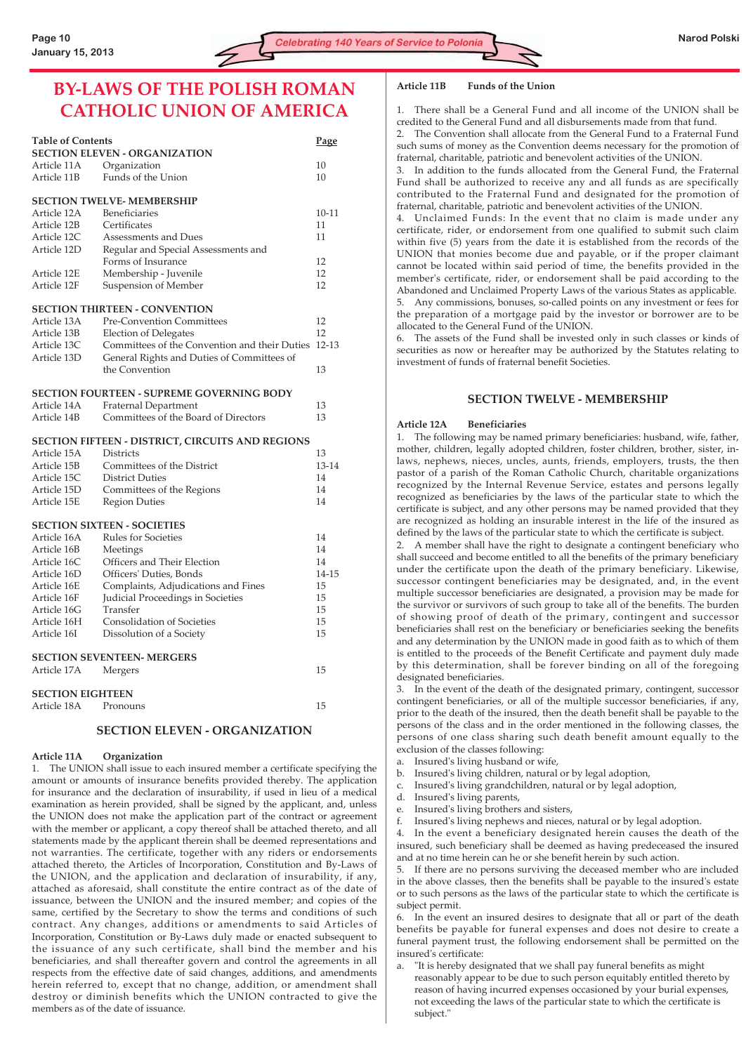# BY-LAWS OF THE POLISH ROMAN CATHOLIC UNION OF AMERICA

| Table of Contents | | Page |
|---|---|---|
| **SECTION ELEVEN - ORGANIZATION** | | |
| Article 11A | Organization | 10 |
| Article 11B | Funds of the Union | 10 |
| **SECTION TWELVE- MEMBERSHIP** | | |
| Article 12A | Beneficiaries | 10-11 |
| Article 12B | Certificates | 11 |
| Article 12C | Assessments and Dues | 11 |
| Article 12D | Regular and Special Assessments and Forms of Insurance | 12 |
| Article 12E | Membership - Juvenile | 12 |
| Article 12F | Suspension of Member | 12 |
| **SECTION THIRTEEN - CONVENTION** | | |
| Article 13A | Pre-Convention Committees | 12 |
| Article 13B | Election of Delegates | 12 |
| Article 13C | Committees of the Convention and their Duties | 12-13 |
| Article 13D | General Rights and Duties of Committees of the Convention | 13 |
| **SECTION FOURTEEN - SUPREME GOVERNING BODY** | | |
| Article 14A | Fraternal Department | 13 |
| Article 14B | Committees of the Board of Directors | 13 |
| **SECTION FIFTEEN - DISTRICT, CIRCUITS AND REGIONS** | | |
| Article 15A | Districts | 13 |
| Article 15B | Committees of the District | 13-14 |
| Article 15C | District Duties | 14 |
| Article 15D | Committees of the Regions | 14 |
| Article 15E | Region Duties | 14 |
| **SECTION SIXTEEN - SOCIETIES** | | |
| Article 16A | Rules for Societies | 14 |
| Article 16B | Meetings | 14 |
| Article 16C | Officers and Their Election | 14 |
| Article 16D | Officers' Duties, Bonds | 14-15 |
| Article 16E | Complaints, Adjudications and Fines | 15 |
| Article 16F | Judicial Proceedings in Societies | 15 |
| Article 16G | Transfer | 15 |
| Article 16H | Consolidation of Societies | 15 |
| Article 16I | Dissolution of a Society | 15 |
| **SECTION SEVENTEEN- MERGERS** | | |
| Article 17A | Mergers | 15 |
| **SECTION EIGHTEEN** | | |
| Article 18A | Pronouns | 15 |

## SECTION ELEVEN - ORGANIZATION

### Article 11A Organization

1. The UNION shall issue to each insured member a certificate specifying the amount or amounts of insurance benefits provided thereby. The application for insurance and the declaration of insurability, if used in lieu of a medical examination as herein provided, shall be signed by the applicant, and, unless the UNION does not make the application part of the contract or agreement with the member or applicant, a copy thereof shall be attached thereto, and all statements made by the applicant therein shall be deemed representations and not warranties. The certificate, together with any riders or endorsements attached thereto, the Articles of Incorporation, Constitution and By-Laws of the UNION, and the application and declaration of insurability, if any, attached as aforesaid, shall constitute the entire contract as of the date of issuance, between the UNION and the insured member; and copies of the same, certified by the Secretary to show the terms and conditions of such contract. Any changes, additions or amendments to said Articles of Incorporation, Constitution or By-Laws duly made or enacted subsequent to the issuance of any such certificate, shall bind the member and his beneficiaries, and shall thereafter govern and control the agreements in all respects from the effective date of said changes, additions, and amendments herein referred to, except that no change, addition, or amendment shall destroy or diminish benefits which the UNION contracted to give the members as of the date of issuance.

### Article 11B Funds of the Union

1. There shall be a General Fund and all income of the UNION shall be credited to the General Fund and all disbursements made from that fund.
2. The Convention shall allocate from the General Fund to a Fraternal Fund such sums of money as the Convention deems necessary for the promotion of fraternal, charitable, patriotic and benevolent activities of the UNION.
3. In addition to the funds allocated from the General Fund, the Fraternal Fund shall be authorized to receive any and all funds as are specifically contributed to the Fraternal Fund and designated for the promotion of fraternal, charitable, patriotic and benevolent activities of the UNION.
4. Unclaimed Funds: In the event that no claim is made under any certificate, rider, or endorsement from one qualified to submit such claim within five (5) years from the date it is established from the records of the UNION that monies become due and payable, or if the proper claimant cannot be located within said period of time, the benefits provided in the member's certificate, rider, or endorsement shall be paid according to the Abandoned and Unclaimed Property Laws of the various States as applicable.
5. Any commissions, bonuses, so-called points on any investment or fees for the preparation of a mortgage paid by the investor or borrower are to be allocated to the General Fund of the UNION.
6. The assets of the Fund shall be invested only in such classes or kinds of securities as now or hereafter may be authorized by the Statutes relating to investment of funds of fraternal benefit Societies.

## SECTION TWELVE - MEMBERSHIP

### Article 12A Beneficiaries

1. The following may be named primary beneficiaries: husband, wife, father, mother, children, legally adopted children, foster children, brother, sister, in-laws, nephews, nieces, uncles, aunts, friends, employers, trusts, the then pastor of a parish of the Roman Catholic Church, charitable organizations recognized by the Internal Revenue Service, estates and persons legally recognized as beneficiaries by the laws of the particular state to which the certificate is subject, and any other persons may be named provided that they are recognized as holding an insurable interest in the life of the insured as defined by the laws of the particular state to which the certificate is subject.
2. A member shall have the right to designate a contingent beneficiary who shall succeed and become entitled to all the benefits of the primary beneficiary under the certificate upon the death of the primary beneficiary. Likewise, successor contingent beneficiaries may be designated, and, in the event multiple successor beneficiaries are designated, a provision may be made for the survivor or survivors of such group to take all of the benefits. The burden of showing proof of death of the primary, contingent and successor beneficiaries shall rest on the beneficiary or beneficiaries seeking the benefits and any determination by the UNION made in good faith as to which of them is entitled to the proceeds of the Benefit Certificate and payment duly made by this determination, shall be forever binding on all of the foregoing designated beneficiaries.
3. In the event of the death of the designated primary, contingent, successor contingent beneficiaries, or all of the multiple successor beneficiaries, if any, prior to the death of the insured, then the death benefit shall be payable to the persons of the class and in the order mentioned in the following classes, the persons of one class sharing such death benefit amount equally to the exclusion of the classes following:
   a. Insured's living husband or wife,
   b. Insured's living children, natural or by legal adoption,
   c. Insured's living grandchildren, natural or by legal adoption,
   d. Insured's living parents,
   e. Insured's living brothers and sisters,
   f. Insured's living nephews and nieces, natural or by legal adoption.
4. In the event a beneficiary designated herein causes the death of the insured, such beneficiary shall be deemed as having predeceased the insured and at no time herein can he or she benefit herein by such action.
5. If there are no persons surviving the deceased member who are included in the above classes, then the benefits shall be payable to the insured's estate or to such persons as the laws of the particular state to which the certificate is subject permit.
6. In the event an insured desires to designate that all or part of the death benefits be payable for funeral expenses and does not desire to create a funeral payment trust, the following endorsement shall be permitted on the insured's certificate:
   a. "It is hereby designated that we shall pay funeral benefits as might reasonably appear to be due to such person equitably entitled thereto by reason of having incurred expenses occasioned by your burial expenses, not exceeding the laws of the particular state to which the certificate is subject."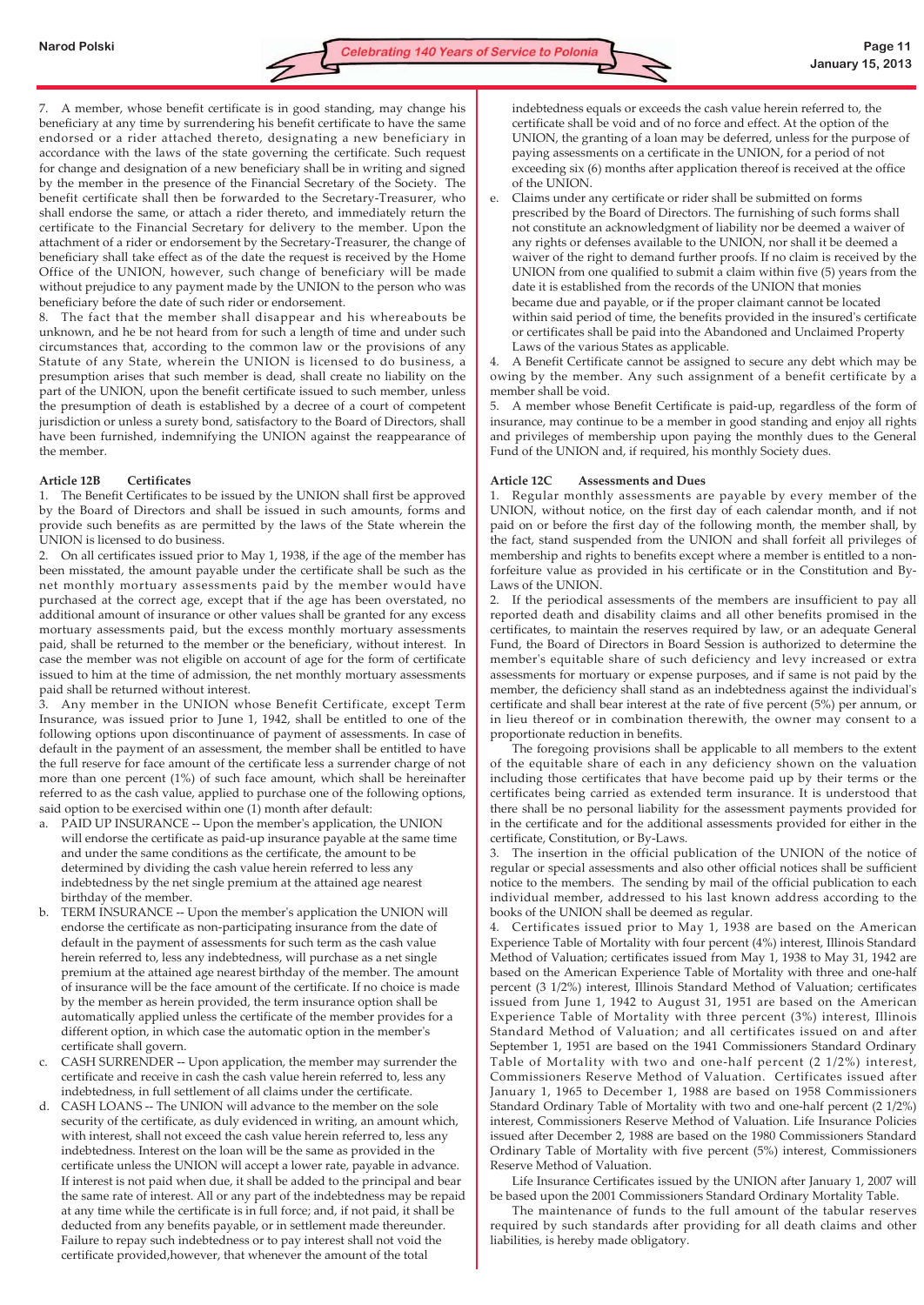7. A member, whose benefit certificate is in good standing, may change his beneficiary at any time by surrendering his benefit certificate to have the same endorsed or a rider attached thereto, designating a new beneficiary in accordance with the laws of the state governing the certificate. Such request for change and designation of a new beneficiary shall be in writing and signed by the member in the presence of the Financial Secretary of the Society. The benefit certificate shall then be forwarded to the Secretary-Treasurer, who shall endorse the same, or attach a rider thereto, and immediately return the certificate to the Financial Secretary for delivery to the member. Upon the attachment of a rider or endorsement by the Secretary-Treasurer, the change of beneficiary shall take effect as of the date the request is received by the Home Office of the UNION, however, such change of beneficiary will be made without prejudice to any payment made by the UNION to the person who was beneficiary before the date of such rider or endorsement.

8. The fact that the member shall disappear and his whereabouts be unknown, and he be not heard from for such a length of time and under such circumstances that, according to the common law or the provisions of any Statute of any State, wherein the UNION is licensed to do business, a presumption arises that such member is dead, shall create no liability on the part of the UNION, upon the benefit certificate issued to such member, unless the presumption of death is established by a decree of a court of competent jurisdiction or unless a surety bond, satisfactory to the Board of Directors, shall have been furnished, indemnifying the UNION against the reappearance of the member.

### Article 12B Certificates

1. The Benefit Certificates to be issued by the UNION shall first be approved by the Board of Directors and shall be issued in such amounts, forms and provide such benefits as are permitted by the laws of the State wherein the UNION is licensed to do business.

2. On all certificates issued prior to May 1, 1938, if the age of the member has been misstated, the amount payable under the certificate shall be such as the net monthly mortuary assessments paid by the member would have purchased at the correct age, except that if the age has been overstated, no additional amount of insurance or other values shall be granted for any excess mortuary assessments paid, but the excess monthly mortuary assessments paid, shall be returned to the member or the beneficiary, without interest. In case the member was not eligible on account of age for the form of certificate issued to him at the time of admission, the net monthly mortuary assessments paid shall be returned without interest.

3. Any member in the UNION whose Benefit Certificate, except Term Insurance, was issued prior to June 1, 1942, shall be entitled to one of the following options upon discontinuance of payment of assessments. In case of default in the payment of an assessment, the member shall be entitled to have the full reserve for face amount of the certificate less a surrender charge of not more than one percent (1%) of such face amount, which shall be hereinafter referred to as the cash value, applied to purchase one of the following options, said option to be exercised within one (1) month after default:

a. PAID UP INSURANCE -- Upon the member's application, the UNION will endorse the certificate as paid-up insurance payable at the same time and under the same conditions as the certificate, the amount to be determined by dividing the cash value herein referred to less any indebtedness by the net single premium at the attained age nearest birthday of the member.

b. TERM INSURANCE -- Upon the member's application the UNION will endorse the certificate as non-participating insurance from the date of default in the payment of assessments for such term as the cash value herein referred to, less any indebtedness, will purchase as a net single premium at the attained age nearest birthday of the member. The amount of insurance will be the face amount of the certificate. If no choice is made by the member as herein provided, the term insurance option shall be automatically applied unless the certificate of the member provides for a different option, in which case the automatic option in the member's certificate shall govern.

c. CASH SURRENDER -- Upon application, the member may surrender the certificate and receive in cash the cash value herein referred to, less any indebtedness, in full settlement of all claims under the certificate.

d. CASH LOANS -- The UNION will advance to the member on the sole security of the certificate, as duly evidenced in writing, an amount which, with interest, shall not exceed the cash value herein referred to, less any indebtedness. Interest on the loan will be the same as provided in the certificate unless the UNION will accept a lower rate, payable in advance. If interest is not paid when due, it shall be added to the principal and bear the same rate of interest. All or any part of the indebtedness may be repaid at any time while the certificate is in full force; and, if not paid, it shall be deducted from any benefits payable, or in settlement made thereunder. Failure to repay such indebtedness or to pay interest shall not void the certificate provided,however, that whenever the amount of the total indebtedness equals or exceeds the cash value herein referred to, the certificate shall be void and of no force and effect. At the option of the UNION, the granting of a loan may be deferred, unless for the purpose of paying assessments on a certificate in the UNION, for a period of not exceeding six (6) months after application thereof is received at the office of the UNION.

e. Claims under any certificate or rider shall be submitted on forms prescribed by the Board of Directors. The furnishing of such forms shall not constitute an acknowledgment of liability nor be deemed a waiver of any rights or defenses available to the UNION, nor shall it be deemed a waiver of the right to demand further proofs. If no claim is received by the UNION from one qualified to submit a claim within five (5) years from the date it is established from the records of the UNION that monies became due and payable, or if the proper claimant cannot be located within said period of time, the benefits provided in the insured's certificate or certificates shall be paid into the Abandoned and Unclaimed Property Laws of the various States as applicable.

4. A Benefit Certificate cannot be assigned to secure any debt which may be owing by the member. Any such assignment of a benefit certificate by a member shall be void.

5. A member whose Benefit Certificate is paid-up, regardless of the form of insurance, may continue to be a member in good standing and enjoy all rights and privileges of membership upon paying the monthly dues to the General Fund of the UNION and, if required, his monthly Society dues.

### Article 12C Assessments and Dues

1. Regular monthly assessments are payable by every member of the UNION, without notice, on the first day of each calendar month, and if not paid on or before the first day of the following month, the member shall, by the fact, stand suspended from the UNION and shall forfeit all privileges of membership and rights to benefits except where a member is entitled to a non-forfeiture value as provided in his certificate or in the Constitution and By-Laws of the UNION.

2. If the periodical assessments of the members are insufficient to pay all reported death and disability claims and all other benefits promised in the certificates, to maintain the reserves required by law, or an adequate General Fund, the Board of Directors in Board Session is authorized to determine the member's equitable share of such deficiency and levy increased or extra assessments for mortuary or expense purposes, and if same is not paid by the member, the deficiency shall stand as an indebtedness against the individual's certificate and shall bear interest at the rate of five percent (5%) per annum, or in lieu thereof or in combination therewith, the owner may consent to a proportionate reduction in benefits.

The foregoing provisions shall be applicable to all members to the extent of the equitable share of each in any deficiency shown on the valuation including those certificates that have become paid up by their terms or the certificates being carried as extended term insurance. It is understood that there shall be no personal liability for the assessment payments provided for in the certificate and for the additional assessments provided for either in the certificate, Constitution, or By-Laws.

3. The insertion in the official publication of the UNION of the notice of regular or special assessments and also other official notices shall be sufficient notice to the members. The sending by mail of the official publication to each individual member, addressed to his last known address according to the books of the UNION shall be deemed as regular.

4. Certificates issued prior to May 1, 1938 are based on the American Experience Table of Mortality with four percent (4%) interest, Illinois Standard Method of Valuation; certificates issued from May 1, 1938 to May 31, 1942 are based on the American Experience Table of Mortality with three and one-half percent (3 1/2%) interest, Illinois Standard Method of Valuation; certificates issued from June 1, 1942 to August 31, 1951 are based on the American Experience Table of Mortality with three percent (3%) interest, Illinois Standard Method of Valuation; and all certificates issued on and after September 1, 1951 are based on the 1941 Commissioners Standard Ordinary Table of Mortality with two and one-half percent (2 1/2%) interest, Commissioners Reserve Method of Valuation. Certificates issued after January 1, 1965 to December 1, 1988 are based on 1958 Commissioners Standard Ordinary Table of Mortality with two and one-half percent (2 1/2%) interest, Commissioners Reserve Method of Valuation. Life Insurance Policies issued after December 2, 1988 are based on the 1980 Commissioners Standard Ordinary Table of Mortality with five percent (5%) interest, Commissioners Reserve Method of Valuation.

Life Insurance Certificates issued by the UNION after January 1, 2007 will be based upon the 2001 Commissioners Standard Ordinary Mortality Table.

The maintenance of funds to the full amount of the tabular reserves required by such standards after providing for all death claims and other liabilities, is hereby made obligatory.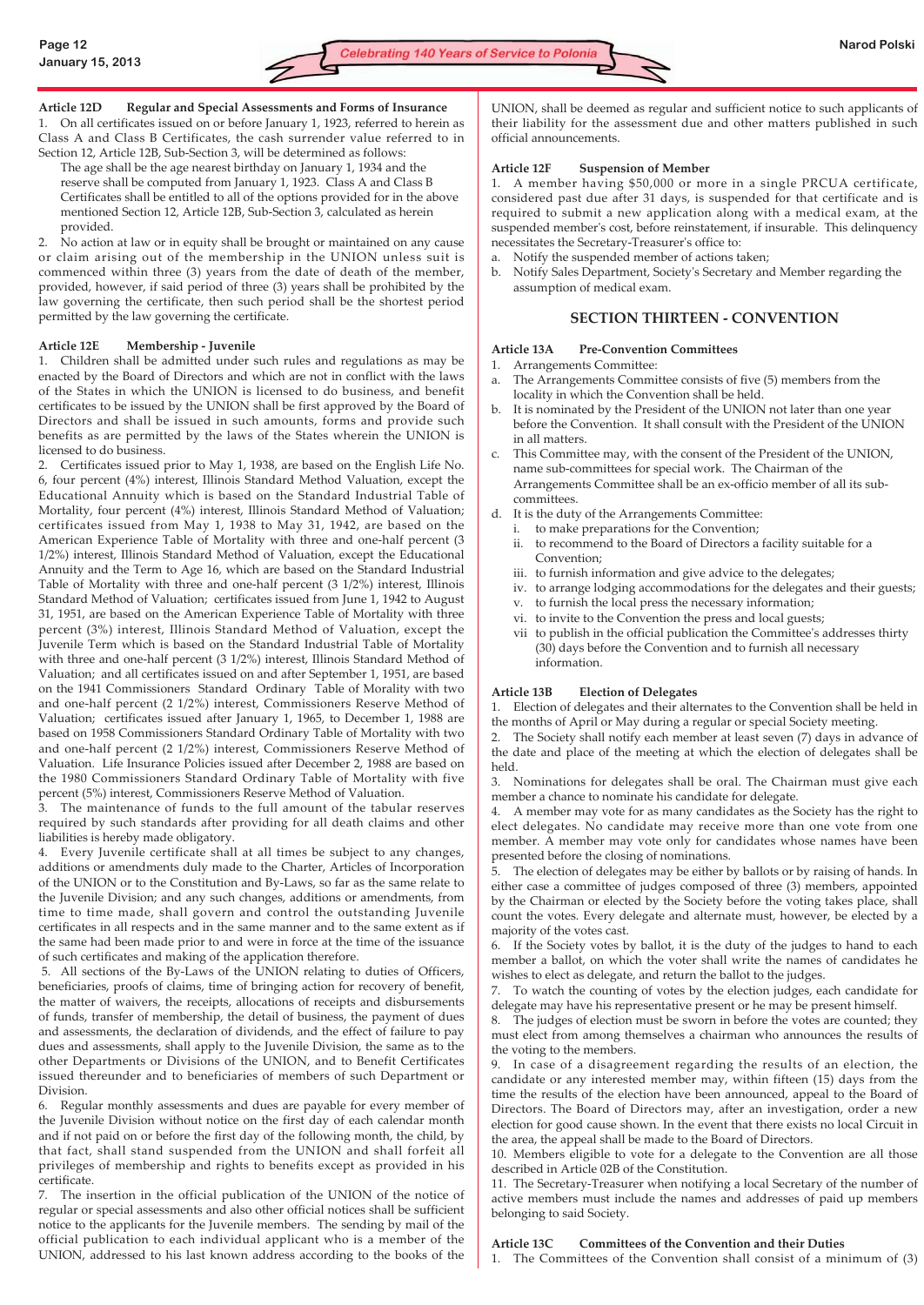**Article 12D Regular and Special Assessments and Forms of Insurance**

1. On all certificates issued on or before January 1, 1923, referred to herein as Class A and Class B Certificates, the cash surrender value referred to in Section 12, Article 12B, Sub-Section 3, will be determined as follows:

The age shall be the age nearest birthday on January 1, 1934 and the reserve shall be computed from January 1, 1923. Class A and Class B Certificates shall be entitled to all of the options provided for in the above mentioned Section 12, Article 12B, Sub-Section 3, calculated as herein provided.

2. No action at law or in equity shall be brought or maintained on any cause or claim arising out of the membership in the UNION unless suit is commenced within three (3) years from the date of death of the member, provided, however, if said period of three (3) years shall be prohibited by the law governing the certificate, then such period shall be the shortest period permitted by the law governing the certificate.

**Article 12E Membership - Juvenile**

1. Children shall be admitted under such rules and regulations as may be enacted by the Board of Directors and which are not in conflict with the laws of the States in which the UNION is licensed to do business, and benefit certificates to be issued by the UNION shall be first approved by the Board of Directors and shall be issued in such amounts, forms and provide such benefits as are permitted by the laws of the States wherein the UNION is licensed to do business.

2. Certificates issued prior to May 1, 1938, are based on the English Life No. 6, four percent (4%) interest, Illinois Standard Method Valuation, except the Educational Annuity which is based on the Standard Industrial Table of Mortality, four percent (4%) interest, Illinois Standard Method of Valuation; certificates issued from May 1, 1938 to May 31, 1942, are based on the American Experience Table of Mortality with three and one-half percent (3 1/2%) interest, Illinois Standard Method of Valuation, except the Educational Annuity and the Term to Age 16, which are based on the Standard Industrial Table of Mortality with three and one-half percent (3 1/2%) interest, Illinois Standard Method of Valuation; certificates issued from June 1, 1942 to August 31, 1951, are based on the American Experience Table of Mortality with three percent (3%) interest, Illinois Standard Method of Valuation, except the Juvenile Term which is based on the Standard Industrial Table of Mortality with three and one-half percent (3 1/2%) interest, Illinois Standard Method of Valuation; and all certificates issued on and after September 1, 1951, are based on the 1941 Commissioners Standard Ordinary Table of Morality with two and one-half percent (2 1/2%) interest, Commissioners Reserve Method of Valuation; certificates issued after January 1, 1965, to December 1, 1988 are based on 1958 Commissioners Standard Ordinary Table of Mortality with two and one-half percent (2 1/2%) interest, Commissioners Reserve Method of Valuation. Life Insurance Policies issued after December 2, 1988 are based on the 1980 Commissioners Standard Ordinary Table of Mortality with five percent (5%) interest, Commissioners Reserve Method of Valuation.

3. The maintenance of funds to the full amount of the tabular reserves required by such standards after providing for all death claims and other liabilities is hereby made obligatory.

4. Every Juvenile certificate shall at all times be subject to any changes, additions or amendments duly made to the Charter, Articles of Incorporation of the UNION or to the Constitution and By-Laws, so far as the same relate to the Juvenile Division; and any such changes, additions or amendments, from time to time made, shall govern and control the outstanding Juvenile certificates in all respects and in the same manner and to the same extent as if the same had been made prior to and were in force at the time of the issuance of such certificates and making of the application therefore.

5. All sections of the By-Laws of the UNION relating to duties of Officers, beneficiaries, proofs of claims, time of bringing action for recovery of benefit, the matter of waivers, the receipts, allocations of receipts and disbursements of funds, transfer of membership, the detail of business, the payment of dues and assessments, the declaration of dividends, and the effect of failure to pay dues and assessments, shall apply to the Juvenile Division, the same as to the other Departments or Divisions of the UNION, and to Benefit Certificates issued thereunder and to beneficiaries of members of such Department or Division.

6. Regular monthly assessments and dues are payable for every member of the Juvenile Division without notice on the first day of each calendar month and if not paid on or before the first day of the following month, the child, by that fact, shall stand suspended from the UNION and shall forfeit all privileges of membership and rights to benefits except as provided in his certificate.

7. The insertion in the official publication of the UNION of the notice of regular or special assessments and also other official notices shall be sufficient notice to the applicants for the Juvenile members. The sending by mail of the official publication to each individual applicant who is a member of the UNION, addressed to his last known address according to the books of the UNION, shall be deemed as regular and sufficient notice to such applicants of their liability for the assessment due and other matters published in such official announcements.

**Article 12F Suspension of Member**

1. A member having $50,000 or more in a single PRCUA certificate, considered past due after 31 days, is suspended for that certificate and is required to submit a new application along with a medical exam, at the suspended member's cost, before reinstatement, if insurable. This delinquency necessitates the Secretary-Treasurer's office to:

a. Notify the suspended member of actions taken;
b. Notify Sales Department, Society's Secretary and Member regarding the assumption of medical exam.

## SECTION THIRTEEN - CONVENTION

**Article 13A Pre-Convention Committees**

1. Arrangements Committee:

a. The Arrangements Committee consists of five (5) members from the locality in which the Convention shall be held.
b. It is nominated by the President of the UNION not later than one year before the Convention. It shall consult with the President of the UNION in all matters.
c. This Committee may, with the consent of the President of the UNION, name sub-committees for special work. The Chairman of the Arrangements Committee shall be an ex-officio member of all its sub-committees.
d. It is the duty of the Arrangements Committee:
   i. to make preparations for the Convention;
   ii. to recommend to the Board of Directors a facility suitable for a Convention;
   iii. to furnish information and give advice to the delegates;
   iv. to arrange lodging accommodations for the delegates and their guests;
   v. to furnish the local press the necessary information;
   vi. to invite to the Convention the press and local guests;
   vii to publish in the official publication the Committee's addresses thirty (30) days before the Convention and to furnish all necessary information.

**Article 13B Election of Delegates**

1. Election of delegates and their alternates to the Convention shall be held in the months of April or May during a regular or special Society meeting.

2. The Society shall notify each member at least seven (7) days in advance of the date and place of the meeting at which the election of delegates shall be held.

3. Nominations for delegates shall be oral. The Chairman must give each member a chance to nominate his candidate for delegate.

4. A member may vote for as many candidates as the Society has the right to elect delegates. No candidate may receive more than one vote from one member. A member may vote only for candidates whose names have been presented before the closing of nominations.

5. The election of delegates may be either by ballots or by raising of hands. In either case a committee of judges composed of three (3) members, appointed by the Chairman or elected by the Society before the voting takes place, shall count the votes. Every delegate and alternate must, however, be elected by a majority of the votes cast.

6. If the Society votes by ballot, it is the duty of the judges to hand to each member a ballot, on which the voter shall write the names of candidates he wishes to elect as delegate, and return the ballot to the judges.

7. To watch the counting of votes by the election judges, each candidate for delegate may have his representative present or he may be present himself.

8. The judges of election must be sworn in before the votes are counted; they must elect from among themselves a chairman who announces the results of the voting to the members.

9. In case of a disagreement regarding the results of an election, the candidate or any interested member may, within fifteen (15) days from the time the results of the election have been announced, appeal to the Board of Directors. The Board of Directors may, after an investigation, order a new election for good cause shown. In the event that there exists no local Circuit in the area, the appeal shall be made to the Board of Directors.

10. Members eligible to vote for a delegate to the Convention are all those described in Article 02B of the Constitution.

11. The Secretary-Treasurer when notifying a local Secretary of the number of active members must include the names and addresses of paid up members belonging to said Society.

**Article 13C Committees of the Convention and their Duties**

1. The Committees of the Convention shall consist of a minimum of (3)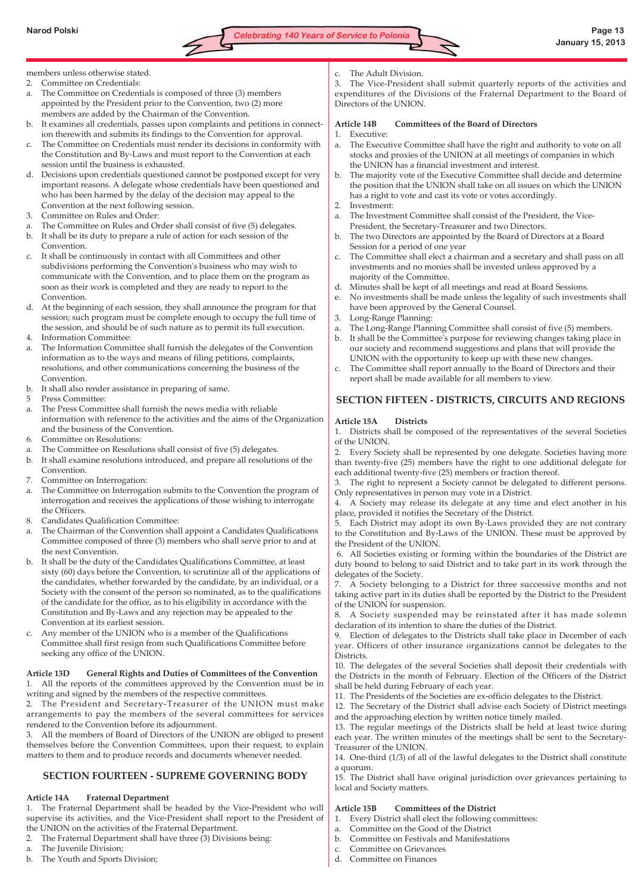members unless otherwise stated.

2. Committee on Credentials:
   a. The Committee on Credentials is composed of three (3) members appointed by the President prior to the Convention, two (2) more members are added by the Chairman of the Convention.
   b. It examines all credentials, passes upon complaints and petitions in connection therewith and submits its findings to the Convention for approval.
   c. The Committee on Credentials must render its decisions in conformity with the Constitution and By-Laws and must report to the Convention at each session until the business is exhausted.
   d. Decisions upon credentials questioned cannot be postponed except for very important reasons. A delegate whose credentials have been questioned and who has been harmed by the delay of the decision may appeal to the Convention at the next following session.
3. Committee on Rules and Order:
   a. The Committee on Rules and Order shall consist of five (5) delegates.
   b. It shall be its duty to prepare a rule of action for each session of the Convention.
   c. It shall be continuously in contact with all Committees and other subdivisions performing the Convention's business who may wish to communicate with the Convention, and to place them on the program as soon as their work is completed and they are ready to report to the Convention.
   d. At the beginning of each session, they shall announce the program for that session; such program must be complete enough to occupy the full time of the session, and should be of such nature as to permit its full execution.
4. Information Committee:
   a. The Information Committee shall furnish the delegates of the Convention information as to the ways and means of filing petitions, complaints, resolutions, and other communications concerning the business of the Convention.
   b. It shall also render assistance in preparing of same.
5. Press Committee:
   a. The Press Committee shall furnish the news media with reliable information with reference to the activities and the aims of the Organization and the business of the Convention.
6. Committee on Resolutions:
   a. The Committee on Resolutions shall consist of five (5) delegates.
   b. It shall examine resolutions introduced, and prepare all resolutions of the Convention.
7. Committee on Interrogation:
   a. The Committee on Interrogation submits to the Convention the program of interrogation and receives the applications of those wishing to interrogate the Officers.
8. Candidates Qualification Committee:
   a. The Chairman of the Convention shall appoint a Candidates Qualifications Committee composed of three (3) members who shall serve prior to and at the next Convention.
   b. It shall be the duty of the Candidates Qualifications Committee, at least sixty (60) days before the Convention, to scrutinize all of the applications of the candidates, whether forwarded by the candidate, by an individual, or a Society with the consent of the person so nominated, as to the qualifications of the candidate for the office, as to his eligibility in accordance with the Constitution and By-Laws and any rejection may be appealed to the Convention at its earliest session.
   c. Any member of the UNION who is a member of the Qualifications Committee shall first resign from such Qualifications Committee before seeking any office of the UNION.

**Article 13D General Rights and Duties of Committees of the Convention**

1. All the reports of the committees approved by the Convention must be in writing and signed by the members of the respective committees.
2. The President and Secretary-Treasurer of the UNION must make arrangements to pay the members of the several committees for services rendered to the Convention before its adjournment.
3. All the members of Board of Directors of the UNION are obliged to present themselves before the Convention Committees, upon their request, to explain matters to them and to produce records and documents whenever needed.

## SECTION FOURTEEN - SUPREME GOVERNING BODY

**Article 14A Fraternal Department**

1. The Fraternal Department shall be headed by the Vice-President who will supervise its activities, and the Vice-President shall report to the President of the UNION on the activities of the Fraternal Department.
2. The Fraternal Department shall have three (3) Divisions being:
   a. The Juvenile Division;
   b. The Youth and Sports Division;
   c. The Adult Division.
3. The Vice-President shall submit quarterly reports of the activities and expenditures of the Divisions of the Fraternal Department to the Board of Directors of the UNION.

**Article 14B Committees of the Board of Directors**

1. Executive:
   a. The Executive Committee shall have the right and authority to vote on all stocks and proxies of the UNION at all meetings of companies in which the UNION has a financial investment and interest.
   b. The majority vote of the Executive Committee shall decide and determine the position that the UNION shall take on all issues on which the UNION has a right to vote and cast its vote or votes accordingly.
2. Investment:
   a. The Investment Committee shall consist of the President, the Vice-President, the Secretary-Treasurer and two Directors.
   b. The two Directors are appointed by the Board of Directors at a Board Session for a period of one year
   c. The Committee shall elect a chairman and a secretary and shall pass on all investments and no monies shall be invested unless approved by a majority of the Committee.
   d. Minutes shall be kept of all meetings and read at Board Sessions.
   e. No investments shall be made unless the legality of such investments shall have been approved by the General Counsel.
3. Long-Range Planning:
   a. The Long-Range Planning Committee shall consist of five (5) members.
   b. It shall be the Committee's purpose for reviewing changes taking place in our society and recommend suggestions and plans that will provide the UNION with the opportunity to keep up with these new changes.
   c. The Committee shall report annually to the Board of Directors and their report shall be made available for all members to view.

## SECTION FIFTEEN - DISTRICTS, CIRCUITS AND REGIONS

**Article 15A Districts**

1. Districts shall be composed of the representatives of the several Societies of the UNION.
2. Every Society shall be represented by one delegate. Societies having more than twenty-five (25) members have the right to one additional delegate for each additional twenty-five (25) members or fraction thereof.
3. The right to represent a Society cannot be delegated to different persons. Only representatives in person may vote in a District.
4. A Society may release its delegate at any time and elect another in his place, provided it notifies the Secretary of the District.
5. Each District may adopt its own By-Laws provided they are not contrary to the Constitution and By-Laws of the UNION. These must be approved by the President of the UNION.
6. All Societies existing or forming within the boundaries of the District are duty bound to belong to said District and to take part in its work through the delegates of the Society.
7. A Society belonging to a District for three successive months and not taking active part in its duties shall be reported by the District to the President of the UNION for suspension.
8. A Society suspended may be reinstated after it has made solemn declaration of its intention to share the duties of the District.
9. Election of delegates to the Districts shall take place in December of each year. Officers of other insurance organizations cannot be delegates to the Districts.
10. The delegates of the several Societies shall deposit their credentials with the Districts in the month of February. Election of the Officers of the District shall be held during February of each year.
11. The Presidents of the Societies are ex-officio delegates to the District.
12. The Secretary of the District shall advise each Society of District meetings and the approaching election by written notice timely mailed.
13. The regular meetings of the Districts shall be held at least twice during each year. The written minutes of the meetings shall be sent to the Secretary-Treasurer of the UNION.
14. One-third (1/3) of all of the lawful delegates to the District shall constitute a quorum.
15. The District shall have original jurisdiction over grievances pertaining to local and Society matters.

**Article 15B Committees of the District**

1. Every District shall elect the following committees:
   a. Committee on the Good of the District
   b. Committee on Festivals and Manifestations
   c. Committee on Grievances
   d. Committee on Finances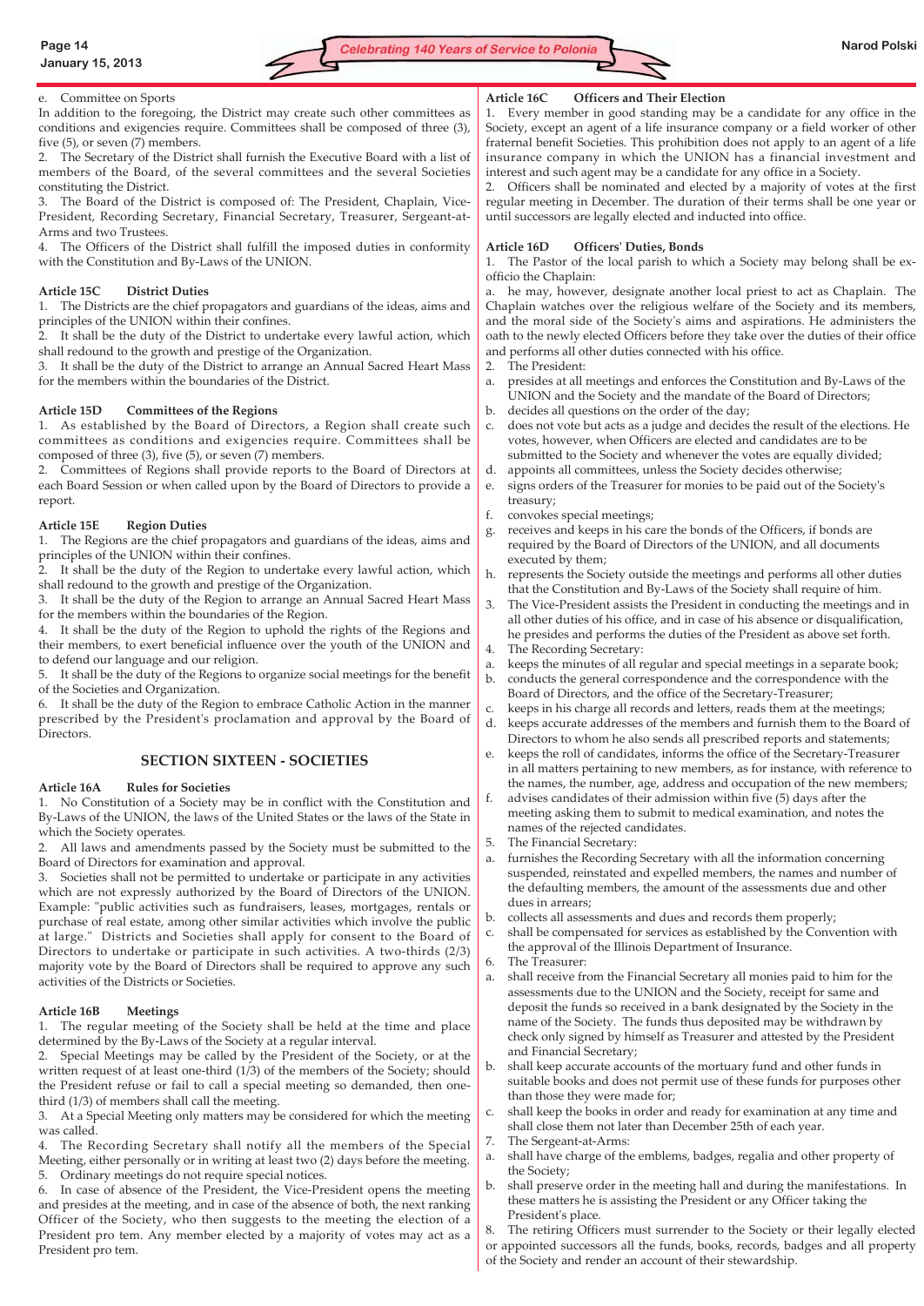e. Committee on Sports

In addition to the foregoing, the District may create such other committees as conditions and exigencies require. Committees shall be composed of three (3), five (5), or seven (7) members.

2. The Secretary of the District shall furnish the Executive Board with a list of members of the Board, of the several committees and the several Societies constituting the District.

3. The Board of the District is composed of: The President, Chaplain, Vice-President, Recording Secretary, Financial Secretary, Treasurer, Sergeant-at-Arms and two Trustees.

4. The Officers of the District shall fulfill the imposed duties in conformity with the Constitution and By-Laws of the UNION.

**Article 15C District Duties**

1. The Districts are the chief propagators and guardians of the ideas, aims and principles of the UNION within their confines.

2. It shall be the duty of the District to undertake every lawful action, which shall redound to the growth and prestige of the Organization.

3. It shall be the duty of the District to arrange an Annual Sacred Heart Mass for the members within the boundaries of the District.

**Article 15D Committees of the Regions**

1. As established by the Board of Directors, a Region shall create such committees as conditions and exigencies require. Committees shall be composed of three (3), five (5), or seven (7) members.

2. Committees of Regions shall provide reports to the Board of Directors at each Board Session or when called upon by the Board of Directors to provide a report.

**Article 15E Region Duties**

1. The Regions are the chief propagators and guardians of the ideas, aims and principles of the UNION within their confines.

2. It shall be the duty of the Region to undertake every lawful action, which shall redound to the growth and prestige of the Organization.

3. It shall be the duty of the Region to arrange an Annual Sacred Heart Mass for the members within the boundaries of the Region.

4. It shall be the duty of the Region to uphold the rights of the Regions and their members, to exert beneficial influence over the youth of the UNION and to defend our language and our religion.

5. It shall be the duty of the Regions to organize social meetings for the benefit of the Societies and Organization.

6. It shall be the duty of the Region to embrace Catholic Action in the manner prescribed by the President's proclamation and approval by the Board of Directors.

## SECTION SIXTEEN - SOCIETIES

**Article 16A Rules for Societies**

1. No Constitution of a Society may be in conflict with the Constitution and By-Laws of the UNION, the laws of the United States or the laws of the State in which the Society operates.

2. All laws and amendments passed by the Society must be submitted to the Board of Directors for examination and approval.

3. Societies shall not be permitted to undertake or participate in any activities which are not expressly authorized by the Board of Directors of the UNION. Example: "public activities such as fundraisers, leases, mortgages, rentals or purchase of real estate, among other similar activities which involve the public at large." Districts and Societies shall apply for consent to the Board of Directors to undertake or participate in such activities. A two-thirds (2/3) majority vote by the Board of Directors shall be required to approve any such activities of the Districts or Societies.

**Article 16B Meetings**

1. The regular meeting of the Society shall be held at the time and place determined by the By-Laws of the Society at a regular interval.

2. Special Meetings may be called by the President of the Society, or at the written request of at least one-third (1/3) of the members of the Society; should the President refuse or fail to call a special meeting so demanded, then one-third (1/3) of members shall call the meeting.

3. At a Special Meeting only matters may be considered for which the meeting was called.

4. The Recording Secretary shall notify all the members of the Special Meeting, either personally or in writing at least two (2) days before the meeting.

5. Ordinary meetings do not require special notices.

6. In case of absence of the President, the Vice-President opens the meeting and presides at the meeting, and in case of the absence of both, the next ranking Officer of the Society, who then suggests to the meeting the election of a President pro tem. Any member elected by a majority of votes may act as a President pro tem.

**Article 16C Officers and Their Election**

1. Every member in good standing may be a candidate for any office in the Society, except an agent of a life insurance company or a field worker of other fraternal benefit Societies. This prohibition does not apply to an agent of a life insurance company in which the UNION has a financial investment and interest and such agent may be a candidate for any office in a Society.

2. Officers shall be nominated and elected by a majority of votes at the first regular meeting in December. The duration of their terms shall be one year or until successors are legally elected and inducted into office.

**Article 16D Officers' Duties, Bonds**

1. The Pastor of the local parish to which a Society may belong shall be ex-officio the Chaplain:

a. he may, however, designate another local priest to act as Chaplain. The Chaplain watches over the religious welfare of the Society and its members, and the moral side of the Society's aims and aspirations. He administers the oath to the newly elected Officers before they take over the duties of their office and performs all other duties connected with his office.

2. The President:

a. presides at all meetings and enforces the Constitution and By-Laws of the UNION and the Society and the mandate of the Board of Directors;
b. decides all questions on the order of the day;
c. does not vote but acts as a judge and decides the result of the elections. He votes, however, when Officers are elected and candidates are to be submitted to the Society and whenever the votes are equally divided;
d. appoints all committees, unless the Society decides otherwise;
e. signs orders of the Treasurer for monies to be paid out of the Society's treasury;
f. convokes special meetings;
g. receives and keeps in his care the bonds of the Officers, if bonds are required by the Board of Directors of the UNION, and all documents executed by them;
h. represents the Society outside the meetings and performs all other duties that the Constitution and By-Laws of the Society shall require of him.

3. The Vice-President assists the President in conducting the meetings and in all other duties of his office, and in case of his absence or disqualification, he presides and performs the duties of the President as above set forth.

4. The Recording Secretary:

a. keeps the minutes of all regular and special meetings in a separate book;
b. conducts the general correspondence and the correspondence with the Board of Directors, and the office of the Secretary-Treasurer;
c. keeps in his charge all records and letters, reads them at the meetings;
d. keeps accurate addresses of the members and furnish them to the Board of Directors to whom he also sends all prescribed reports and statements;
e. keeps the roll of candidates, informs the office of the Secretary-Treasurer in all matters pertaining to new members, as for instance, with reference to the names, the number, age, address and occupation of the new members;
f. advises candidates of their admission within five (5) days after the meeting asking them to submit to medical examination, and notes the names of the rejected candidates.

5. The Financial Secretary:

a. furnishes the Recording Secretary with all the information concerning suspended, reinstated and expelled members, the names and number of the defaulting members, the amount of the assessments due and other dues in arrears;
b. collects all assessments and dues and records them properly;
c. shall be compensated for services as established by the Convention with the approval of the Illinois Department of Insurance.

6. The Treasurer:

a. shall receive from the Financial Secretary all monies paid to him for the assessments due to the UNION and the Society, receipt for same and deposit the funds so received in a bank designated by the Society in the name of the Society. The funds thus deposited may be withdrawn by check only signed by himself as Treasurer and attested by the President and Financial Secretary;
b. shall keep accurate accounts of the mortuary fund and other funds in suitable books and does not permit use of these funds for purposes other than those they were made for;
c. shall keep the books in order and ready for examination at any time and shall close them not later than December 25th of each year.

7. The Sergeant-at-Arms:

a. shall have charge of the emblems, badges, regalia and other property of the Society;
b. shall preserve order in the meeting hall and during the manifestations. In these matters he is assisting the President or any Officer taking the President's place.

8. The retiring Officers must surrender to the Society or their legally elected or appointed successors all the funds, books, records, badges and all property of the Society and render an account of their stewardship.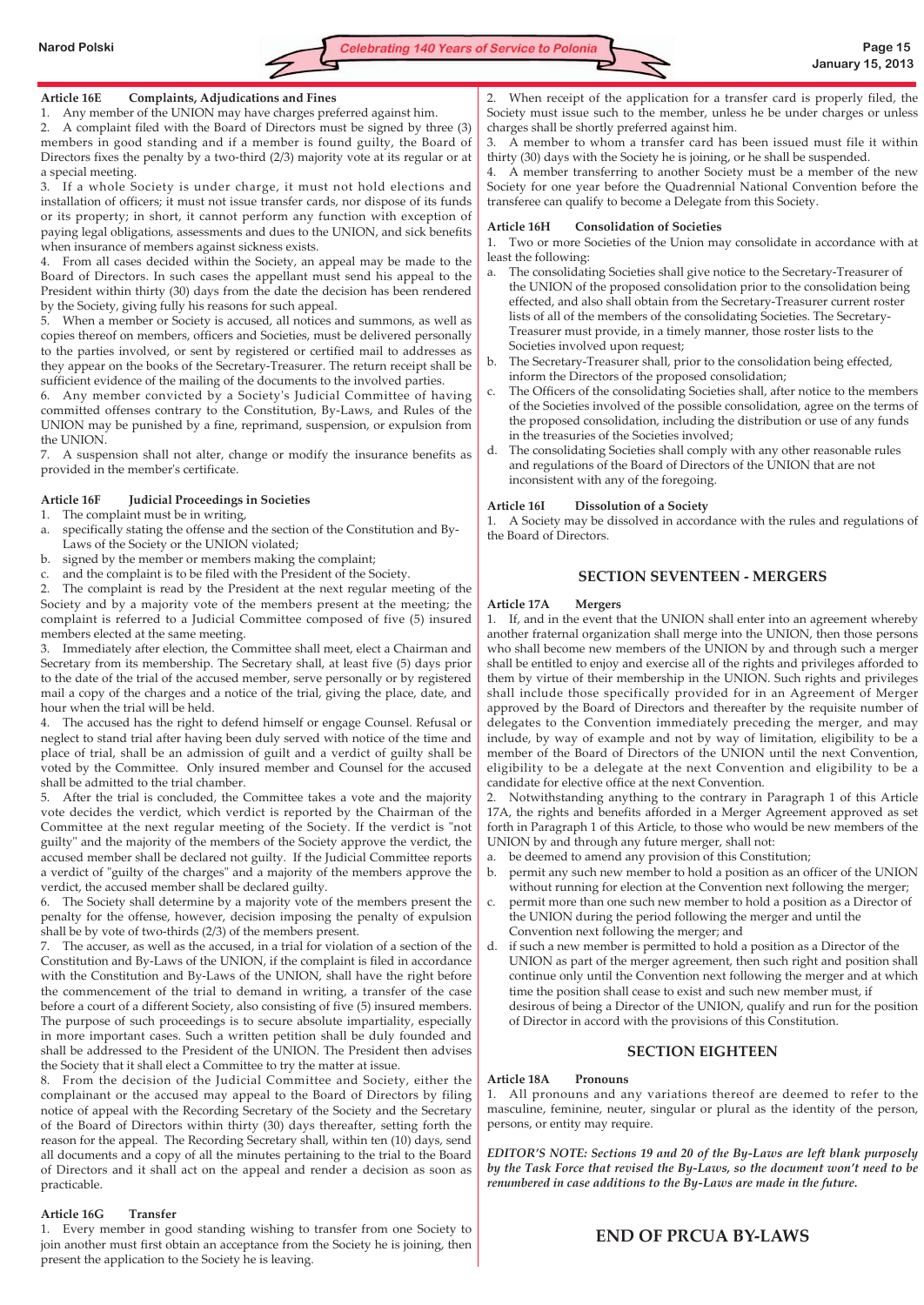### Article 16E Complaints, Adjudications and Fines

1. Any member of the UNION may have charges preferred against him.
2. A complaint filed with the Board of Directors must be signed by three (3) members in good standing and if a member is found guilty, the Board of Directors fixes the penalty by a two-third (2/3) majority vote at its regular or at a special meeting.
3. If a whole Society is under charge, it must not hold elections and installation of officers; it must not issue transfer cards, nor dispose of its funds or its property; in short, it cannot perform any function with exception of paying legal obligations, assessments and dues to the UNION, and sick benefits when insurance of members against sickness exists.
4. From all cases decided within the Society, an appeal may be made to the Board of Directors. In such cases the appellant must send his appeal to the President within thirty (30) days from the date the decision has been rendered by the Society, giving fully his reasons for such appeal.
5. When a member or Society is accused, all notices and summons, as well as copies thereof on members, officers and Societies, must be delivered personally to the parties involved, or sent by registered or certified mail to addresses as they appear on the books of the Secretary-Treasurer. The return receipt shall be sufficient evidence of the mailing of the documents to the involved parties.
6. Any member convicted by a Society's Judicial Committee of having committed offenses contrary to the Constitution, By-Laws, and Rules of the UNION may be punished by a fine, reprimand, suspension, or expulsion from the UNION.
7. A suspension shall not alter, change or modify the insurance benefits as provided in the member's certificate.

### Article 16F Judicial Proceedings in Societies

1. The complaint must be in writing,
   a. specifically stating the offense and the section of the Constitution and By-Laws of the Society or the UNION violated;
   b. signed by the member or members making the complaint;
   c. and the complaint is to be filed with the President of the Society.
2. The complaint is read by the President at the next regular meeting of the Society and by a majority vote of the members present at the meeting; the complaint is referred to a Judicial Committee composed of five (5) insured members elected at the same meeting.
3. Immediately after election, the Committee shall meet, elect a Chairman and Secretary from its membership. The Secretary shall, at least five (5) days prior to the date of the trial of the accused member, serve personally or by registered mail a copy of the charges and a notice of the trial, giving the place, date, and hour when the trial will be held.
4. The accused has the right to defend himself or engage Counsel. Refusal or neglect to stand trial after having been duly served with notice of the time and place of trial, shall be an admission of guilt and a verdict of guilty shall be voted by the Committee. Only insured member and Counsel for the accused shall be admitted to the trial chamber.
5. After the trial is concluded, the Committee takes a vote and the majority vote decides the verdict, which verdict is reported by the Chairman of the Committee at the next regular meeting of the Society. If the verdict is "not guilty" and the majority of the members of the Society approve the verdict, the accused member shall be declared not guilty. If the Judicial Committee reports a verdict of "guilty of the charges" and a majority of the members approve the verdict, the accused member shall be declared guilty.
6. The Society shall determine by a majority vote of the members present the penalty for the offense, however, decision imposing the penalty of expulsion shall be by vote of two-thirds (2/3) of the members present.
7. The accuser, as well as the accused, in a trial for violation of a section of the Constitution and By-Laws of the UNION, if the complaint is filed in accordance with the Constitution and By-Laws of the UNION, shall have the right before the commencement of the trial to demand in writing, a transfer of the case before a court of a different Society, also consisting of five (5) insured members. The purpose of such proceedings is to secure absolute impartiality, especially in more important cases. Such a written petition shall be duly founded and shall be addressed to the President of the UNION. The President then advises the Society that it shall elect a Committee to try the matter at issue.
8. From the decision of the Judicial Committee and Society, either the complainant or the accused may appeal to the Board of Directors by filing notice of appeal with the Recording Secretary of the Society and the Secretary of the Board of Directors within thirty (30) days thereafter, setting forth the reason for the appeal. The Recording Secretary shall, within ten (10) days, send all documents and a copy of all the minutes pertaining to the trial to the Board of Directors and it shall act on the appeal and render a decision as soon as practicable.

### Article 16G Transfer

1. Every member in good standing wishing to transfer from one Society to join another must first obtain an acceptance from the Society he is joining, then present the application to the Society he is leaving.
2. When receipt of the application for a transfer card is properly filed, the Society must issue such to the member, unless he be under charges or unless charges shall be shortly preferred against him.
3. A member to whom a transfer card has been issued must file it within thirty (30) days with the Society he is joining, or he shall be suspended.
4. A member transferring to another Society must be a member of the new Society for one year before the Quadrennial National Convention before the transferee can qualify to become a Delegate from this Society.

### Article 16H Consolidation of Societies

1. Two or more Societies of the Union may consolidate in accordance with at least the following:
   a. The consolidating Societies shall give notice to the Secretary-Treasurer of the UNION of the proposed consolidation prior to the consolidation being effected, and also shall obtain from the Secretary-Treasurer current roster lists of all of the members of the consolidating Societies. The Secretary-Treasurer must provide, in a timely manner, those roster lists to the Societies involved upon request;
   b. The Secretary-Treasurer shall, prior to the consolidation being effected, inform the Directors of the proposed consolidation;
   c. The Officers of the consolidating Societies shall, after notice to the members of the Societies involved of the possible consolidation, agree on the terms of the proposed consolidation, including the distribution or use of any funds in the treasuries of the Societies involved;
   d. The consolidating Societies shall comply with any other reasonable rules and regulations of the Board of Directors of the UNION that are not inconsistent with any of the foregoing.

### Article 16I Dissolution of a Society

1. A Society may be dissolved in accordance with the rules and regulations of the Board of Directors.

## SECTION SEVENTEEN - MERGERS

### Article 17A Mergers

1. If, and in the event that the UNION shall enter into an agreement whereby another fraternal organization shall merge into the UNION, then those persons who shall become new members of the UNION by and through such a merger shall be entitled to enjoy and exercise all of the rights and privileges afforded to them by virtue of their membership in the UNION. Such rights and privileges shall include those specifically provided for in an Agreement of Merger approved by the Board of Directors and thereafter by the requisite number of delegates to the Convention immediately preceding the merger, and may include, by way of example and not by way of limitation, eligibility to be a member of the Board of Directors of the UNION until the next Convention, eligibility to be a delegate at the next Convention and eligibility to be a candidate for elective office at the next Convention.
2. Notwithstanding anything to the contrary in Paragraph 1 of this Article 17A, the rights and benefits afforded in a Merger Agreement approved as set forth in Paragraph 1 of this Article, to those who would be new members of the UNION by and through any future merger, shall not:
   a. be deemed to amend any provision of this Constitution;
   b. permit any such new member to hold a position as an officer of the UNION without running for election at the Convention next following the merger;
   c. permit more than one such new member to hold a position as a Director of the UNION during the period following the merger and until the Convention next following the merger; and
   d. if such a new member is permitted to hold a position as a Director of the UNION as part of the merger agreement, then such right and position shall continue only until the Convention next following the merger and at which time the position shall cease to exist and such new member must, if desirous of being a Director of the UNION, qualify and run for the position of Director in accord with the provisions of this Constitution.

## SECTION EIGHTEEN

### Article 18A Pronouns

1. All pronouns and any variations thereof are deemed to refer to the masculine, feminine, neuter, singular or plural as the identity of the person, persons, or entity may require.

***EDITOR'S NOTE: Sections 19 and 20 of the By-Laws are left blank purposely by the Task Force that revised the By-Laws, so the document won't need to be renumbered in case additions to the By-Laws are made in the future.***

## END OF PRCUA BY-LAWS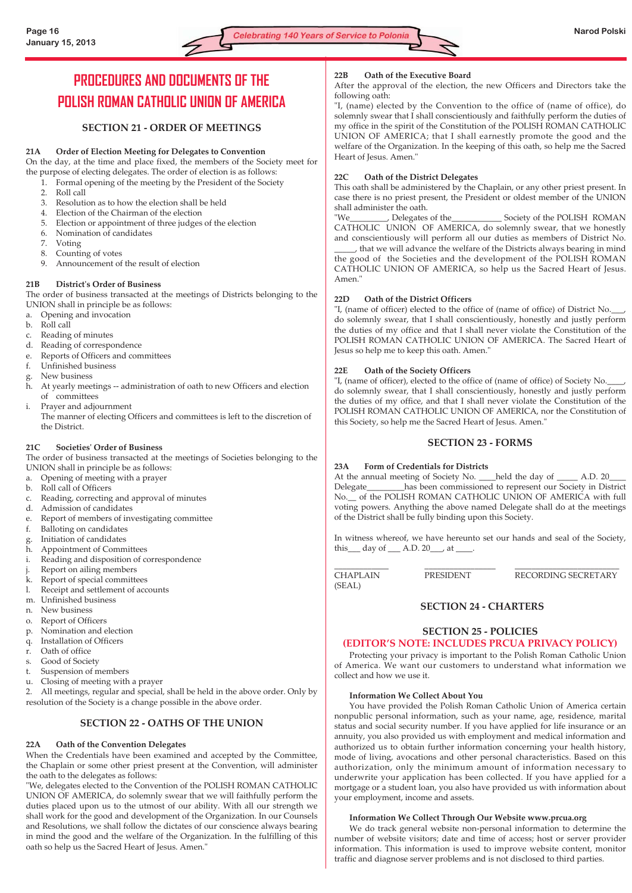# PROCEDURES AND DOCUMENTS OF THE POLISH ROMAN CATHOLIC UNION OF AMERICA

## SECTION 21 - ORDER OF MEETINGS

### 21A Order of Election Meeting for Delegates to Convention

On the day, at the time and place fixed, the members of the Society meet for the purpose of electing delegates. The order of election is as follows:

1. Formal opening of the meeting by the President of the Society
2. Roll call
3. Resolution as to how the election shall be held
4. Election of the Chairman of the election
5. Election or appointment of three judges of the election
6. Nomination of candidates
7. Voting
8. Counting of votes
9. Announcement of the result of election

### 21B District's Order of Business

The order of business transacted at the meetings of Districts belonging to the UNION shall in principle be as follows:

a. Opening and invocation
b. Roll call
c. Reading of minutes
d. Reading of correspondence
e. Reports of Officers and committees
f. Unfinished business
g. New business
h. At yearly meetings -- administration of oath to new Officers and election of committees
i. Prayer and adjournment

The manner of electing Officers and committees is left to the discretion of the District.

### 21C Societies' Order of Business

The order of business transacted at the meetings of Societies belonging to the UNION shall in principle be as follows:

a. Opening of meeting with a prayer
b. Roll call of Officers
c. Reading, correcting and approval of minutes
d. Admission of candidates
e. Report of members of investigating committee
f. Balloting on candidates
g. Initiation of candidates
h. Appointment of Committees
i. Reading and disposition of correspondence
j. Report on ailing members
k. Report of special committees
l. Receipt and settlement of accounts
m. Unfinished business
n. New business
o. Report of Officers
p. Nomination and election
q. Installation of Officers
r. Oath of office
s. Good of Society
t. Suspension of members
u. Closing of meeting with a prayer

2. All meetings, regular and special, shall be held in the above order. Only by resolution of the Society is a change possible in the above order.

## SECTION 22 - OATHS OF THE UNION

### 22A Oath of the Convention Delegates

When the Credentials have been examined and accepted by the Committee, the Chaplain or some other priest present at the Convention, will administer the oath to the delegates as follows:

"We, delegates elected to the Convention of the POLISH ROMAN CATHOLIC UNION OF AMERICA, do solemnly swear that we will faithfully perform the duties placed upon us to the utmost of our ability. With all our strength we shall work for the good and development of the Organization. In our Counsels and Resolutions, we shall follow the dictates of our conscience always bearing in mind the good and the welfare of the Organization. In the fulfilling of this oath so help us the Sacred Heart of Jesus. Amen."

### 22B Oath of the Executive Board

After the approval of the election, the new Officers and Directors take the following oath:

"I, (name) elected by the Convention to the office of (name of office), do solemnly swear that I shall conscientiously and faithfully perform the duties of my office in the spirit of the Constitution of the POLISH ROMAN CATHOLIC UNION OF AMERICA; that I shall earnestly promote the good and the welfare of the Organization. In the keeping of this oath, so help me the Sacred Heart of Jesus. Amen."

### 22C Oath of the District Delegates

This oath shall be administered by the Chaplain, or any other priest present. In case there is no priest present, the President or oldest member of the UNION shall administer the oath.

"We________, Delegates of the___________ Society of the POLISH ROMAN CATHOLIC UNION OF AMERICA, do solemnly swear, that we honestly and conscientiously will perform all our duties as members of District No. _____, that we will advance the welfare of the Districts always bearing in mind the good of the Societies and the development of the POLISH ROMAN CATHOLIC UNION OF AMERICA, so help us the Sacred Heart of Jesus. Amen."

### 22D Oath of the District Officers

"I, (name of officer) elected to the office of (name of office) of District No.___, do solemnly swear, that I shall conscientiously, honestly and justly perform the duties of my office and that I shall never violate the Constitution of the POLISH ROMAN CATHOLIC UNION OF AMERICA. The Sacred Heart of Jesus so help me to keep this oath. Amen."

### 22E Oath of the Society Officers

"I, (name of officer), elected to the office of (name of office) of Society No.____, do solemnly swear, that I shall conscientiously, honestly and justly perform the duties of my office, and that I shall never violate the Constitution of the POLISH ROMAN CATHOLIC UNION OF AMERICA, nor the Constitution of this Society, so help me the Sacred Heart of Jesus. Amen."

## SECTION 23 - FORMS

### 23A Form of Credentials for Districts

At the annual meeting of Society No. ____held the day of _____ A.D. 20____ Delegate_________has been commissioned to represent our Society in District No.__ of the POLISH ROMAN CATHOLIC UNION OF AMERICA with full voting powers. Anything the above named Delegate shall do at the meetings of the District shall be fully binding upon this Society.

In witness whereof, we have hereunto set our hands and seal of the Society, this___ day of ___ A.D. 20___, at ____.

_____________ CHAPLAIN (SEAL) _____________ PRESIDENT _____________ RECORDING SECRETARY

## SECTION 24 - CHARTERS

## SECTION 25 - POLICIES

**(EDITOR'S NOTE: INCLUDES PRCUA PRIVACY POLICY)**

Protecting your privacy is important to the Polish Roman Catholic Union of America. We want our customers to understand what information we collect and how we use it.

### Information We Collect About You

You have provided the Polish Roman Catholic Union of America certain nonpublic personal information, such as your name, age, residence, marital status and social security number. If you have applied for life insurance or an annuity, you also provided us with employment and medical information and authorized us to obtain further information concerning your health history, mode of living, avocations and other personal characteristics. Based on this authorization, only the minimum amount of information necessary to underwrite your application has been collected. If you have applied for a mortgage or a student loan, you also have provided us with information about your employment, income and assets.

### Information We Collect Through Our Website www.prcua.org

We do track general website non-personal information to determine the number of website visitors; date and time of access; host or server provider information. This information is used to improve website content, monitor traffic and diagnose server problems and is not disclosed to third parties.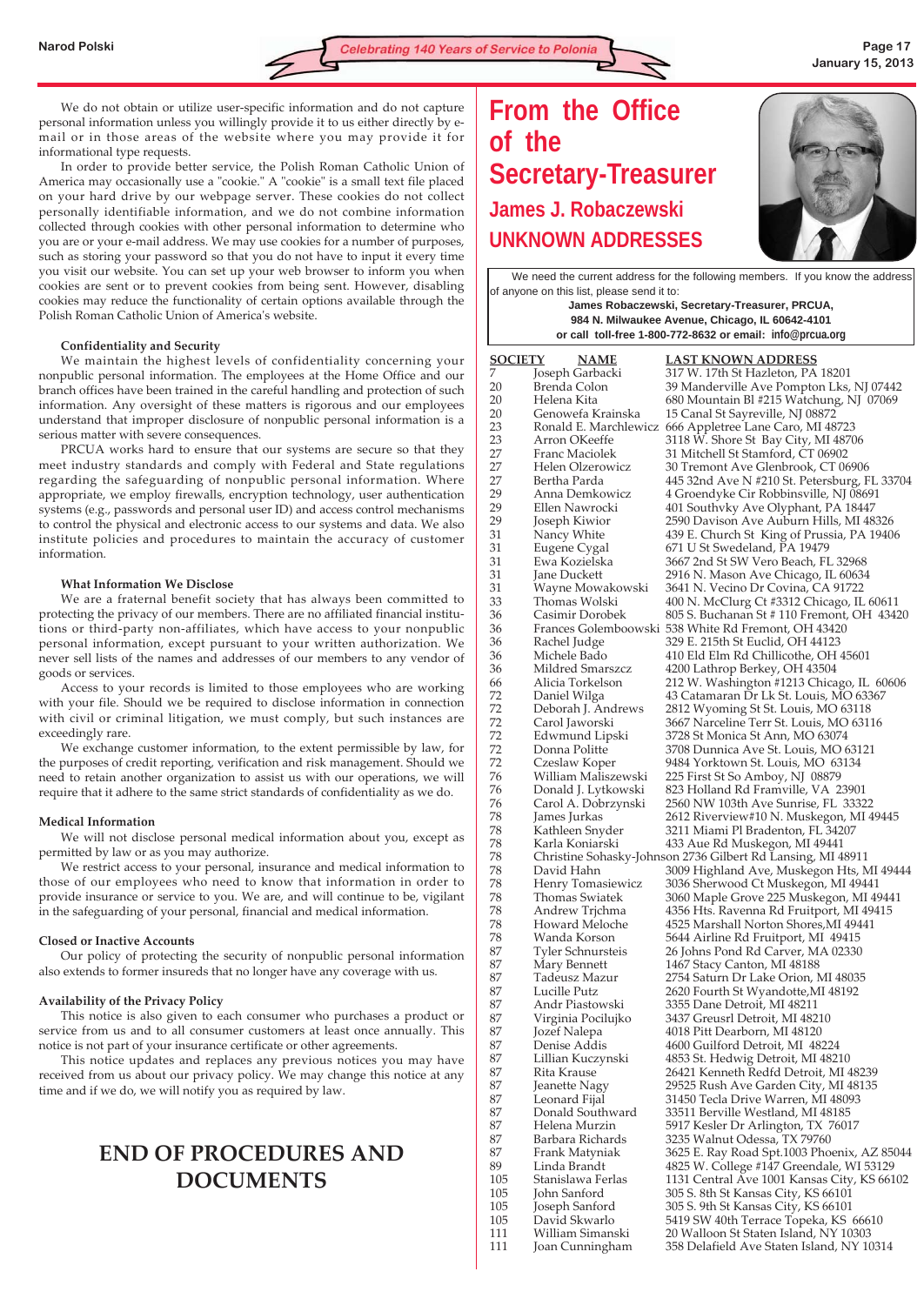We do not obtain or utilize user-specific information and do not capture personal information unless you willingly provide it to us either directly by e-mail or in those areas of the website where you may provide it for informational type requests.

In order to provide better service, the Polish Roman Catholic Union of America may occasionally use a "cookie." A "cookie" is a small text file placed on your hard drive by our webpage server. These cookies do not collect personally identifiable information, and we do not combine information collected through cookies with other personal information to determine who you are or your e-mail address. We may use cookies for a number of purposes, such as storing your password so that you do not have to input it every time you visit our website. You can set up your web browser to inform you when cookies are sent or to prevent cookies from being sent. However, disabling cookies may reduce the functionality of certain options available through the Polish Roman Catholic Union of America's website.

### Confidentiality and Security

We maintain the highest levels of confidentiality concerning your nonpublic personal information. The employees at the Home Office and our branch offices have been trained in the careful handling and protection of such information. Any oversight of these matters is rigorous and our employees understand that improper disclosure of nonpublic personal information is a serious matter with severe consequences.

PRCUA works hard to ensure that our systems are secure so that they meet industry standards and comply with Federal and State regulations regarding the safeguarding of nonpublic personal information. Where appropriate, we employ firewalls, encryption technology, user authentication systems (e.g., passwords and personal user ID) and access control mechanisms to control the physical and electronic access to our systems and data. We also institute policies and procedures to maintain the accuracy of customer information.

### What Information We Disclose

We are a fraternal benefit society that has always been committed to protecting the privacy of our members. There are no affiliated financial institutions or third-party non-affiliates, which have access to your nonpublic personal information, except pursuant to your written authorization. We never sell lists of the names and addresses of our members to any vendor of goods or services.

Access to your records is limited to those employees who are working with your file. Should we be required to disclose information in connection with civil or criminal litigation, we must comply, but such instances are exceedingly rare.

We exchange customer information, to the extent permissible by law, for the purposes of credit reporting, verification and risk management. Should we need to retain another organization to assist us with our operations, we will require that it adhere to the same strict standards of confidentiality as we do.

### Medical Information

We will not disclose personal medical information about you, except as permitted by law or as you may authorize.

We restrict access to your personal, insurance and medical information to those of our employees who need to know that information in order to provide insurance or service to you. We are, and will continue to be, vigilant in the safeguarding of your personal, financial and medical information.

### Closed or Inactive Accounts

Our policy of protecting the security of nonpublic personal information also extends to former insureds that no longer have any coverage with us.

### Availability of the Privacy Policy

This notice is also given to each consumer who purchases a product or service from us and to all consumer customers at least once annually. This notice is not part of your insurance certificate or other agreements.

This notice updates and replaces any previous notices you may have received from us about our privacy policy. We may change this notice at any time and if we do, we will notify you as required by law.

## END OF PROCEDURES AND DOCUMENTS

# From the Office of the Secretary-Treasurer

## James J. Robaczewski

## UNKNOWN ADDRESSES

We need the current address for the following members. If you know the address of anyone on this list, please send it to:

**James Robaczewski, Secretary-Treasurer, PRCUA,**
**984 N. Milwaukee Avenue, Chicago, IL 60642-4101**
**or call toll-free 1-800-772-8632 or email: info@prcua.org**

| SOCIETY | NAME | LAST KNOWN ADDRESS |
|---|---|---|
| 7 | Joseph Garbacki | 317 W. 17th St Hazleton, PA 18201 |
| 20 | Brenda Colon | 39 Manderville Ave Pompton Lks, NJ 07442 |
| 20 | Helena Kita | 680 Mountain Bl #215 Watchung, NJ 07069 |
| 20 | Genowefa Krainska | 15 Canal St Sayreville, NJ 08872 |
| 23 | Ronald E. Marchlewicz | 666 Appletree Lane Caro, MI 48723 |
| 23 | Arron OKeeffe | 3118 W. Shore St Bay City, MI 48706 |
| 27 | Franc Maciolek | 31 Mitchell St Stamford, CT 06902 |
| 27 | Helen Olzerowicz | 30 Tremont Ave Glenbrook, CT 06906 |
| 27 | Bertha Parda | 445 32nd Ave N #210 St. Petersburg, FL 33704 |
| 29 | Anna Demkowicz | 4 Groendyke Cir Robbinsville, NJ 08691 |
| 29 | Ellen Nawrocki | 401 Southvky Ave Olyphant, PA 18447 |
| 29 | Joseph Kiwior | 2590 Davison Ave Auburn Hills, MI 48326 |
| 31 | Nancy White | 439 E. Church St King of Prussia, PA 19406 |
| 31 | Eugene Cygal | 671 U St Swedeland, PA 19479 |
| 31 | Ewa Kozielska | 3667 2nd St SW Vero Beach, FL 32968 |
| 31 | Jane Duckett | 2916 N. Mason Ave Chicago, IL 60634 |
| 31 | Wayne Mowakowski | 3641 N. Vecino Dr Covina, CA 91722 |
| 33 | Thomas Wolski | 400 N. McClurg Ct #3312 Chicago, IL 60611 |
| 36 | Casimir Dorobek | 805 S. Buchanan St # 110 Fremont, OH 43420 |
| 36 | Frances Golemboowski | 538 White Rd Fremont, OH 43420 |
| 36 | Rachel Judge | 329 E. 215th St Euclid, OH 44123 |
| 36 | Michele Bado | 410 Eld Elm Rd Chillicothe, OH 45601 |
| 36 | Mildred Smarszcz | 4200 Lathrop Berkey, OH 43504 |
| 66 | Alicia Torkelson | 212 W. Washington #1213 Chicago, IL 60606 |
| 72 | Daniel Wilga | 43 Catamaran Dr Lk St. Louis, MO 63367 |
| 72 | Deborah J. Andrews | 2812 Wyoming St St. Louis, MO 63118 |
| 72 | Carol Jaworski | 3667 Narceline Terr St. Louis, MO 63116 |
| 72 | Edwmund Lipski | 3728 St Monica St Ann, MO 63074 |
| 72 | Donna Politte | 3708 Dunnica Ave St. Louis, MO 63121 |
| 72 | Czeslaw Koper | 9484 Yorktown St. Louis, MO 63134 |
| 76 | William Maliszewski | 225 First St So Amboy, NJ 08879 |
| 76 | Donald J. Lytkowski | 823 Holland Rd Framville, VA 23901 |
| 76 | Carol A. Dobrzynski | 2560 NW 103th Ave Sunrise, FL 33322 |
| 78 | James Jurkas | 2612 Riverview#10 N. Muskegon, MI 49445 |
| 78 | Kathleen Snyder | 3211 Miami Pl Bradenton, FL 34207 |
| 78 | Karla Koniarski | 433 Aue Rd Muskegon, MI 49441 |
| 78 | Christine Sohasky-Johnson | 2736 Gilbert Rd Lansing, MI 48911 |
| 78 | David Hahn | 3009 Highland Ave, Muskegon Hts, MI 49444 |
| 78 | Henry Tomasiewicz | 3036 Sherwood Ct Muskegon, MI 49441 |
| 78 | Thomas Swiatek | 3060 Maple Grove 225 Muskegon, MI 49441 |
| 78 | Andrew Trjchma | 4356 Hts. Ravenna Rd Fruitport, MI 49415 |
| 78 | Howard Meloche | 4525 Marshall Norton Shores,MI 49441 |
| 78 | Wanda Korson | 5644 Airline Rd Fruitport, MI 49415 |
| 87 | Tyler Schnursteis | 26 Johns Pond Rd Carver, MA 02330 |
| 87 | Mary Bennett | 1467 Stacy Canton, MI 48188 |
| 87 | Tadeusz Mazur | 2754 Saturn Dr Lake Orion, MI 48035 |
| 87 | Lucille Putz | 2620 Fourth St Wyandotte,MI 48192 |
| 87 | Andr Piastowski | 3355 Dane Detroit, MI 48211 |
| 87 | Virginia Pocilujko | 3437 Greusrl Detroit, MI 48210 |
| 87 | Jozef Nalepa | 4018 Pitt Dearborn, MI 48120 |
| 87 | Denise Addis | 4600 Guilford Detroit, MI 48224 |
| 87 | Lillian Kuczynski | 4853 St. Hedwig Detroit, MI 48210 |
| 87 | Rita Krause | 26421 Kenneth Redfd Detroit, MI 48239 |
| 87 | Jeanette Nagy | 29525 Rush Ave Garden City, MI 48135 |
| 87 | Leonard Fijal | 31450 Tecla Drive Warren, MI 48093 |
| 87 | Donald Southward | 33511 Berville Westland, MI 48185 |
| 87 | Helena Murzin | 5917 Kesler Dr Arlington, TX 76017 |
| 87 | Barbara Richards | 3235 Walnut Odessa, TX 79760 |
| 87 | Frank Matyniak | 3625 E. Ray Road Spt.1003 Phoenix, AZ 85044 |
| 89 | Linda Brandt | 4825 W. College #147 Greendale, WI 53129 |
| 105 | Stanislawa Ferlas | 1131 Central Ave 1001 Kansas City, KS 66102 |
| 105 | John Sanford | 305 S. 8th St Kansas City, KS 66101 |
| 105 | Joseph Sanford | 305 S. 9th St Kansas City, KS 66101 |
| 105 | David Skwarlo | 5419 SW 40th Terrace Topeka, KS 66610 |
| 111 | William Simanski | 20 Walloon St Staten Island, NY 10303 |
| 111 | Joan Cunningham | 358 Delafield Ave Staten Island, NY 10314 |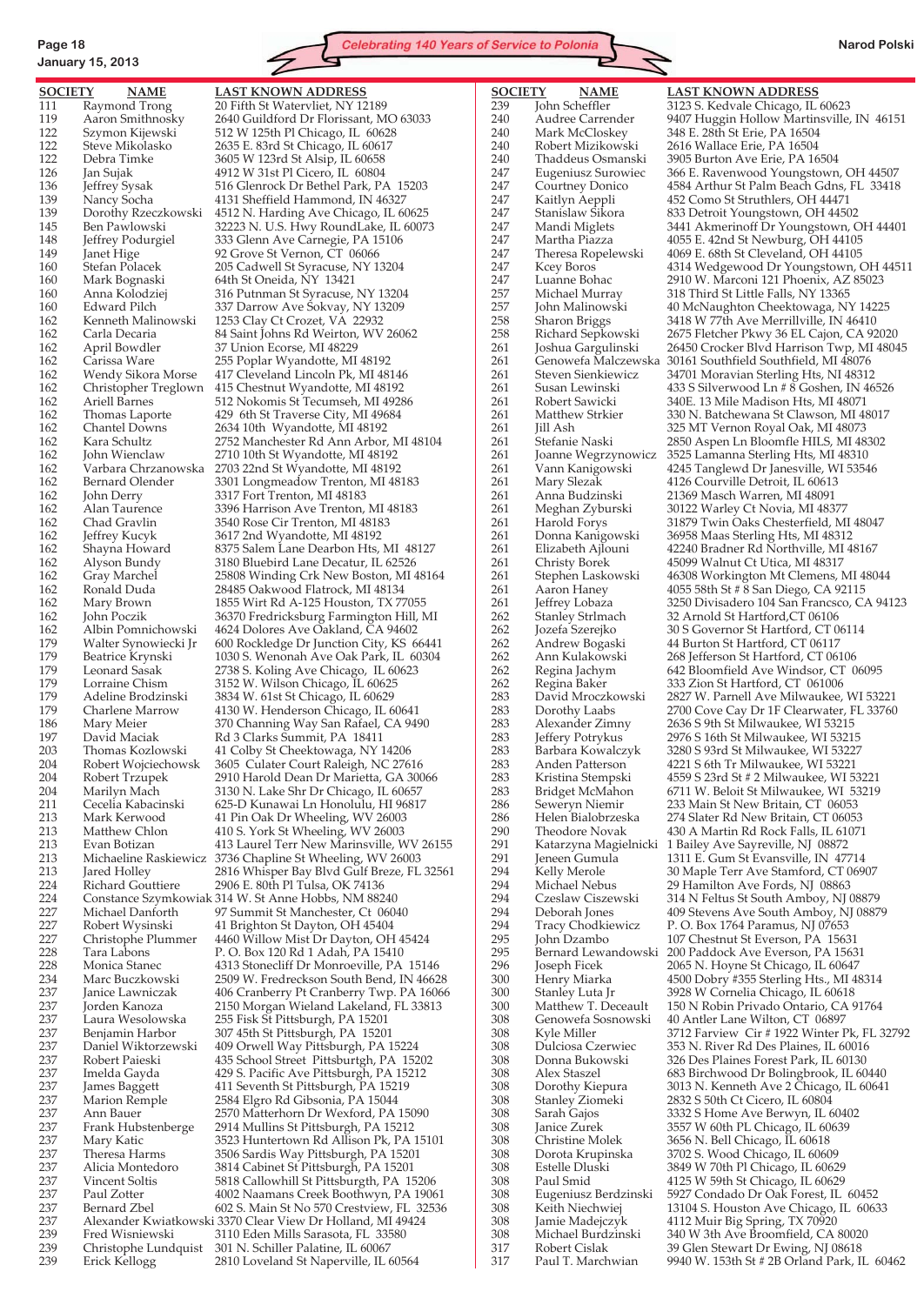| SOCIETY | NAME | LAST KNOWN ADDRESS |
|---|---|---|
| 111 | Raymond Trong | 20 Fifth St Watervliet, NY 12189 |
| 119 | Aaron Smithnosky | 2640 Guildford Dr Florissant, MO 63033 |
| 122 | Szymon Kijewski | 512 W 125th Pl Chicago, IL 60628 |
| 122 | Steve Mikolasko | 2635 E. 83rd St Chicago, IL 60617 |
| 122 | Debra Timke | 3605 W 123rd St Alsip, IL 60658 |
| 126 | Jan Sujak | 4912 W 31st Pl Cicero, IL 60804 |
| 136 | Jeffrey Sysak | 516 Glenrock Dr Bethel Park, PA 15203 |
| 139 | Nancy Socha | 4131 Sheffield Hammond, IN 46327 |
| 139 | Dorothy Rzeczkowski | 4512 N. Harding Ave Chicago, IL 60625 |
| 145 | Ben Pawlowski | 32223 N. U.S. Hwy RoundLake, IL 60073 |
| 148 | Jeffrey Podurgiel | 333 Glenn Ave Carnegie, PA 15106 |
| 149 | Janet Hige | 92 Grove St Vernon, CT 06066 |
| 160 | Stefan Polacek | 205 Cadwell St Syracuse, NY 13204 |
| 160 | Mark Bognaski | 64th St Oneida, NY 13421 |
| 160 | Anna Kolodziej | 316 Putnman St Syracuse, NY 13204 |
| 160 | Edward Pilch | 337 Darrow Ave Sokvay, NY 13209 |
| 162 | Kenneth Malinowski | 1253 Clay Ct Crozet, VA 22932 |
| 162 | Carla Decaria | 84 Saint Johns Rd Weirton, WV 26062 |
| 162 | April Bowdler | 37 Union Ecorse, MI 48229 |
| 162 | Carissa Ware | 255 Poplar Wyandotte, MI 48192 |
| 162 | Wendy Sikora Morse | 417 Cleveland Lincoln Pk, MI 48146 |
| 162 | Christopher Treglown | 415 Chestnut Wyandotte, MI 48192 |
| 162 | Ariell Barnes | 512 Nokomis St Tecumseh, MI 49286 |
| 162 | Thomas Laporte | 429 6th St Traverse City, MI 49684 |
| 162 | Chantel Downs | 2634 10th Wyandotte, MI 48192 |
| 162 | Kara Schultz | 2752 Manchester Rd Ann Arbor, MI 48104 |
| 162 | John Wienclaw | 2710 10th St Wyandotte, MI 48192 |
| 162 | Varbara Chrzanowska | 2703 22nd St Wyandotte, MI 48192 |
| 162 | Bernard Olender | 3301 Longmeadow Trenton, MI 48183 |
| 162 | John Derry | 3317 Fort Trenton, MI 48183 |
| 162 | Alan Taurence | 3396 Harrison Ave Trenton, MI 48183 |
| 162 | Chad Gravlin | 3540 Rose Cir Trenton, MI 48183 |
| 162 | Jeffrey Kucyk | 3617 2nd Wyandotte, MI 48192 |
| 162 | Shayna Howard | 8375 Salem Lane Dearbon Hts, MI 48127 |
| 162 | Alyson Bundy | 3180 Bluebird Lane Decatur, IL 62526 |
| 162 | Gray Marchel | 25808 Winding Crk New Boston, MI 48164 |
| 162 | Ronald Duda | 28485 Oakwood Flatrock, MI 48134 |
| 162 | Mary Brown | 1855 Wirt Rd A-125 Houston, TX 77055 |
| 162 | John Poczik | 36370 Fredricksburg Farmington Hill, MI |
| 162 | Albin Pomnichowski | 4624 Dolores Ave Oakland, CA 94602 |
| 179 | Walter Synowiecki Jr | 600 Rockledge Dr Junction City, KS 66441 |
| 179 | Beatrice Krynski | 1030 S. Wenonah Ave Oak Park, IL 60304 |
| 179 | Leonard Sasak | 2738 S. Koling Ave Chicago, IL 60623 |
| 179 | Lorraine Chism | 3152 W. Wilson Chicago, IL 60625 |
| 179 | Adeline Brodzinski | 3834 W. 61st St Chicago, IL 60629 |
| 179 | Charlene Marrow | 4130 W. Henderson Chicago, IL 60641 |
| 186 | Mary Meier | 370 Channing Way San Rafael, CA 9490 |
| 197 | David Maciak | Rd 3 Clarks Summit, PA 18411 |
| 203 | Thomas Kozlowski | 41 Colby St Cheektowaga, NY 14206 |
| 204 | Robert Wojciechowsk | 3605 Culater Court Raleigh, NC 27616 |
| 204 | Robert Trzupek | 2910 Harold Dean Dr Marietta, GA 30066 |
| 204 | Marilyn Mach | 3130 N. Lake Shr Dr Chicago, IL 60657 |
| 211 | Cecelia Kabacinski | 625-D Kunawai Ln Honolulu, HI 96817 |
| 213 | Mark Kerwood | 41 Pin Oak Dr Wheeling, WV 26003 |
| 213 | Matthew Chlon | 410 S. York St Wheeling, WV 26003 |
| 213 | Evan Botizan | 413 Laurel Terr New Marinsville, WV 26155 |
| 213 | Michaeline Raskiewicz | 3736 Chapline St Wheeling, WV 26003 |
| 213 | Jared Holley | 2816 Whisper Bay Blvd Gulf Breze, FL 32561 |
| 224 | Richard Gouttiere | 2906 E. 80th Pl Tulsa, OK 74136 |
| 224 | Constance Szymkowiak | 314 W. St Anne Hobbs, NM 88240 |
| 227 | Michael Danforth | 97 Summit St Manchester, Ct 06040 |
| 227 | Robert Wysinski | 41 Brighton St Dayton, OH 45404 |
| 227 | Christophe Plummer | 4460 Willow Mist Dr Dayton, OH 45424 |
| 228 | Tara Labons | P. O. Box 120 Rd 1 Adah, PA 15410 |
| 228 | Monica Stanec | 4313 Stonecliff Dr Monroeville, PA 15146 |
| 234 | Marc Buczkowski | 2509 W. Fredreckson South Bend, IN 46628 |
| 237 | Janice Lawniczak | 406 Cranberry Pt Cranberry Twp. PA 16066 |
| 237 | Jorden Kanoza | 2150 Morgan Wieland Lakeland, FL 33813 |
| 237 | Laura Wesolowska | 255 Fisk St Pittsburgh, PA 15201 |
| 237 | Benjamin Harbor | 307 45th St Pittsburgh, PA 15201 |
| 237 | Daniel Wiktorzewski | 409 Orwell Way Pittsbugh, PA 15224 |
| 237 | Robert Paieski | 435 School Street Pittsburtgh, PA 15202 |
| 237 | Imelda Gayda | 429 S. Pacific Ave Pittsburgh, PA 15212 |
| 237 | James Baggett | 411 Seventh St Pittsburgh, PA 15219 |
| 237 | Marion Remple | 2584 Elgro Rd Gibsonia, PA 15044 |
| 237 | Ann Bauer | 2570 Matterhorn Dr Wexford, PA 15090 |
| 237 | Frank Hubstenberge | 2914 Mullins St Pittsburgh, PA 15212 |
| 237 | Mary Katic | 3523 Huntertown Rd Allison Pk, PA 15101 |
| 237 | Theresa Harms | 3506 Sardis Way Pittsburgh, PA 15201 |
| 237 | Alicia Montedoro | 3814 Cabinet St Pittsburgh, PA 15201 |
| 237 | Vincent Soltis | 5818 Callowhill St Pittsburgh, PA 15206 |
| 237 | Paul Zotter | 4002 Naamans Creek Boothwyn, PA 19061 |
| 237 | Bernard Zbel | 602 S. Main St No 570 Crestview, FL 32536 |
| 237 | Alexander Kwiatkowski | 3370 Clear View Dr Holland, MI 49424 |
| 239 | Fred Wisniewski | 3110 Eden Mills Sarasota, FL 33580 |
| 239 | Christophe Lundquist | 301 N. Schiller Palatine, IL 60067 |
| 239 | Erick Kellogg | 2810 Loveland St Naperville, IL 60564 |
| 239 | John Scheffler | 3123 S. Kedvale Chicago, IL 60623 |
| 240 | Audree Carrender | 9407 Huggin Hollow Martinsville, IN 46151 |
| 240 | Mark McCloskey | 348 E. 28th St Erie, PA 16504 |
| 240 | Robert Mizikowski | 2616 Wallace Erie, PA 16504 |
| 240 | Thaddeus Osmanski | 3905 Burton Ave Erie, PA 16504 |
| 247 | Eugeniusz Surowiec | 366 E. Ravenwood Youngstown, OH 44507 |
| 247 | Courtney Donico | 4584 Arthur St Palm Beach Gdns, FL 33418 |
| 247 | Kaitlyn Aeppli | 452 Como St Struthlers, OH 44471 |
| 247 | Stanislaw Sikora | 833 Detroit Youngstown, OH 44502 |
| 247 | Mandi Miglets | 3441 Akmerinoff Dr Youngstown, OH 44401 |
| 247 | Martha Piazza | 4055 E. 42nd St Newburg, OH 44105 |
| 247 | Theresa Ropelewski | 4069 E. 68th St Cleveland, OH 44105 |
| 247 | Kcey Boros | 4314 Wedgewood Dr Youngstown, OH 44511 |
| 247 | Luanne Bohac | 2910 W. Marconi 121 Phoenix, AZ 85023 |
| 257 | Michael Murray | 318 Third St Little Falls, NY 13365 |
| 257 | John Malinowski | 40 McNaughton Cheektowaga, NY 14225 |
| 258 | Sharon Briggs | 3418 W 77th Ave Merrillville, IN 46410 |
| 258 | Richard Sepkowski | 2675 Fletcher Pkwy 36 EL Cajon, CA 92020 |
| 261 | Joshua Gargulinski | 26450 Crocker Blvd Harrison Twp, MI 48045 |
| 261 | Genowefa Malczewska | 30161 Southfield Southfield, MI 48076 |
| 261 | Steven Sienkiewicz | 34701 Moravian Sterling Hts, NI 48312 |
| 261 | Susan Lewinski | 433 S Silverwood Ln # 8 Goshen, IN 46526 |
| 261 | Robert Sawicki | 340E. 13 Mile Madison Hts, MI 48071 |
| 261 | Matthew Strkier | 330 N. Batchewana St Clawson, MI 48017 |
| 261 | Jill Ash | 325 MT Vernon Royal Oak, MI 48073 |
| 261 | Stefanie Naski | 2850 Aspen Ln Bloomfle HILS, MI 48302 |
| 261 | Joanne Wegrzynowicz | 3525 Lamanna Sterling Hts, MI 48310 |
| 261 | Vann Kanigowski | 4245 Tanglewd Dr Janesville, WI 53546 |
| 261 | Mary Slezak | 4126 Courville Detroit, IL 60613 |
| 261 | Anna Budzinski | 21369 Masch Warren, MI 48091 |
| 261 | Meghan Zyburski | 30122 Warley Ct Novia, MI 48377 |
| 261 | Harold Forys | 31879 Twin Oaks Chesterfield, MI 48047 |
| 261 | Donna Kanigowski | 36958 Maas Sterling Hts, MI 48312 |
| 261 | Elizabeth Ajlouni | 42240 Bradner Rd Northville, MI 48167 |
| 261 | Christy Borek | 45099 Walnut Ct Utica, MI 48317 |
| 261 | Stephen Laskowski | 46308 Workington Mt Clemens, MI 48044 |
| 261 | Aaron Haney | 4055 58th St # 8 San Diego, CA 92115 |
| 261 | Jeffrey Lobaza | 3250 Divisadero 104 San Francsco, CA 94123 |
| 262 | Stanley Strlmach | 32 Arnold St Hartford,CT 06106 |
| 262 | Jozefa Szerejko | 30 S Governor St Hartford, CT 06114 |
| 262 | Andrew Bogaski | 44 Burton St Hartford, CT 06117 |
| 262 | Ann Kulakowski | 268 Jefferson St Hartford, CT 06106 |
| 262 | Regina Jachym | 642 Bloomfield Ave Windsor, CT 06095 |
| 262 | Regina Baker | 333 Zion St Hartford, CT 061006 |
| 283 | David Mroczkowski | 2827 W. Parnell Ave Milwaukee, WI 53221 |
| 283 | Dorothy Laabs | 2700 Cove Cay Dr 1F Clearwater, FL 33760 |
| 283 | Alexander Zimny | 2636 S 9th St Milwaukee, WI 53215 |
| 283 | Jeffery Potrykus | 2976 S 16th St Milwaukee, WI 53215 |
| 283 | Barbara Kowalczyk | 3280 S 93rd St Milwaukee, WI 53227 |
| 283 | Anden Patterson | 4221 S 6th Tr Milwaukee, WI 53221 |
| 283 | Kristina Stempski | 4559 S 23rd St # 2 Milwaukee, WI 53221 |
| 283 | Bridget McMahon | 6711 W. Beloit St Milwaukee, WI 53219 |
| 286 | Seweryn Niemir | 233 Main St New Britain, CT 06053 |
| 286 | Helen Bialobrzeska | 274 Slater Rd New Britain, CT 06053 |
| 290 | Theodore Novak | 430 A Martin Rd Rock Falls, IL 61071 |
| 291 | Katarzyna Magielnicki | 1 Bailey Ave Sayreville, NJ 08872 |
| 291 | Jeneen Gumula | 1311 E. Gum St Evansville, IN 47714 |
| 294 | Kelly Merole | 30 Maple Terr Ave Stamford, CT 06907 |
| 294 | Michael Nebus | 29 Hamilton Ave Fords, NJ 08863 |
| 294 | Czeslaw Ciszewski | 314 N Feltus St South Amboy, NJ 08879 |
| 294 | Deborah Jones | 409 Stevens Ave South Amboy, NJ 08879 |
| 294 | Tracy Chodkiewicz | P. O. Box 1764 Paramus, NJ 07653 |
| 295 | John Dzambo | 107 Chestnut St Everson, PA 15631 |
| 295 | Bernard Lewandowski | 200 Paddock Ave Everson, PA 15631 |
| 296 | Joseph Ficek | 2065 N. Hoyne St Chicago, IL 60647 |
| 300 | Henry Miarka | 4500 Dobry #355 Sterling Hts., MI 48314 |
| 300 | Stanley Luta Jr | 3928 W Cornelia Chicago, IL 60618 |
| 300 | Matthew T. Deceault | 150 N Robin Privado Ontario, CA 91764 |
| 308 | Genowefa Sosnowski | 40 Antler Lane Wilton, CT 06897 |
| 308 | Kyle Miller | 3712 Farview Cir # 1922 Winter Pk, FL 32792 |
| 308 | Dulciosa Czerwiec | 353 N. River Rd Des Plaines, IL 60016 |
| 308 | Donna Bukowski | 326 Des Plaines Forest Park, IL 60130 |
| 308 | Alex Staszel | 683 Birchwood Dr Bolingbrook, IL 60440 |
| 308 | Dorothy Kiepura | 3013 N. Kenneth Ave 2 Chicago, IL 60641 |
| 308 | Stanley Ziomeki | 2832 S 50th Ct Cicero, IL 60804 |
| 308 | Sarah Gajos | 3332 S Home Ave Berwyn, IL 60402 |
| 308 | Janice Zurek | 3557 W 60th PL Chicago, IL 60639 |
| 308 | Christine Molek | 3656 N. Bell Chicago, IL 60618 |
| 308 | Dorota Krupinska | 3702 S. Wood Chicago, IL 60609 |
| 308 | Estelle Dluski | 3849 W 70th Pl Chicago, IL 60629 |
| 308 | Paul Smid | 4125 W 59th St Chicago, IL 60629 |
| 308 | Eugeniusz Berdzinski | 5927 Condado Dr Oak Forest, IL 60452 |
| 308 | Keith Niechwiej | 13104 S. Houston Ave Chicago, IL 60633 |
| 308 | Jamie Madejczyk | 4112 Muir Big Spring, TX 70920 |
| 308 | Michael Burdzinski | 340 W 3th Ave Broomfield, CA 80020 |
| 317 | Robert Cislak | 39 Glen Stewart Dr Ewing, NJ 08618 |
| 317 | Paul T. Marchwian | 9940 W. 153th St # 2B Orland Park, IL 60462 |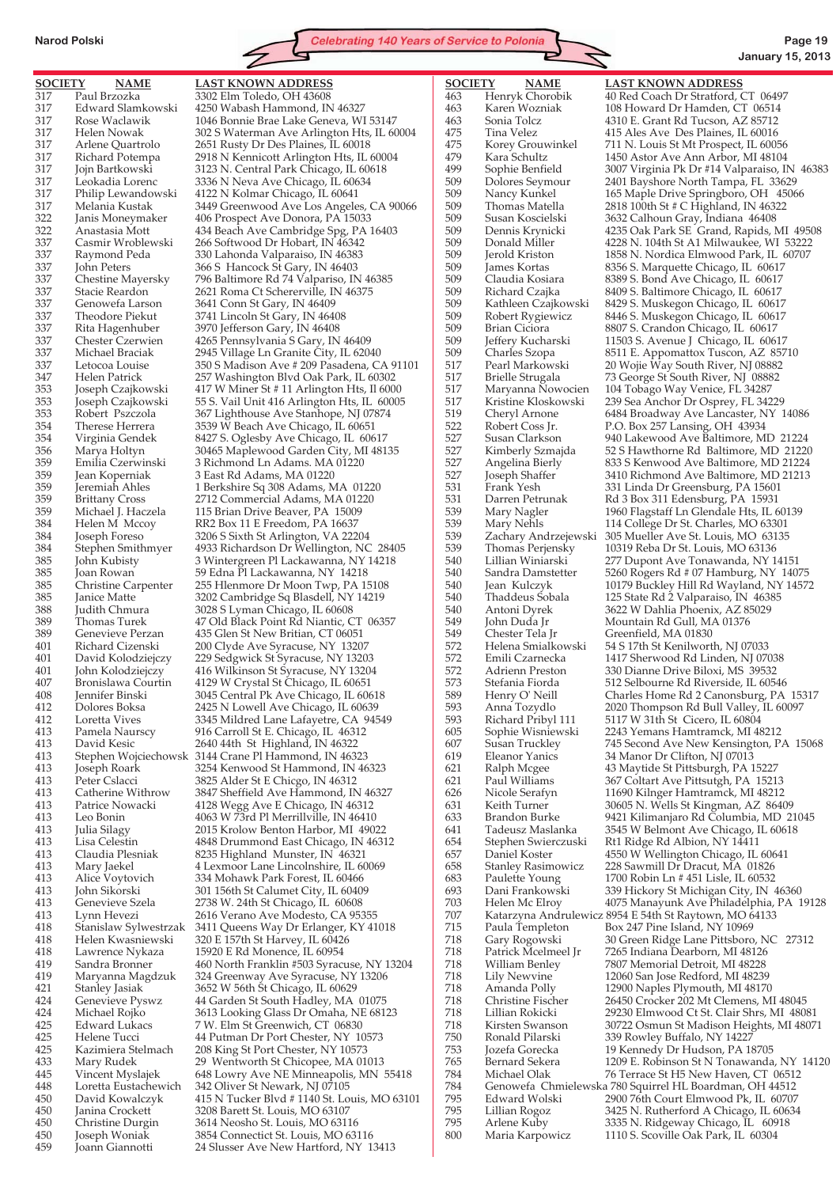| SOCIETY | NAME | LAST KNOWN ADDRESS |
|---|---|---|
| 317 | Paul Brzozka | 3302 Elm Toledo, OH 43608 |
| 317 | Edward Slamkowski | 4250 Wabash Hammond, IN 46327 |
| 317 | Rose Waclawik | 1046 Bonnie Brae Lake Geneva, WI 53147 |
| 317 | Helen Nowak | 302 S Waterman Ave Arlington Hts, IL 60004 |
| 317 | Arlene Quartrolo | 2651 Rusty Dr Des Plaines, IL 60018 |
| 317 | Richard Potempa | 2918 N Kennicott Arlington Hts, IL 60004 |
| 317 | Jojn Bartkowski | 3123 N. Central Park Chicago, IL 60618 |
| 317 | Leokadia Lorenc | 3336 N Neva Ave Chicago, IL 60634 |
| 317 | Philip Lewandowski | 4122 N Kolmar Chicago, IL 60641 |
| 317 | Melania Kustak | 3449 Greenwood Ave Los Angeles, CA 90066 |
| 322 | Janis Moneymaker | 406 Prospect Ave Donora, PA 15033 |
| 322 | Anastasia Mott | 434 Beach Ave Cambridge Spg, PA 16403 |
| 337 | Casmir Wroblewski | 266 Softwood Dr Hobart, IN 46342 |
| 337 | Raymond Peda | 330 Lahonda Valparaiso, IN 46383 |
| 337 | John Peters | 366 S Hancock St Gary, IN 46403 |
| 337 | Chestine Mayersky | 796 Baltimore Rd 74 Valpariso, IN 46385 |
| 337 | Stacie Reardon | 2621 Roma Ct Schererville, IN 46375 |
| 337 | Genowefa Larson | 3641 Conn St Gary, IN 46409 |
| 337 | Theodore Piekut | 3741 Lincoln St Gary, IN 46408 |
| 337 | Rita Hagenhuber | 3970 Jefferson Gary, IN 46408 |
| 337 | Chester Czerwien | 4265 Pennsylvania S Gary, IN 46409 |
| 337 | Michael Braciak | 2945 Village Ln Granite City, IL 62040 |
| 337 | Letocoa Louise | 350 S Madison Ave # 209 Pasadena, CA 91101 |
| 347 | Helen Patrick | 257 Washington Blvd Oak Park, IL 60302 |
| 353 | Joseph Czajkowski | 417 W Miner St # 11 Arlington Hts, Il 6000 |
| 353 | Joseph Czajkowski | 55 S. Vail Unit 416 Arlington Hts, IL 60005 |
| 353 | Robert Pszczola | 367 Lighthouse Ave Stanhope, NJ 07874 |
| 354 | Therese Herrera | 3539 W Beach Ave Chicago, IL 60651 |
| 354 | Virginia Gendek | 8427 S. Oglesby Ave Chicago, IL 60617 |
| 356 | Marya Holtyn | 30465 Maplewood Garden City, MI 48135 |
| 359 | Emilia Czerwinski | 3 Richmond Ln Adams. MA 01220 |
| 359 | Jean Koperniak | 3 East Rd Adams, MA 01220 |
| 359 | Jeremiah Ahles | 1 Berkshire Sq 308 Adams, MA 01220 |
| 359 | Brittany Cross | 2712 Commercial Adams, MA 01220 |
| 359 | Michael J. Haczela | 115 Brian Drive Beaver, PA 15009 |
| 384 | Helen M Mccoy | RR2 Box 11 E Freedom, PA 16637 |
| 384 | Joseph Foreso | 3206 S Sixth St Arlington, VA 22204 |
| 384 | Stephen Smithmyer | 4933 Richardson Dr Wellington, NC 28405 |
| 385 | John Kubisty | 3 Wintergreen Pl Lackawanna, NY 14218 |
| 385 | Joan Rowan | 59 Edna Pl Lackawanna, NY 14218 |
| 385 | Christine Carpenter | 255 Hlenmore Dr Moon Twp, PA 15108 |
| 385 | Janice Matte | 3202 Cambridge Sq Blasdell, NY 14219 |
| 388 | Judith Chmura | 3028 S Lyman Chicago, IL 60608 |
| 389 | Thomas Turek | 47 Old Black Point Rd Niantic, CT 06357 |
| 389 | Genevieve Perzan | 435 Glen St New Britian, CT 06051 |
| 401 | Richard Cizenski | 200 Clyde Ave Syracuse, NY 13207 |
| 401 | David Kolodziejczy | 229 Sedgwick St Syracuse, NY 13203 |
| 401 | John Kolodziejczy | 416 Wilkinson St Syracuse, NY 13204 |
| 407 | Bronislawa Courtin | 4129 W Crystal St Chicago, IL 60651 |
| 408 | Jennifer Binski | 3045 Central Pk Ave Chicago, IL 60618 |
| 412 | Dolores Boksa | 2425 N Lowell Ave Chicago, IL 60639 |
| 412 | Loretta Vives | 3345 Mildred Lane Lafayetre, CA 94549 |
| 413 | Pamela Naurscy | 916 Carroll St E. Chicago, IL 46312 |
| 413 | David Kesic | 2640 44th St Highland, IN 46322 |
| 413 | Stephen Wojciechowsk | 3144 Crane Pl Hammond, IN 46323 |
| 413 | Joseph Roark | 3254 Kenwood St Hammond, IN 46323 |
| 413 | Peter Cslacci | 3825 Alder St E Chicgo, IN 46312 |
| 413 | Catherine Withrow | 3847 Sheffield Ave Hammond, IN 46327 |
| 413 | Patrice Nowacki | 4128 Wegg Ave E Chicago, IN 46312 |
| 413 | Leo Bonin | 4063 W 73rd Pl Merrillville, IN 46410 |
| 413 | Julia Silagy | 2015 Krolow Benton Harbor, MI 49022 |
| 413 | Lisa Celestin | 4848 Drummond East Chicago, IN 46312 |
| 413 | Claudia Plesniak | 8235 Highland Munster, IN 46321 |
| 413 | Mary Jaekel | 4 Lexmoor Lane Lincolnshire, IL 60069 |
| 413 | Alice Voytovich | 334 Mohawk Park Forest, IL 60466 |
| 413 | John Sikorski | 301 156th St Calumet City, IL 60409 |
| 413 | Genevieve Szela | 2738 W. 24th St Chicago, IL 60608 |
| 413 | Lynn Hevezi | 2616 Verano Ave Modesto, CA 95355 |
| 418 | Stanislaw Sylwestrzak | 3411 Queens Way Dr Erlanger, KY 41018 |
| 418 | Helen Kwasniewski | 320 E 157th St Harvey, IL 60426 |
| 418 | Lawrence Nykaza | 15920 E Rd Monence, IL 60954 |
| 419 | Sandra Bronner | 460 North Franklin #503 Syracuse, NY 13204 |
| 419 | Maryanna Magdzuk | 324 Greenway Ave Syracuse, NY 13206 |
| 421 | Stanley Jasiak | 3652 W 56th St Chicago, IL 60629 |
| 424 | Genevieve Pyswz | 44 Garden St South Hadley, MA 01075 |
| 424 | Michael Rojko | 3613 Looking Glass Dr Omaha, NE 68123 |
| 425 | Edward Lukacs | 7 W. Elm St Greenwich, CT 06830 |
| 425 | Helene Tucci | 44 Putman Dr Port Chester, NY 10573 |
| 425 | Kazimiera Stelmach | 208 King St Port Chester, NY 10573 |
| 433 | Mary Rudek | 29 Wentworth St Chicopee, MA 01013 |
| 445 | Vincent Myslajek | 648 Lowry Ave NE Minneapolis, MN 55418 |
| 448 | Loretta Eustachewich | 342 Oliver St Newark, NJ 07105 |
| 450 | David Kowalczyk | 415 N Tucker Blvd # 1140 St. Louis, MO 63101 |
| 450 | Janina Crockett | 3208 Barrett St. Louis, MO 63107 |
| 450 | Christine Durgin | 3614 Neosho St. Louis, MO 63116 |
| 450 | Joseph Woniak | 3854 Connectist St. Louis, MO 63116 |
| 459 | Joann Giannotti | 24 Slusser Ave New Hartford, NY 13413 |
| 463 | Henryk Chorobik | 40 Red Coach Dr Stratford, CT 06497 |
| 463 | Karen Wozniak | 108 Howard Dr Hamden, CT 06514 |
| 463 | Sonia Tolcz | 4310 E. Grant Rd Tucson, AZ 85712 |
| 475 | Tina Velez | 415 Ales Ave Des Plaines, IL 60016 |
| 475 | Korey Grouwinkel | 711 N. Louis St Mt Prospect, IL 60056 |
| 479 | Kara Schultz | 1450 Astor Ave Ann Arbor, MI 48104 |
| 499 | Sophie Benfield | 3007 Virginia Pk Dr #14 Valparaiso, IN 46383 |
| 509 | Dolores Seymour | 2401 Bayshore North Tampa, FL 33629 |
| 509 | Nancy Kunkel | 165 Maple Drive Springboro, OH 45066 |
| 509 | Thomas Matella | 2818 100th St # C Highland, IN 46322 |
| 509 | Susan Koscielski | 3632 Calhoun Gray, Indiana 46408 |
| 509 | Dennis Krynicki | 4235 Oak Park SE Grand, Rapids, MI 49508 |
| 509 | Donald Miller | 4228 N. 104th St A1 Milwaukee, WI 53222 |
| 509 | Jerold Kriston | 1858 N. Nordica Elmwood Park, IL 60707 |
| 509 | James Kortas | 8356 S. Marquette Chicago, IL 60617 |
| 509 | Claudia Kosiara | 8389 S. Bond Ave Chicago, IL 60617 |
| 509 | Richard Czajka | 8409 S. Baltimore Chicago, IL 60617 |
| 509 | Kathleen Czajkowski | 8429 S. Muskegon Chicago, IL 60617 |
| 509 | Robert Rygiewicz | 8446 S. Muskegon Chicago, IL 60617 |
| 509 | Brian Ciciora | 8807 S. Crandon Chicago, IL 60617 |
| 509 | Jeffery Kucharski | 11503 S. Avenue J Chicago, IL 60617 |
| 509 | Charles Szopa | 8511 E. Appomattox Tuscon, AZ 85710 |
| 517 | Pearl Markowski | 20 Wojie Way South River, NJ 08882 |
| 517 | Brielle Strugala | 73 George St South River, NJ 08882 |
| 517 | Maryanna Nowocien | 104 Tobago Way Venice, FL 34287 |
| 517 | Kristine Kloskowski | 239 Sea Anchor Dr Osprey, FL 34229 |
| 519 | Cheryl Arnone | 6484 Broadway Ave Lancaster, NY 14086 |
| 522 | Robert Coss Jr. | P.O. Box 257 Lansing, OH 43934 |
| 527 | Susan Clarkson | 940 Lakewood Ave Baltimore, MD 21224 |
| 527 | Kimberly Szmajda | 52 S Hawthorne Rd Baltimore, MD 21220 |
| 527 | Angelina Bierly | 833 S Kenwood Ave Baltimore, MD 21224 |
| 527 | Joseph Shaffer | 3410 Richmond Ave Baltimore, MD 21213 |
| 531 | Frank Yesh | 331 Linda Dr Greensburg, PA 15601 |
| 531 | Darren Petrunak | Rd 3 Box 311 Edensburg, PA 15931 |
| 539 | Mary Nagler | 1960 Flagstaff Ln Glendale Hts, IL 60139 |
| 539 | Mary Nehls | 114 College Dr St. Charles, MO 63301 |
| 539 | Zachary Andrzejewski | 305 Mueller Ave St. Louis, MO 63135 |
| 539 | Thomas Perjensky | 10319 Reba Dr St. Louis, MO 63136 |
| 540 | Lillian Winiarski | 277 Dupont Ave Tonawanda, NY 14151 |
| 540 | Sandra Damstetter | 5260 Rogers Rd # 07 Hamburg, NY 14075 |
| 540 | Jean Kulczyk | 10179 Buckley Hill Rd Wayland, NY 14572 |
| 540 | Thaddeus Sobala | 125 State Rd 2 Valparaiso, IN 46385 |
| 540 | Antoni Dyrek | 3622 W Dahlia Phoenix, AZ 85029 |
| 549 | John Duda Jr | Mountain Rd Gull, MA 01376 |
| 549 | Chester Tela Jr | Greenfield, MA 01830 |
| 572 | Helena Smialkowski | 54 S 17th St Kenilworth, NJ 07033 |
| 572 | Emili Czarnecka | 1417 Sherwood Rd Linden, NJ 07038 |
| 572 | Adrienn Preston | 330 Dianne Drive Biloxi, MS 39532 |
| 573 | Stefania Fiorda | 512 Selbourne Rd Riverside, IL 60546 |
| 589 | Henry O' Neill | Charles Home Rd 2 Canonsburg, PA 15317 |
| 593 | Anna Tozydlo | 2020 Thompson Rd Bull Valley, IL 60097 |
| 593 | Richard Pribyl 111 | 5117 W 31th St Cicero, IL 60804 |
| 605 | Sophie Wisniewski | 2243 Yemans Hamtramck, MI 48212 |
| 607 | Susan Truckley | 745 Second Ave New Kensington, PA 15068 |
| 619 | Eleanor Yanics | 34 Manor Dr Clifton, NJ 07013 |
| 621 | Ralph Mcgee | 43 Maytide St Pittsburgh, PA 15227 |
| 621 | Paul Williams | 367 Coltart Ave Pittsugh, PA 15213 |
| 626 | Nicole Serafyn | 11690 Kilnger Hamtramck, MI 48212 |
| 631 | Keith Turner | 30605 N. Wells St Kingman, AZ 86409 |
| 633 | Brandon Burke | 9421 Kilimanjaro Rd Columbia, MD 21045 |
| 641 | Tadeusz Maslanka | 3545 W Belmont Ave Chicago, IL 60618 |
| 654 | Stephen Swierczuski | Rt1 Ridge Rd Albion, NY 14411 |
| 657 | Daniel Koster | 4550 W Wellington Chicago, IL 60641 |
| 658 | Stanley Rasimowicz | 228 Sawmill Dr Dracut, MA 01826 |
| 683 | Paulette Young | 1700 Robin Ln # 451 Lisle, IL 60532 |
| 693 | Dani Frankowski | 339 Hickory St Michigan City, IN 46360 |
| 703 | Helen Mc Elroy | 4075 Manayunk Ave Philadelphia, PA 19128 |
| 707 | Katarzyna Andrulewicz | 8954 E 54th St Raytown, MO 64133 |
| 715 | Paula Templeton | Box 247 Pine Island, NY 10969 |
| 718 | Gary Rogowski | 30 Green Ridge Lane Pittsboro, NC 27312 |
| 718 | Patrick Mcelmeel Jr | 7265 Indiana Dearborn, MI 48126 |
| 718 | William Benley | 7807 Memorial Detroit, MI 48228 |
| 718 | Lily Newvine | 12060 San Jose Redford, MI 48239 |
| 718 | Amanda Polly | 12900 Naples Plymouth, MI 48170 |
| 718 | Christine Fischer | 26450 Crocker 202 Mt Clemens, MI 48045 |
| 718 | Lillian Rokicki | 29230 Elmwood Ct St. Clair Shrs, MI 48081 |
| 718 | Kirsten Swanson | 30722 Osmun St Madison Heights, MI 48071 |
| 750 | Ronald Pilarski | 339 Rowley Buffalo, NY 14227 |
| 753 | Jozefa Gorecka | 19 Kennedy Dr Hudson, PA 18705 |
| 765 | Bernard Sekera | 1209 E. Robinson St N Tonawanda, NY 14120 |
| 784 | Michael Olak | 76 Terrace St H5 New Haven, CT 06512 |
| 784 | Genowefa Chmielewska | 780 Squirrel HL Boardman, OH 44512 |
| 795 | Edward Wolski | 2900 76th Court Elmwood Pk, IL 60707 |
| 795 | Lillian Rogoz | 3425 N. Rutherford A Chicago, IL 60634 |
| 795 | Arlene Kuby | 3335 N. Ridgeway Chicago, IL 60918 |
| 800 | Maria Karpowicz | 1110 S. Scoville Oak Park, IL 60304 |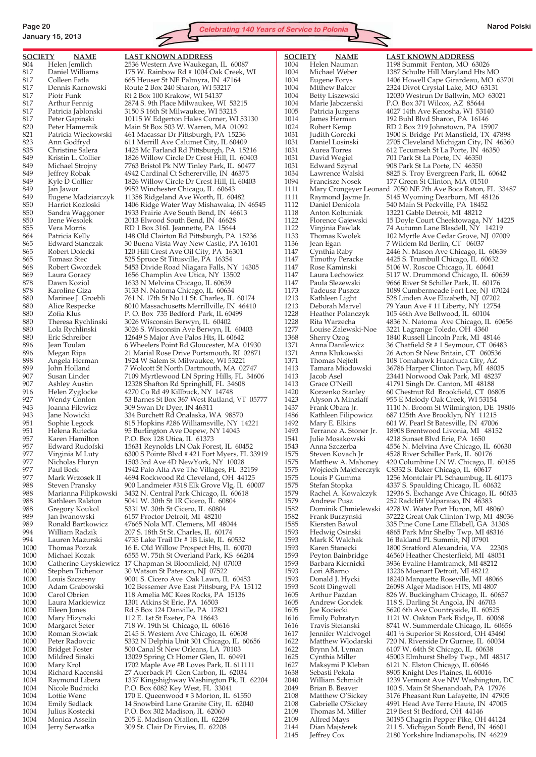| SOCIETY | NAME | LAST KNOWN ADDRESS |
|---|---|---|
| 804 | Helen Jemlich | 2536 Western Ave Waukegan, IL 60087 |
| 817 | Daniel Williams | 175 W. Rainbow Rd # 1004 Oak Creek, WI |
| 817 | Colleen Fatla | 665 Heuser St NE Palmyra, IN 47164 |
| 817 | Dennis Karnowski | Route 2 Box 240 Sharon, WI 53217 |
| 817 | Piotr Funk | Rt 2 Box 100 Krakow, WI 54137 |
| 817 | Arthur Fennig | 2874 S. 9th Place Milwaukee, WI 53215 |
| 817 | Patricia Jablonski | 3150 S 16th St Milwaukee, WI 53215 |
| 817 | Peter Gapinski | 10115 W Edgerton Hales Corner, WI 53130 |
| 820 | Peter Hamernik | Main St Box 503 W. Warren, MA 01092 |
| 821 | Patricia Wieckowski | 461 Macassar Dr Pittsburgh, PA 15236 |
| 823 | Ann Godfryd | 611 Merrill Ave Calumet City, IL 60409 |
| 835 | Christine Salera | 1425 Mc Farland Rd Pittsburgh, PA 15216 |
| 849 | Kristin L. Collier | 1826 Willow Circle Dr Crest Hill, IL 60403 |
| 849 | Michael Strojny | 7763 Bristol Pk NW Tinley Park, IL 60477 |
| 849 | Jeffrey Robak | 4942 Cardinal Ct Schererville, IN 46375 |
| 849 | Kyle D Collier | 1826 Willow Circle Dr Crest Hill, IL 60403 |
| 849 | Jan Jawor | 9952 Winchester Chicago, IL 60643 |
| 849 | Eugene Madziarczyk | 11358 Ridgeland Ave Worth, IL 60482 |
| 850 | Harriet Kozloski | 1406 Ridge Water Way Mishawaka, IN 46545 |
| 850 | Sandra Waggoner | 1933 Prairie Ave South Bend, IN 46613 |
| 850 | Irene Wesolek | 2013 Elwood South Bend, IN 46628 |
| 855 | Vera Morris | RD 1 Box 316L Jeannette, PA 15644 |
| 864 | Patricia Kelly | 148 Old Clairton Rd Pittsburgh, PA 15236 |
| 865 | Edward Stanczak | 30 Buena Vista Way New Castle, PA 16101 |
| 865 | Robert Dolecki | 120 Hill Crest Ave Oil City, PA 16301 |
| 865 | Tomasz Stec | 525 Spruce St Titusville, PA 16354 |
| 868 | Robert Gwozdek | 5453 Divide Road Niagara Falls, NY 14305 |
| 869 | Laura Goracy | 1656 Champlin Ave Utica, NY 13502 |
| 878 | Dawn Koziol | 1633 N Melvina Chicago, IL 60639 |
| 878 | Karoline Giza | 3133 N. Natoma Chicago, IL 60634 |
| 880 | Marinee J. Groebli | 761 N. 17th St No 11 St. Charles, IL 60174 |
| 880 | Alice Respecke | 8010 Massachusetts Merrillville, IN 46410 |
| 880 | Zofia Klus | P. O. Box 735 Bedford Park, IL 60499 |
| 880 | Theresa Rychlinski | 3026 Wisconsin Berwyn, IL 60402 |
| 880 | Lola Rychlinski | 3026 S. Wisconsin Ave Berwyn, IL 60403 |
| 880 | Eric Schreiber | 12649 S Major Ave Palos Hts, IL 60642 |
| 896 | Jean Toulan | 6 Wheelers Point Rd Gloucester, MA 01930 |
| 896 | Megan Ripa | 21 Marial Rose Drive Portsmouth, RI 02871 |
| 898 | Angela Herman | 1924 W Salem St Milwaukee, WI 53221 |
| 899 | John Holland | 7 Wolcott St North Dartmouth, MA 02747 |
| 907 | Susan Linder | 7109 Myrtlewood LN Spring Hills, FL 34606 |
| 907 | Ashley Austin | 12328 Shafton Rd Springhill, FL 34608 |
| 916 | Helen Zyglocke | 4270 Co Rd 49 Killbuck, NY 14748 |
| 927 | Wendy Conlon | 53 Barnes St Box 367 West Rutland, VT 05777 |
| 943 | Joanna Filewicz | 309 Swan Dr Dyer, IN 46311 |
| 943 | Jane Nowicki | 334 Burchett Rd Onalaska, WA 98570 |
| 951 | Sophie Legock | 815 Hopkins #286 Williamsville, NY 14221 |
| 951 | Helena Rutecka | 95 Burlington Ave Depew, NY 14043 |
| 957 | Karen Hamilton | P.O. Box 128 Utica, IL 61373 |
| 957 | Edward Rudofski | 15631 Reynolds LN Oak Forest, IL 60452 |
| 977 | Virginia M Luty | 6300 S Pointe Blvd # 421 Fort Myers, FL 33919 |
| 977 | Nicholas Huryn | 1503 3rd Ave 4D NewYork, NY 10028 |
| 977 | Paul Beck | 1942 Palo Alta Ave The Villages, FL 32159 |
| 977 | Mark Wrzosek II | 4694 Rockwood Rd Cleveland, OH 44125 |
| 988 | Steven Pransky | 900 Landmeier #318 Elk Grove Vlg, IL 60007 |
| 988 | Marianna Filipkowski | 3432 N. Central Park Chicago, IL 60618 |
| 988 | Kathleen Ralston | 5041 W. 30th St 1R Cicero, IL 60804 |
| 988 | Gregory Koukol | 5331 W. 30th St Cicero, IL 60804 |
| 989 | Jan Iwanowski | 6157 Proctor Detroit, MI 48210 |
| 989 | Ronald Bartkowicz | 47665 Nola MT. Clemens, MI 48044 |
| 994 | William Radzik | 207 S. 18th St St. Charles, IL 60174 |
| 994 | Lauren Mazurski | 4735 Lake Trail Dr # 1B Lisle, IL 60532 |
| 1000 | Thomas Porzak | 16 E. Old Willow Prospect Hts, IL 60070 |
| 1000 | Michael Kozak | 6555 W. 75th St Overland Park, KS 66204 |
| 1000 | Catherine Gryskiewicz | 17 Chapman St Bloomfield, NJ 07003 |
| 1000 | Stephen Tichenor | 30 Watson St Paterson, NJ 07522 |
| 1000 | Louis Szczesny | 9001 S. Cicero Ave Oak Lawn, IL 60453 |
| 1000 | Adam Grabowski | 102 Bessemer Ave East Pittsburg, PA 15112 |
| 1000 | Carol Obrien | 118 Amelia MC Kees Rocks, PA 15136 |
| 1000 | Laura Markiewicz | 1301 Atkins St Erie, PA 16503 |
| 1000 | Eileen Jones | Rd 5 Box 124 Danville, PA 17821 |
| 1000 | Mary Hizynski | 112 E. 1st St Exeter, PA 18643 |
| 1000 | Margaret Seter | 718 W. 19th St Chicago, IL 60616 |
| 1000 | Roman Stowiak | 2145 S. Western Ave Chicago, IL 60608 |
| 1000 | Peter Radovcic | 5332 N Delphia Unit 301 Chicago, IL 60656 |
| 1000 | Bridget Foster | 500 Canal St New Orleans, LA 70103 |
| 1000 | Mildred Sinski | 13029 Spring Ct Homer Glen, IL 60491 |
| 1000 | Mary Krol | 1702 Maple Ave #B Loves Park, IL 611111 |
| 1004 | Richard Kacenski | 27 Auerback Pl Glen Carbon, IL 62034 |
| 1004 | Raymond Libera | 1337 Kingshighway Washington Pk, IL 62204 |
| 1004 | Nicole Budnicki | P.O. Box 6082 Key West, FL 33041 |
| 1004 | Lottie Wenc | 170 E. Queenwood # 3 Morton, IL 61550 |
| 1004 | Emily Sedlack | 14 Snowbird Lane Granite City, IL 62040 |
| 1004 | Julius Kostecki | P.O. Box 302 Madison, IL 62060 |
| 1004 | Monica Asselin | 205 E. Madison Ofallon, IL 62269 |
| 1004 | Jerry Serwatka | 309 St. Clair Dr Firvies, IL 62208 |
| 1004 | Helen Nauman | 1198 Summit Fenton, MO 63026 |
| 1004 | Michael Weber | 1387 Schulte Hill Maryland Hts MO |
| 1004 | Eugene Forys | 1406 Howell Cape Girardeau, MO 63701 |
| 1004 | Mtthew Balcer | 2324 Divot Crystal Lake, MO 63131 |
| 1004 | Betty Liszewski | 12030 Westrun Dr Ballwin, MO 63021 |
| 1004 | Marie Jabczenski | P.O. Box 371 Wilcox, AZ 85644 |
| 1005 | Patricia Jurgens | 4027 14th Ave Kenosha, WI 53140 |
| 1014 | James Herman | 192 Buhl Blvd Sharon, PA 16146 |
| 1024 | Robert Kemp | RD 2 Box 219 Johnstown, PA 15907 |
| 1031 | Judith Gorecki | 1900 S. Bridge Prt Mansfield, TX 47898 |
| 1031 | Daniel Losinski | 2705 Cleveland Michigan City, IN 46360 |
| 1031 | Aurea Torres | 612 Tecumseh St La Porte, IN 46350 |
| 1031 | David Wegiel | 701 Park St La Porte, IN 46350 |
| 1031 | Edward Szynal | 908 Park St La Porte, IN 46350 |
| 1034 | Lawrence Walski | 8825 S. Troy Evergreen Park, IL 60642 |
| 1094 | Francisze Nosek | 177 Green St Clinton, MA 01510 |
| 1111 | Mary Crongeyer Leonard | 7050 NE 7th Ave Boca Raton, FL 33487 |
| 1111 | Raymond Jayme Jr. | 5145 Wyoming Dearborn, MI 48126 |
| 1112 | Daniel Denicola | 540 Main St Peckville, PA 18452 |
| 1118 | Anton Koltuniak | 13221 Gable Detroit, MI 48212 |
| 1122 | Florence Gajewski | 15 Doyle Court Cheektowaga, NY 14225 |
| 1122 | Virginia Pawlak | 74 Autumn Lane Blasdell, NY 14219 |
| 1133 | Thomas Kwolek | 102 Myrtle Ave Cedar Grove, NJ 07009 |
| 1136 | Jean Egan | 7 Wildem Rd Berlin, CT 06037 |
| 1147 | Cynthia Raby | 2446 N. Mason Ave Chicago, IL 60639 |
| 1147 | Timothy Perácke | 4425 S. Trumbull Chicago, IL 60632 |
| 1147 | Rose Kaminski | 5106 W. Roscoe Chicago, IL 60641 |
| 1147 | Laura Lechowicz | 5117 W. Drummond Chicago, IL 60639 |
| 1147 | Paula Slezewski | 9666 River St Schiller Park, IL 60176 |
| 1173 | Tadeusz Puszcz | 1089 Cumbermeade Fort Lee, NJ 07024 |
| 1213 | Kathleen Light | 528 Linden Ave Elizabeth, NJ 07202 |
| 1213 | Deborah Marvel | 79 Yaun Ave # 11 Liberty, NY 12754 |
| 1228 | Heather Polanczyk | 105 46th Ave Bellwood, IL 60104 |
| 1228 | Rita Warzecha | 4836 N. Natoma Ave Chicago, IL 60656 |
| 1277 | Louise Zalewski-Noe | 3221 Lagrange Toledo, OH 4360 |
| 1368 | Sherry Ozog | 1840 Russell Lincoln Park, MI 48146 |
| 1371 | Anna Danilewicz | 36 Chatfield St # 1 Seymour, CT 06483 |
| 1371 | Anna Klukowski | 26 Acton St New Britain, CT 060536 |
| 1371 | Thomas Nejfelt | 108 Tomahawk Huachuca City, AZ |
| 1413 | Tamara Miodowski | 36786 Harper Clinton Twp, MI 48035 |
| 1413 | Jacob Asel | 23441 Norwood Oak Park, MI 48237 |
| 1413 | Grace O'Neill | 41791 Singh Dr. Canton, MI 48188 |
| 1420 | Korzenko Stanley | 60 Chestnut Rd Brookfield, CT 06805 |
| 1423 | Alyson A Minzlaff | 955 E Melody Oak Creek, WI 53154 |
| 1437 | Frank Obara Jr. | 1110 N. Broom St Wilmington, DE 19806 |
| 1486 | Kathleen Filipowicz | 687 125th Ave Brooklyn, NY 11215 |
| 1492 | Mary E. Elkins | 601 W. Pearl St Batesville, IN 47006 |
| 1493 | Terrance A. Stoner Jr. | 18908 Brentwood Livonia, MI 48152 |
| 1541 | Julie Mosakowski | 4218 Sunset Blvd Erie, PA 1650 |
| 1543 | Anna Szczerba | 4556 N. Melvina Ave Chicago, IL 60630 |
| 1575 | Steven Kovach Jr | 4528 River Schiller Park, IL 60176 |
| 1575 | Matthew A. Mahoney | 420 Columbine LN W. Chicago, IL 60185 |
| 1575 | Wojciech Majcherczyk | C8332 S. Baker Chicago, IL 60617 |
| 1575 | Louis P Gumma | 1256 Montclair PL Schaumbug, IL 60173 |
| 1575 | Stefan Stopka | 4337 S. Spaulding Chicago, IL 60632 |
| 1579 | Rachel A. Kowalczyk | 12936 S. Exchange Ave Chicago, IL 60633 |
| 1579 | Andrew Pusz | 252 Radcliff Valparaiso, IN 46383 |
| 1582 | Dominik Chmielewski | 4278 W. Water Port Huron, MI 48060 |
| 1582 | Frank Burzynski | 37222 Great Oak Clinton Twp, MI 48036 |
| 1585 | Kiersten Bawol | 335 Pine Cone Lane Ellabell, GA 31308 |
| 1593 | Hedwig Osinski | 4865 Park Mnr Shelby Twp, MI 48316 |
| 1593 | Mark K Walchak | 16 Bakland PL Summit, NJ 07901 |
| 1593 | Karen Stanecki | 1800 Stratford Alexandria, VA 22308 |
| 1593 | Peyton Bainbridge | 46560 Heather Chesterfield, MI 48051 |
| 1593 | Barbara Kiernicki | 3936 Evaline Hamtramck, MI 48212 |
| 1593 | Lori ABarno | 13236 Moenart Detroit, MI 48212 |
| 1593 | Donald J. Hycki | 18240 Marquette Roseville, MI 48066 |
| 1593 | Scott Dingwell | 26098 Alger Madison HTS, MI 4807 |
| 1605 | Arthur Pazdan | 826 W. Buckingham Chicago, IL 60657 |
| 1605 | Andrew Gondek | 118 S. Darling St Angola, IN 46703 |
| 1605 | Joe Kociecki | 5620 6th Ave Countryside, IL 60525 |
| 1616 | Emily Pobratyn | 1121 W. Oakton Park Ridge, IL 60068 |
| 1616 | Travis Stefanski | 8741 W. Summerdale Chicago, IL 60656 |
| 1617 | Jennifer Waldvogel | 401 ½ Superior St Rossford, OH 43460 |
| 1622 | Matthew Wlodarski | 720 N. Riverside Dr Gurnee, IL 60034 |
| 1622 | Brynn M. Lyman | 6107 W. 64th St Chicago, IL 60638 |
| 1625 | Cynthia Miller | 45003 Elmhurst Shelby Twp., MI 48317 |
| 1627 | Maksymi P Kleban | 6121 N. Elston Chicago, IL 60646 |
| 1638 | Sebasti Pekala | 8905 Knight Des Plaines, IL 60016 |
| 2040 | William Schmidt | 1239 Vermont Ave NW Washington, DC |
| 2049 | Brian B. Beaver | 100 S. Main St Shenandoah, PA 17976 |
| 2108 | Matthew O'Sickey | 3176 Pheasant Run Lafayette, IN 47905 |
| 2108 | Gabrielle O'Sickey | 4991 Head Ave Terre Haute, IN 47005 |
| 2109 | Thomas M. Miller | 219 Best St Bedford, OH 44146 |
| 2109 | Alfred Mays | 30195 Chagrin Pepper Pike, OH 44124 |
| 2144 | Dian Majsterek | 211 S. Michigan South Bend, IN 46601 |
| 2145 | Jeffrey Cox | 2180 Yorkshire Indianapolis, IN 46229 |